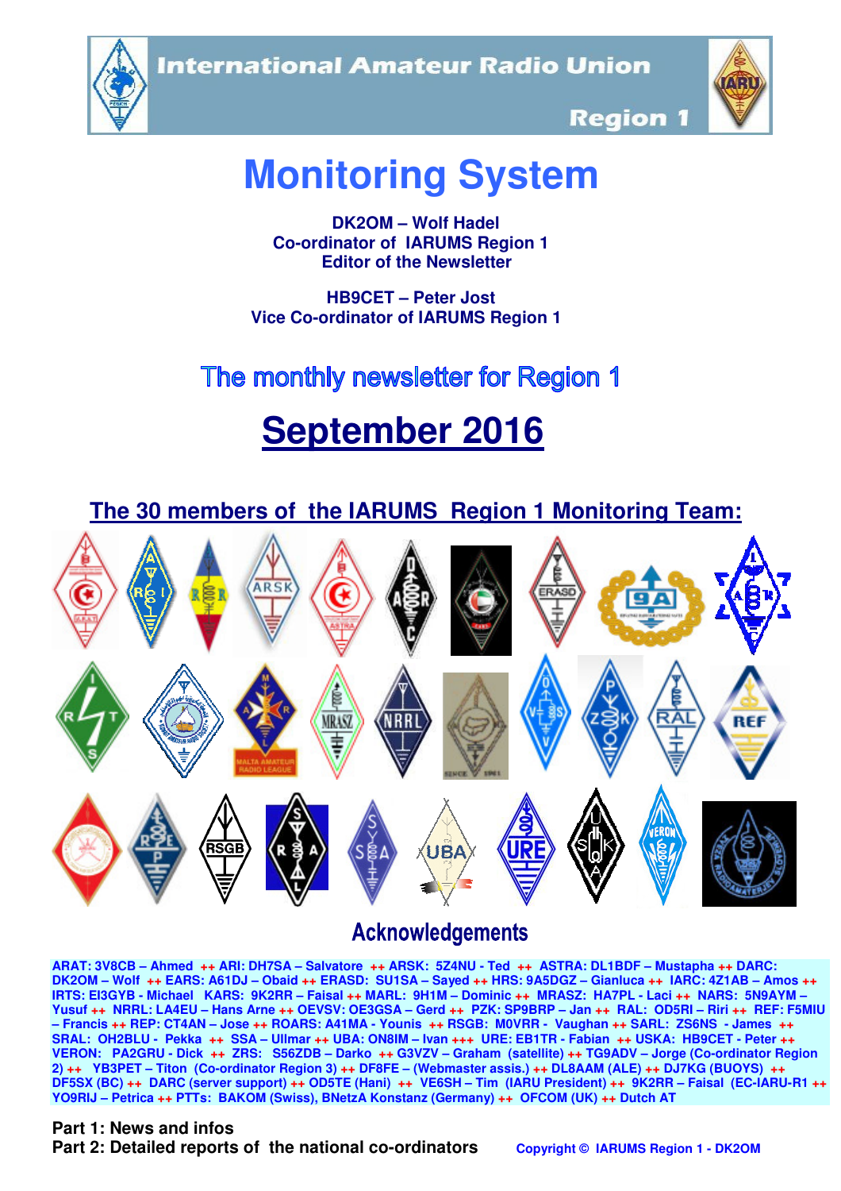International Amateur Radio Union

Region 1

# Monitoring System

**DK2OM – Wolf Hadel**
**Co-ordinator of IARUMS Region 1**
**Editor of the Newsletter**

**HB9CET – Peter Jost**
**Vice Co-ordinator of IARUMS Region 1**

## The monthly newsletter for Region 1

# September 2016

## The 30 members of the IARUMS Region 1 Monitoring Team:

## Acknowledgements

ARAT: 3V8CB – Ahmed ++ ARI: DH7SA – Salvatore ++ ARSK: 5Z4NU - Ted ++ ASTRA: DL1BDF – Mustapha ++ DARC: DK2OM – Wolf ++ EARS: A61DJ – Obaid ++ ERASD: SU1SA – Sayed ++ HRS: 9A5DGZ – Gianluca ++ IARC: 4Z1AB – Amos ++ IRTS: EI3GYB - Michael KARS: 9K2RR – Faisal ++ MARL: 9H1M – Dominic ++ MRASZ: HA7PL - Laci ++ NARS: 5N9AYM – Yusuf ++ NRRL: LA4EU – Hans Arne ++ OEVSV: OE3GSA – Gerd ++ PZK: SP9BRP – Jan ++ RAL: OD5RI – Riri ++ REF: F5MIU – Francis ++ REP: CT4AN – Jose ++ ROARS: A41MA - Younis ++ RSGB: M0VRR - Vaughan ++ SARL: ZS6NS - James ++ SRAL: OH2BLU - Pekka ++ SSA – Ullmar ++ UBA: ON8IM – Ivan +++ URE: EB1TR - Fabian ++ USKA: HB9CET - Peter ++ VERON: PA2GRU - Dick ++ ZRS: S56ZDB – Darko ++ G3VZV – Graham (satellite) ++ TG9ADV – Jorge (Co-ordinator Region 2) ++ YB3PET – Titon (Co-ordinator Region 3) ++ DF8FE – (Webmaster assis.) ++ DL8AAM (ALE) ++ DJ7KG (BUOYS) ++ DF5SX (BC) ++ DARC (server support) ++ OD5TE (Hani) ++ VE6SH – Tim (IARU President) ++ 9K2RR – Faisal (EC-IARU-R1 ++ YO9RIJ – Petrica ++ PTTs: BAKOM (Swiss), BNetzA Konstanz (Germany) ++ OFCOM (UK) ++ Dutch AT

**Part 1: News and infos**
**Part 2: Detailed reports of the national co-ordinators**

Copyright © IARUMS Region 1 - DK2OM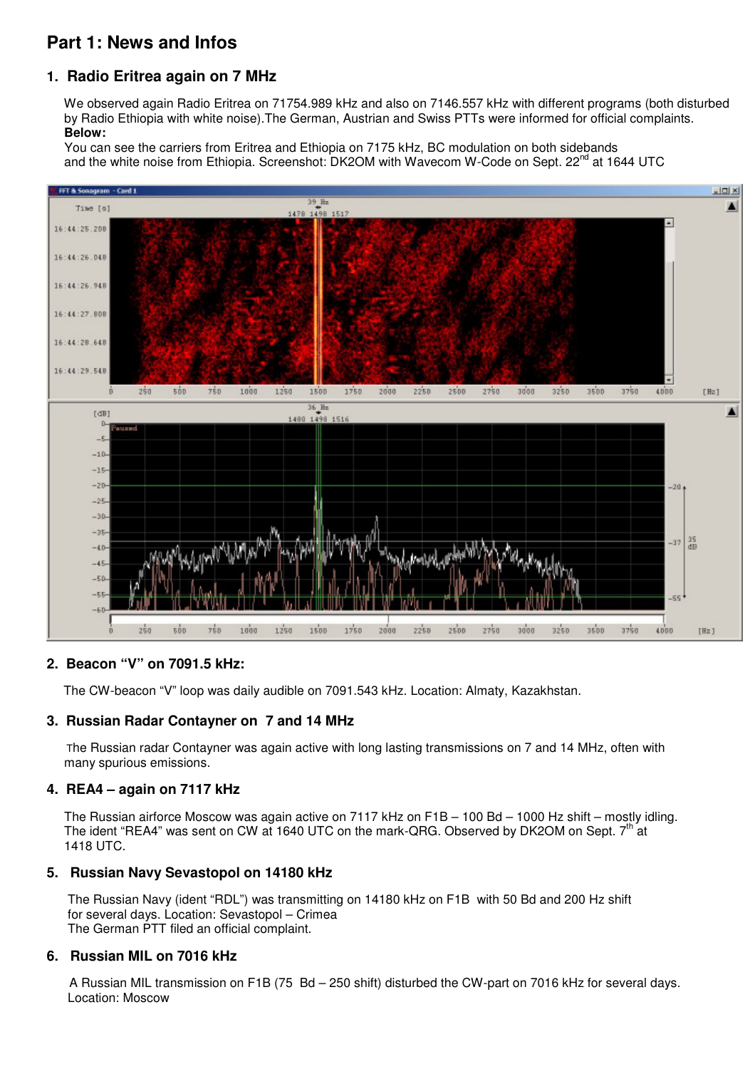## Part 1: News and Infos

### 1. Radio Eritrea again on 7 MHz

We observed again Radio Eritrea on 71754.989 kHz and also on 7146.557 kHz with different programs (both disturbed by Radio Ethiopia with white noise).The German, Austrian and Swiss PTTs were informed for official complaints.
**Below:**
You can see the carriers from Eritrea and Ethiopia on 7175 kHz, BC modulation on both sidebands and the white noise from Ethiopia. Screenshot: DK2OM with Wavecom W-Code on Sept. 22nd at 1644 UTC

### 2. Beacon "V" on 7091.5 kHz:

The CW-beacon "V" loop was daily audible on 7091.543 kHz. Location: Almaty, Kazakhstan.

### 3. Russian Radar Contayner on 7 and 14 MHz

The Russian radar Contayner was again active with long lasting transmissions on 7 and 14 MHz, often with many spurious emissions.

### 4. REA4 – again on 7117 kHz

The Russian airforce Moscow was again active on 7117 kHz on F1B – 100 Bd – 1000 Hz shift – mostly idling. The ident "REA4" was sent on CW at 1640 UTC on the mark-QRG. Observed by DK2OM on Sept. 7th at 1418 UTC.

### 5. Russian Navy Sevastopol on 14180 kHz

The Russian Navy (ident "RDL") was transmitting on 14180 kHz on F1B with 50 Bd and 200 Hz shift for several days. Location: Sevastopol – Crimea
The German PTT filed an official complaint.

### 6. Russian MIL on 7016 kHz

A Russian MIL transmission on F1B (75 Bd – 250 shift) disturbed the CW-part on 7016 kHz for several days. Location: Moscow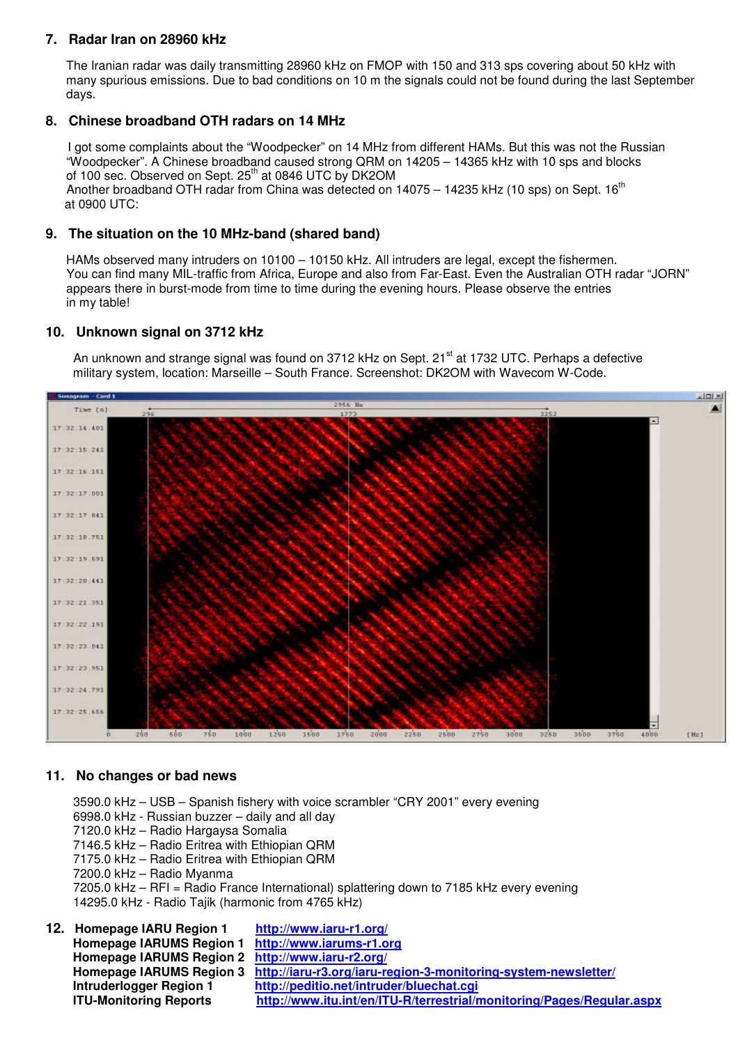## 7. Radar Iran on 28960 kHz

The Iranian radar was daily transmitting 28960 kHz on FMOP with 150 and 313 sps covering about 50 kHz with many spurious emissions. Due to bad conditions on 10 m the signals could not be found during the last September days.

## 8. Chinese broadband OTH radars on 14 MHz

I got some complaints about the "Woodpecker" on 14 MHz from different HAMs. But this was not the Russian "Woodpecker". A Chinese broadband caused strong QRM on 14205 – 14365 kHz with 10 sps and blocks of 100 sec. Observed on Sept. 25th at 0846 UTC by DK2OM
Another broadband OTH radar from China was detected on 14075 – 14235 kHz (10 sps) on Sept. 16th at 0900 UTC:

## 9. The situation on the 10 MHz-band (shared band)

HAMs observed many intruders on 10100 – 10150 kHz. All intruders are legal, except the fishermen.
You can find many MIL-traffic from Africa, Europe and also from Far-East. Even the Australian OTH radar "JORN" appears there in burst-mode from time to time during the evening hours. Please observe the entries in my table!

## 10. Unknown signal on 3712 kHz

An unknown and strange signal was found on 3712 kHz on Sept. 21st at 1732 UTC. Perhaps a defective military system, location: Marseille – South France. Screenshot: DK2OM with Wavecom W-Code.

## 11. No changes or bad news

3590.0 kHz – USB – Spanish fishery with voice scrambler "CRY 2001" every evening
6998.0 kHz - Russian buzzer – daily and all day
7120.0 kHz – Radio Hargaysa Somalia
7146.5 kHz – Radio Eritrea with Ethiopian QRM
7175.0 kHz – Radio Eritrea with Ethiopian QRM
7200.0 kHz – Radio Myanma
7205.0 kHz – RFI = Radio France International) splattering down to 7185 kHz every evening
14295.0 kHz - Radio Tajik (harmonic from 4765 kHz)

## 12. Homepage IARU Region 1

| | |
|---|---|
| **Homepage IARU Region 1** | http://www.iaru-r1.org/ |
| **Homepage IARUMS Region 1** | http://www.iarums-r1.org |
| **Homepage IARUMS Region 2** | http://www.iaru-r2.org/ |
| **Homepage IARUMS Region 3** | http://iaru-r3.org/iaru-region-3-monitoring-system-newsletter/ |
| **Intruderlogger Region 1** | http://peditio.net/intruder/bluechat.cgi |
| **ITU-Monitoring Reports** | http://www.itu.int/en/ITU-R/terrestrial/monitoring/Pages/Regular.aspx |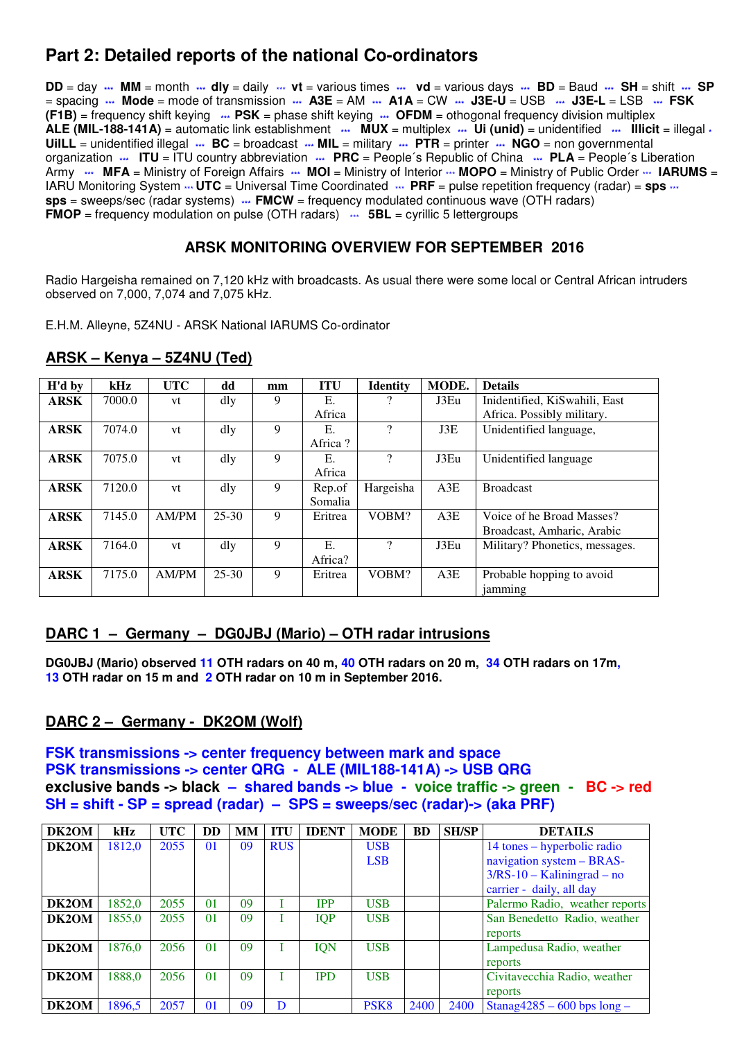# Part 2: Detailed reports of the national Co-ordinators

**DD** = day ··· **MM** = month ··· **dly** = daily ··· **vt** = various times ··· **vd** = various days ··· **BD** = Baud ··· **SH** = shift ··· **SP** = spacing ··· **Mode** = mode of transmission ··· **A3E** = AM ··· **A1A** = CW ··· **J3E-U** = USB ··· **J3E-L** = LSB ··· **FSK (F1B)** = frequency shift keying ··· **PSK** = phase shift keying ··· **OFDM** = othogonal frequency division multiplex **ALE (MIL-188-141A)** = automatic link establishment ··· **MUX** = multiplex ··· **Ui (unid)** = unidentified ··· **Illicit** = illegal · **UiILL** = unidentified illegal ··· **BC** = broadcast ··· **MIL** = military ··· **PTR** = printer ··· **NGO** = non governmental organization ··· **ITU** = ITU country abbreviation ··· **PRC** = People´s Republic of China ··· **PLA** = People´s Liberation Army ··· **MFA** = Ministry of Foreign Affairs ··· **MOI** = Ministry of Interior ··· **MOPO** = Ministry of Public Order ··· **IARUMS** = IARU Monitoring System ··· **UTC** = Universal Time Coordinated ··· **PRF** = pulse repetition frequency (radar) = **sps** ··· **sps** = sweeps/sec (radar systems) ··· **FMCW** = frequency modulated continuous wave (OTH radars) **FMOP** = frequency modulation on pulse (OTH radars) ··· **5BL** = cyrillic 5 lettergroups

## ARSK MONITORING OVERVIEW FOR SEPTEMBER 2016

Radio Hargeisha remained on 7,120 kHz with broadcasts. As usual there were some local or Central African intruders observed on 7,000, 7,074 and 7,075 kHz.

E.H.M. Alleyne, 5Z4NU - ARSK National IARUMS Co-ordinator

## ARSK – Kenya – 5Z4NU (Ted)

| H'd by | kHz | UTC | dd | mm | ITU | Identity | MODE. | Details |
|---|---|---|---|---|---|---|---|---|
| ARSK | 7000.0 | vt | dly | 9 | E. Africa | ? | J3Eu | Inidentified, KiSwahili, East Africa. Possibly military. |
| ARSK | 7074.0 | vt | dly | 9 | E. Africa ? | ? | J3E | Unidentified language, |
| ARSK | 7075.0 | vt | dly | 9 | E. Africa | ? | J3Eu | Unidentified language |
| ARSK | 7120.0 | vt | dly | 9 | Rep.of Somalia | Hargeisha | A3E | Broadcast |
| ARSK | 7145.0 | AM/PM | 25-30 | 9 | Eritrea | VOBM? | A3E | Voice of he Broad Masses? Broadcast, Amharic, Arabic |
| ARSK | 7164.0 | vt | dly | 9 | E. Africa? | ? | J3Eu | Military? Phonetics, messages. |
| ARSK | 7175.0 | AM/PM | 25-30 | 9 | Eritrea | VOBM? | A3E | Probable hopping to avoid jamming |

## DARC 1 – Germany – DG0JBJ (Mario) – OTH radar intrusions

**DG0JBJ (Mario) observed 11 OTH radars on 40 m, 40 OTH radars on 20 m, 34 OTH radars on 17m, 13 OTH radar on 15 m and 2 OTH radar on 10 m in September 2016.**

## DARC 2 – Germany - DK2OM (Wolf)

**FSK transmissions -> center frequency between mark and space**
**PSK transmissions -> center QRG - ALE (MIL188-141A) -> USB QRG**
**exclusive bands -> black – shared bands -> blue - voice traffic -> green - BC -> red**
**SH = shift - SP = spread (radar) – SPS = sweeps/sec (radar)-> (aka PRF)**

| DK2OM | kHz | UTC | DD | MM | ITU | IDENT | MODE | BD | SH/SP | DETAILS |
|---|---|---|---|---|---|---|---|---|---|---|
| DK2OM | 1812,0 | 2055 | 01 | 09 | RUS | | USB LSB | | | 14 tones – hyperbolic radio navigation system – BRAS-3/RS-10 – Kaliningrad – no carrier - daily, all day |
| DK2OM | 1852,0 | 2055 | 01 | 09 | I | IPP | USB | | | Palermo Radio, weather reports |
| DK2OM | 1855,0 | 2055 | 01 | 09 | I | IQP | USB | | | San Benedetto Radio, weather reports |
| DK2OM | 1876,0 | 2056 | 01 | 09 | I | IQN | USB | | | Lampedusa Radio, weather reports |
| DK2OM | 1888,0 | 2056 | 01 | 09 | I | IPD | USB | | | Civitavecchia Radio, weather reports |
| DK2OM | 1896,5 | 2057 | 01 | 09 | D | | PSK8 | 2400 | 2400 | Stanag4285 – 600 bps long – |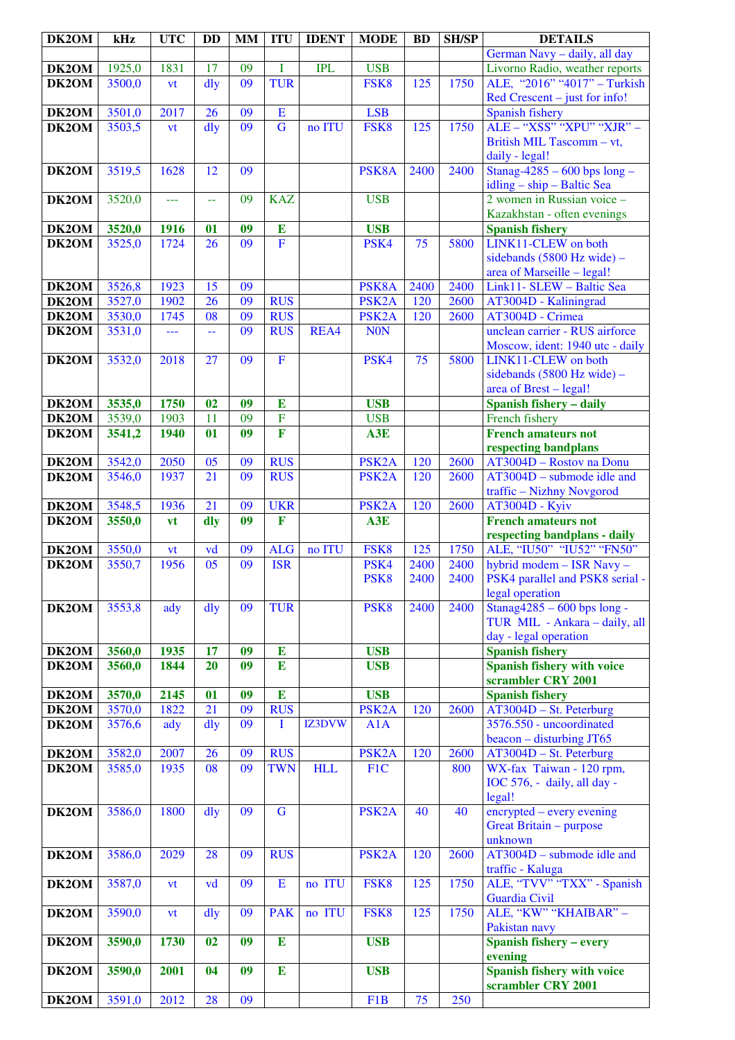| DK2OM | kHz | UTC | DD | MM | ITU | IDENT | MODE | BD | SH/SP | DETAILS |
|---|---|---|---|---|---|---|---|---|---|---|
| | | | | | | | | | | German Navy – daily, all day |
| DK2OM | 1925,0 | 1831 | 17 | 09 | I | IPL | USB | | | Livorno Radio, weather reports |
| DK2OM | 3500,0 | vt | dly | 09 | TUR | | FSK8 | 125 | 1750 | ALE, "2016" "4017" – Turkish Red Crescent – just for info! |
| DK2OM | 3501,0 | 2017 | 26 | 09 | E | | LSB | | | Spanish fishery |
| DK2OM | 3503,5 | vt | dly | 09 | G | no ITU | FSK8 | 125 | 1750 | ALE – "XSS" "XPU" "XJR" – British MIL Tascomm – vt, daily - legal! |
| DK2OM | 3519,5 | 1628 | 12 | 09 | | | PSK8A | 2400 | 2400 | Stanag-4285 – 600 bps long – idling – ship – Baltic Sea |
| DK2OM | 3520,0 | --- | -- | 09 | KAZ | | USB | | | 2 women in Russian voice – Kazakhstan - often evenings |
| **DK2OM** | **3520,0** | **1916** | **01** | **09** | **E** | | **USB** | | | **Spanish fishery** |
| DK2OM | 3525,0 | 1724 | 26 | 09 | F | | PSK4 | 75 | 5800 | LINK11-CLEW on both sidebands (5800 Hz wide) – area of Marseille – legal! |
| DK2OM | 3526,8 | 1923 | 15 | 09 | | | PSK8A | 2400 | 2400 | Link11- SLEW – Baltic Sea |
| DK2OM | 3527,0 | 1902 | 26 | 09 | RUS | | PSK2A | 120 | 2600 | AT3004D - Kaliningrad |
| DK2OM | 3530,0 | 1745 | 08 | 09 | RUS | | PSK2A | 120 | 2600 | AT3004D - Crimea |
| DK2OM | 3531,0 | --- | -- | 09 | RUS | REA4 | N0N | | | unclean carrier - RUS airforce Moscow, ident: 1940 utc - daily |
| DK2OM | 3532,0 | 2018 | 27 | 09 | F | | PSK4 | 75 | 5800 | LINK11-CLEW on both sidebands (5800 Hz wide) – area of Brest – legal! |
| **DK2OM** | **3535,0** | **1750** | **02** | **09** | **E** | | **USB** | | | **Spanish fishery – daily** |
| DK2OM | 3539,0 | 1903 | 11 | 09 | F | | USB | | | French fishery |
| **DK2OM** | **3541,2** | **1940** | **01** | **09** | **F** | | **A3E** | | | **French amateurs not respecting bandplans** |
| DK2OM | 3542,0 | 2050 | 05 | 09 | RUS | | PSK2A | 120 | 2600 | AT3004D – Rostov na Donu |
| DK2OM | 3546,0 | 1937 | 21 | 09 | RUS | | PSK2A | 120 | 2600 | AT3004D – submode idle and traffic – Nizhny Novgorod |
| DK2OM | 3548,5 | 1936 | 21 | 09 | UKR | | PSK2A | 120 | 2600 | AT3004D - Kyiv |
| **DK2OM** | **3550,0** | **vt** | **dly** | **09** | **F** | | **A3E** | | | **French amateurs not respecting bandplans - daily** |
| DK2OM | 3550,0 | vt | vd | 09 | ALG | no ITU | FSK8 | 125 | 1750 | ALE, "IU50" "IU52" "FN50" |
| DK2OM | 3550,7 | 1956 | 05 | 09 | ISR | | PSK4 PSK8 | 2400 2400 | 2400 2400 | hybrid modem – ISR Navy – PSK4 parallel and PSK8 serial - legal operation |
| DK2OM | 3553,8 | ady | dly | 09 | TUR | | PSK8 | 2400 | 2400 | Stanag4285 – 600 bps long - TUR MIL - Ankara – daily, all day - legal operation |
| **DK2OM** | **3560,0** | **1935** | **17** | **09** | **E** | | **USB** | | | **Spanish fishery** |
| **DK2OM** | **3560,0** | **1844** | **20** | **09** | **E** | | **USB** | | | **Spanish fishery with voice scrambler CRY 2001** |
| **DK2OM** | **3570,0** | **2145** | **01** | **09** | **E** | | **USB** | | | **Spanish fishery** |
| DK2OM | 3570,0 | 1822 | 21 | 09 | RUS | | PSK2A | 120 | 2600 | AT3004D – St. Peterburg |
| DK2OM | 3576,6 | ady | dly | 09 | I | IZ3DVW | A1A | | | 3576.550 - uncoordinated beacon – disturbing JT65 |
| DK2OM | 3582,0 | 2007 | 26 | 09 | RUS | | PSK2A | 120 | 2600 | AT3004D – St. Peterburg |
| DK2OM | 3585,0 | 1935 | 08 | 09 | TWN | HLL | F1C | | 800 | WX-fax Taiwan - 120 rpm, IOC 576, - daily, all day - legal! |
| DK2OM | 3586,0 | 1800 | dly | 09 | G | | PSK2A | 40 | 40 | encrypted – every evening Great Britain – purpose unknown |
| DK2OM | 3586,0 | 2029 | 28 | 09 | RUS | | PSK2A | 120 | 2600 | AT3004D – submode idle and traffic - Kaluga |
| DK2OM | 3587,0 | vt | vd | 09 | E | no ITU | FSK8 | 125 | 1750 | ALE, "TVV" "TXX" - Spanish Guardia Civil |
| DK2OM | 3590,0 | vt | dly | 09 | PAK | no ITU | FSK8 | 125 | 1750 | ALE, "KW" "KHAIBAR" – Pakistan navy |
| **DK2OM** | **3590,0** | **1730** | **02** | **09** | **E** | | **USB** | | | **Spanish fishery – every evening** |
| **DK2OM** | **3590,0** | **2001** | **04** | **09** | **E** | | **USB** | | | **Spanish fishery with voice scrambler CRY 2001** |
| DK2OM | 3591,0 | 2012 | 28 | 09 | | | F1B | 75 | 250 | |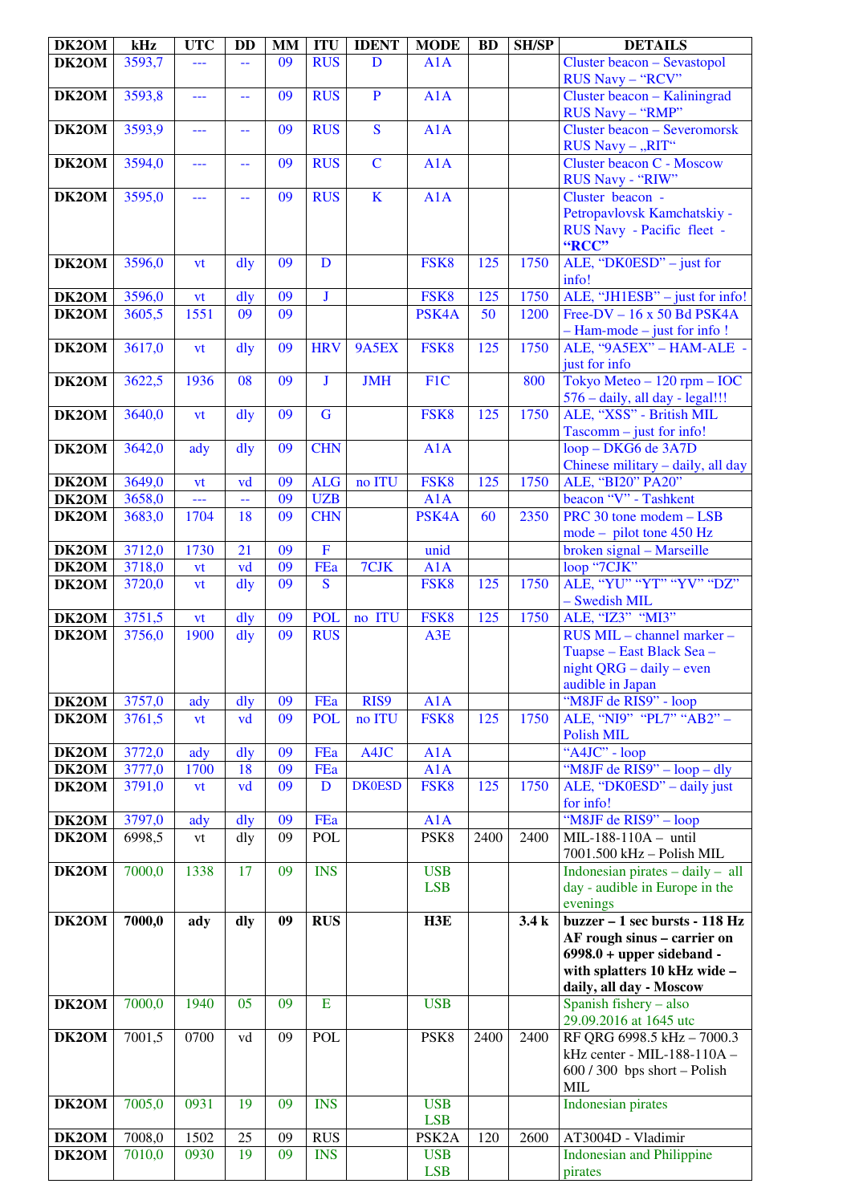| DK2OM | kHz | UTC | DD | MM | ITU | IDENT | MODE | BD | SH/SP | DETAILS |
|---|---|---|---|---|---|---|---|---|---|---|
| DK2OM | 3593,7 | --- | -- | 09 | RUS | D | A1A | | | Cluster beacon – Sevastopol RUS Navy – "RCV" |
| DK2OM | 3593,8 | --- | -- | 09 | RUS | P | A1A | | | Cluster beacon – Kaliningrad RUS Navy – "RMP" |
| DK2OM | 3593,9 | --- | -- | 09 | RUS | S | A1A | | | Cluster beacon – Severomorsk RUS Navy – „RIT" |
| DK2OM | 3594,0 | --- | -- | 09 | RUS | C | A1A | | | Cluster beacon C - Moscow RUS Navy - "RIW" |
| DK2OM | 3595,0 | --- | -- | 09 | RUS | K | A1A | | | Cluster beacon - Petropavlovsk Kamchatskiy - RUS Navy - Pacific fleet - **"RCC"** |
| DK2OM | 3596,0 | vt | dly | 09 | D | | FSK8 | 125 | 1750 | ALE, "DK0ESD" – just for info! |
| DK2OM | 3596,0 | vt | dly | 09 | J | | FSK8 | 125 | 1750 | ALE, "JH1ESB" – just for info! |
| DK2OM | 3605,5 | 1551 | 09 | 09 | | | PSK4A | 50 | 1200 | Free-DV – 16 x 50 Bd PSK4A – Ham-mode – just for info ! |
| DK2OM | 3617,0 | vt | dly | 09 | HRV | 9A5EX | FSK8 | 125 | 1750 | ALE, "9A5EX" – HAM-ALE - just for info |
| DK2OM | 3622,5 | 1936 | 08 | 09 | J | JMH | F1C | | 800 | Tokyo Meteo – 120 rpm – IOC 576 – daily, all day - legal!!! |
| DK2OM | 3640,0 | vt | dly | 09 | G | | FSK8 | 125 | 1750 | ALE, "XSS" - British MIL Tascomm – just for info! |
| DK2OM | 3642,0 | ady | dly | 09 | CHN | | A1A | | | loop – DKG6 de 3A7D Chinese military – daily, all day |
| DK2OM | 3649,0 | vt | vd | 09 | ALG | no ITU | FSK8 | 125 | 1750 | ALE, "BI20" PA20" |
| DK2OM | 3658,0 | --- | -- | 09 | UZB | | A1A | | | beacon "V" - Tashkent |
| DK2OM | 3683,0 | 1704 | 18 | 09 | CHN | | PSK4A | 60 | 2350 | PRC 30 tone modem – LSB mode – pilot tone 450 Hz |
| DK2OM | 3712,0 | 1730 | 21 | 09 | F | | unid | | | broken signal – Marseille |
| DK2OM | 3718,0 | vt | vd | 09 | FEa | 7CJK | A1A | | | loop "7CJK" |
| DK2OM | 3720,0 | vt | dly | 09 | S | | FSK8 | 125 | 1750 | ALE, "YU" "YT" "YV" "DZ" – Swedish MIL |
| DK2OM | 3751,5 | vt | dly | 09 | POL | no ITU | FSK8 | 125 | 1750 | ALE, "IZ3" "MI3" |
| DK2OM | 3756,0 | 1900 | dly | 09 | RUS | | A3E | | | RUS MIL – channel marker – Tuapse – East Black Sea – night QRG – daily – even audible in Japan |
| DK2OM | 3757,0 | ady | dly | 09 | FEa | RIS9 | A1A | | | "M8JF de RIS9" - loop |
| DK2OM | 3761,5 | vt | vd | 09 | POL | no ITU | FSK8 | 125 | 1750 | ALE, "NI9" "PL7" "AB2" – Polish MIL |
| DK2OM | 3772,0 | ady | dly | 09 | FEa | A4JC | A1A | | | "A4JC" - loop |
| DK2OM | 3777,0 | 1700 | 18 | 09 | FEa | | A1A | | | "M8JF de RIS9" – loop – dly |
| DK2OM | 3791,0 | vt | vd | 09 | D | DK0ESD | FSK8 | 125 | 1750 | ALE, "DK0ESD" – daily just for info! |
| DK2OM | 3797,0 | ady | dly | 09 | FEa | | A1A | | | "M8JF de RIS9" – loop |
| DK2OM | 6998,5 | vt | dly | 09 | POL | | PSK8 | 2400 | 2400 | MIL-188-110A – until 7001.500 kHz – Polish MIL |
| DK2OM | 7000,0 | 1338 | 17 | 09 | INS | | USB LSB | | | Indonesian pirates – daily – all day - audible in Europe in the evenings |
| **DK2OM** | **7000,0** | **ady** | **dly** | **09** | **RUS** | | **H3E** | | **3.4 k** | **buzzer – 1 sec bursts - 118 Hz AF rough sinus – carrier on 6998.0 + upper sideband - with splatters 10 kHz wide – daily, all day - Moscow** |
| DK2OM | 7000,0 | 1940 | 05 | 09 | E | | USB | | | Spanish fishery – also 29.09.2016 at 1645 utc |
| DK2OM | 7001,5 | 0700 | vd | 09 | POL | | PSK8 | 2400 | 2400 | RF QRG 6998.5 kHz – 7000.3 kHz center - MIL-188-110A – 600 / 300 bps short – Polish MIL |
| DK2OM | 7005,0 | 0931 | 19 | 09 | INS | | USB LSB | | | Indonesian pirates |
| DK2OM | 7008,0 | 1502 | 25 | 09 | RUS | | PSK2A | 120 | 2600 | AT3004D - Vladimir |
| DK2OM | 7010,0 | 0930 | 19 | 09 | INS | | USB LSB | | | Indonesian and Philippine pirates |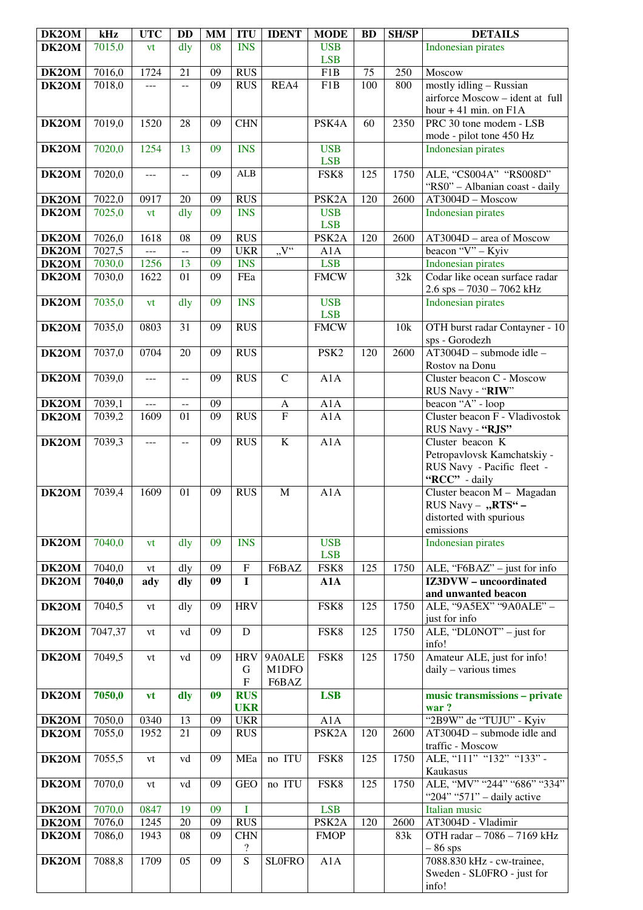| DK2OM | kHz | UTC | DD | MM | ITU | IDENT | MODE | BD | SH/SP | DETAILS |
|---|---|---|---|---|---|---|---|---|---|---|
| DK2OM | 7015,0 | vt | dly | 08 | INS | | USB LSB | | | Indonesian pirates |
| DK2OM | 7016,0 | 1724 | 21 | 09 | RUS | | F1B | 75 | 250 | Moscow |
| DK2OM | 7018,0 | --- | -- | 09 | RUS | REA4 | F1B | 100 | 800 | mostly idling – Russian airforce Moscow – ident at full hour + 41 min. on F1A |
| DK2OM | 7019,0 | 1520 | 28 | 09 | CHN | | PSK4A | 60 | 2350 | PRC 30 tone modem - LSB mode - pilot tone 450 Hz |
| DK2OM | 7020,0 | 1254 | 13 | 09 | INS | | USB LSB | | | Indonesian pirates |
| DK2OM | 7020,0 | --- | -- | 09 | ALB | | FSK8 | 125 | 1750 | ALE, "CS004A" "RS008D" "RS0" – Albanian coast - daily |
| DK2OM | 7022,0 | 0917 | 20 | 09 | RUS | | PSK2A | 120 | 2600 | AT3004D – Moscow |
| DK2OM | 7025,0 | vt | dly | 09 | INS | | USB LSB | | | Indonesian pirates |
| DK2OM | 7026,0 | 1618 | 08 | 09 | RUS | | PSK2A | 120 | 2600 | AT3004D – area of Moscow |
| DK2OM | 7027,5 | --- | -- | 09 | UKR | „V" | A1A | | | beacon "V" – Kyiv |
| DK2OM | 7030,0 | 1256 | 13 | 09 | INS | | LSB | | | Indonesian pirates |
| DK2OM | 7030,0 | 1622 | 01 | 09 | FEa | | FMCW | | 32k | Codar like ocean surface radar 2.6 sps – 7030 – 7062 kHz |
| DK2OM | 7035,0 | vt | dly | 09 | INS | | USB LSB | | | Indonesian pirates |
| DK2OM | 7035,0 | 0803 | 31 | 09 | RUS | | FMCW | | 10k | OTH burst radar Contayner - 10 sps - Gorodezh |
| DK2OM | 7037,0 | 0704 | 20 | 09 | RUS | | PSK2 | 120 | 2600 | AT3004D – submode idle – Rostov na Donu |
| DK2OM | 7039,0 | --- | -- | 09 | RUS | C | A1A | | | Cluster beacon C - Moscow RUS Navy - "**RIW**" |
| DK2OM | 7039,1 | --- | -- | 09 | | A | A1A | | | beacon "A" - loop |
| DK2OM | 7039,2 | 1609 | 01 | 09 | RUS | F | A1A | | | Cluster beacon F - Vladivostok RUS Navy - **"RJS"** |
| DK2OM | 7039,3 | --- | -- | 09 | RUS | K | A1A | | | Cluster beacon K Petropavlovsk Kamchatskiy - RUS Navy - Pacific fleet - **"RCC"** - daily |
| DK2OM | 7039,4 | 1609 | 01 | 09 | RUS | M | A1A | | | Cluster beacon M – Magadan RUS Navy – **„RTS" –** distorted with spurious emissions |
| DK2OM | 7040,0 | vt | dly | 09 | INS | | USB LSB | | | Indonesian pirates |
| DK2OM | 7040,0 | vt | dly | 09 | F | F6BAZ | FSK8 | 125 | 1750 | ALE, "F6BAZ" – just for info |
| DK2OM | **7040,0** | **ady** | **dly** | **09** | **I** | | **A1A** | | | **IZ3DVW – uncoordinated and unwanted beacon** |
| DK2OM | 7040,5 | vt | dly | 09 | HRV | | FSK8 | 125 | 1750 | ALE, "9A5EX" "9A0ALE" – just for info |
| DK2OM | 7047,37 | vt | vd | 09 | D | | FSK8 | 125 | 1750 | ALE, "DL0NOT" – just for info! |
| DK2OM | 7049,5 | vt | vd | 09 | HRV G F | 9A0ALE M1DFO F6BAZ | FSK8 | 125 | 1750 | Amateur ALE, just for info! daily – various times |
| DK2OM | **7050,0** | **vt** | **dly** | **09** | **RUS UKR** | | **LSB** | | | **music transmissions – private war ?** |
| DK2OM | 7050,0 | 0340 | 13 | 09 | UKR | | A1A | | | "2B9W" de "TUJU" - Kyiv |
| DK2OM | 7055,0 | 1952 | 21 | 09 | RUS | | PSK2A | 120 | 2600 | AT3004D – submode idle and traffic - Moscow |
| DK2OM | 7055,5 | vt | vd | 09 | MEa | no ITU | FSK8 | 125 | 1750 | ALE, "111" "132" "133" - Kaukasus |
| DK2OM | 7070,0 | vt | vd | 09 | GEO | no ITU | FSK8 | 125 | 1750 | ALE, "MV" "244" "686" "334" "204" "571" – daily active |
| DK2OM | 7070,0 | 0847 | 19 | 09 | I | | LSB | | | Italian music |
| DK2OM | 7076,0 | 1245 | 20 | 09 | RUS | | PSK2A | 120 | 2600 | AT3004D - Vladimir |
| DK2OM | 7086,0 | 1943 | 08 | 09 | CHN ? | | FMOP | | 83k | OTH radar – 7086 – 7169 kHz – 86 sps |
| DK2OM | 7088,8 | 1709 | 05 | 09 | S | SL0FRO | A1A | | | 7088.830 kHz - cw-trainee, Sweden - SL0FRO - just for info! |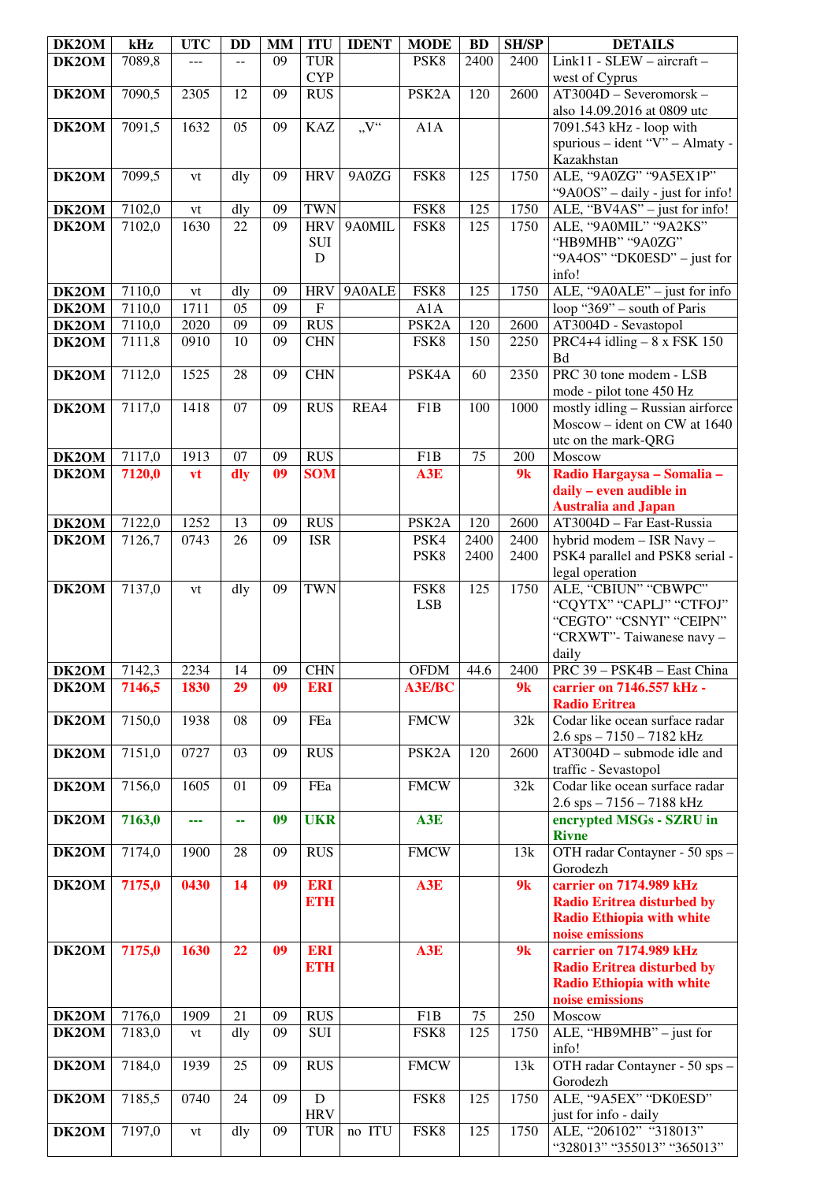| DK2OM | kHz | UTC | DD | MM | ITU | IDENT | MODE | BD | SH/SP | DETAILS |
|---|---|---|---|---|---|---|---|---|---|---|
| DK2OM | 7089,8 | --- | -- | 09 | TUR CYP | | PSK8 | 2400 | 2400 | Link11 - SLEW – aircraft – west of Cyprus |
| DK2OM | 7090,5 | 2305 | 12 | 09 | RUS | | PSK2A | 120 | 2600 | AT3004D – Severomorsk – also 14.09.2016 at 0809 utc |
| DK2OM | 7091,5 | 1632 | 05 | 09 | KAZ | „V“ | A1A | | | 7091.543 kHz - loop with spurious – ident “V” – Almaty - Kazakhstan |
| DK2OM | 7099,5 | vt | dly | 09 | HRV | 9A0ZG | FSK8 | 125 | 1750 | ALE, “9A0ZG” “9A5EX1P” “9A0OS” – daily - just for info! |
| DK2OM | 7102,0 | vt | dly | 09 | TWN | | FSK8 | 125 | 1750 | ALE, “BV4AS” – just for info! |
| DK2OM | 7102,0 | 1630 | 22 | 09 | HRV SUI D | 9A0MIL | FSK8 | 125 | 1750 | ALE, “9A0MIL” “9A2KS” “HB9MHB” “9A0ZG” “9A4OS” “DK0ESD” – just for info! |
| DK2OM | 7110,0 | vt | dly | 09 | HRV | 9A0ALE | FSK8 | 125 | 1750 | ALE, “9A0ALE” – just for info |
| DK2OM | 7110,0 | 1711 | 05 | 09 | F | | A1A | | | loop “369” – south of Paris |
| DK2OM | 7110,0 | 2020 | 09 | 09 | RUS | | PSK2A | 120 | 2600 | AT3004D - Sevastopol |
| DK2OM | 7111,8 | 0910 | 10 | 09 | CHN | | FSK8 | 150 | 2250 | PRC4+4 idling – 8 x FSK 150 Bd |
| DK2OM | 7112,0 | 1525 | 28 | 09 | CHN | | PSK4A | 60 | 2350 | PRC 30 tone modem - LSB mode - pilot tone 450 Hz |
| DK2OM | 7117,0 | 1418 | 07 | 09 | RUS | REA4 | F1B | 100 | 1000 | mostly idling – Russian airforce Moscow – ident on CW at 1640 utc on the mark-QRG |
| DK2OM | 7117,0 | 1913 | 07 | 09 | RUS | | F1B | 75 | 200 | Moscow |
| DK2OM | **7120,0** | **vt** | **dly** | **09** | **SOM** | | **A3E** | | **9k** | **Radio Hargaysa – Somalia – daily – even audible in Australia and Japan** |
| DK2OM | 7122,0 | 1252 | 13 | 09 | RUS | | PSK2A | 120 | 2600 | AT3004D – Far East-Russia |
| DK2OM | 7126,7 | 0743 | 26 | 09 | ISR | | PSK4 PSK8 | 2400 2400 | 2400 2400 | hybrid modem – ISR Navy – PSK4 parallel and PSK8 serial - legal operation |
| DK2OM | 7137,0 | vt | dly | 09 | TWN | | FSK8 LSB | 125 | 1750 | ALE, “CBIUN” “CBWPC” “CQYTX” “CAPLJ” “CTFOJ” “CEGTO” “CSNYI” “CEIPN” “CRXWT”- Taiwanese navy – daily |
| DK2OM | 7142,3 | 2234 | 14 | 09 | CHN | | OFDM | 44.6 | 2400 | PRC 39 – PSK4B – East China |
| DK2OM | **7146,5** | **1830** | **29** | **09** | **ERI** | | **A3E/BC** | | **9k** | **carrier on 7146.557 kHz - Radio Eritrea** |
| DK2OM | 7150,0 | 1938 | 08 | 09 | FEa | | FMCW | | 32k | Codar like ocean surface radar 2.6 sps – 7150 – 7182 kHz |
| DK2OM | 7151,0 | 0727 | 03 | 09 | RUS | | PSK2A | 120 | 2600 | AT3004D – submode idle and traffic - Sevastopol |
| DK2OM | 7156,0 | 1605 | 01 | 09 | FEa | | FMCW | | 32k | Codar like ocean surface radar 2.6 sps – 7156 – 7188 kHz |
| DK2OM | **7163,0** | **---** | **--** | **09** | **UKR** | | **A3E** | | | **encrypted MSGs - SZRU in Rivne** |
| DK2OM | 7174,0 | 1900 | 28 | 09 | RUS | | FMCW | | 13k | OTH radar Contayner - 50 sps – Gorodezh |
| DK2OM | **7175,0** | **0430** | **14** | **09** | **ERI ETH** | | **A3E** | | **9k** | **carrier on 7174.989 kHz Radio Eritrea disturbed by Radio Ethiopia with white noise emissions** |
| DK2OM | **7175,0** | **1630** | **22** | **09** | **ERI ETH** | | **A3E** | | **9k** | **carrier on 7174.989 kHz Radio Eritrea disturbed by Radio Ethiopia with white noise emissions** |
| DK2OM | 7176,0 | 1909 | 21 | 09 | RUS | | F1B | 75 | 250 | Moscow |
| DK2OM | 7183,0 | vt | dly | 09 | SUI | | FSK8 | 125 | 1750 | ALE, “HB9MHB” – just for info! |
| DK2OM | 7184,0 | 1939 | 25 | 09 | RUS | | FMCW | | 13k | OTH radar Contayner - 50 sps – Gorodezh |
| DK2OM | 7185,5 | 0740 | 24 | 09 | D HRV | | FSK8 | 125 | 1750 | ALE, “9A5EX” “DK0ESD” just for info - daily |
| DK2OM | 7197,0 | vt | dly | 09 | TUR | no ITU | FSK8 | 125 | 1750 | ALE, “206102” “318013” “328013” “355013” “365013” |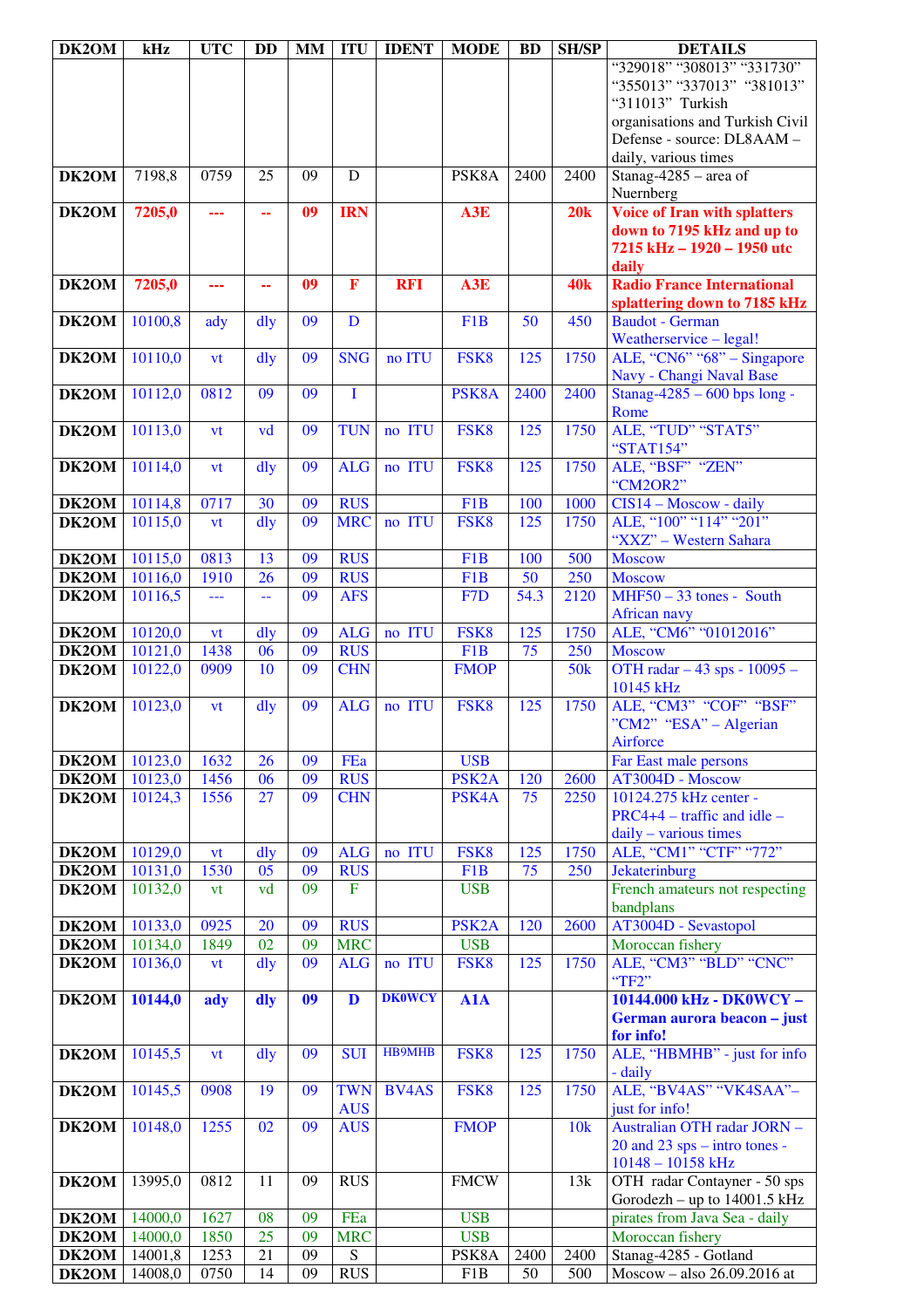| DK2OM | kHz | UTC | DD | MM | ITU | IDENT | MODE | BD | SH/SP | DETAILS |
|---|---|---|---|---|---|---|---|---|---|---|
| | | | | | | | | | | "329018" "308013" "331730" "355013" "337013" "381013" "311013" Turkish organisations and Turkish Civil Defense - source: DL8AAM – daily, various times |
| DK2OM | 7198,8 | 0759 | 25 | 09 | D | | PSK8A | 2400 | 2400 | Stanag-4285 – area of Nuernberg |
| **DK2OM** | **7205,0** | **---** | **--** | **09** | **IRN** | | **A3E** | | **20k** | **Voice of Iran with splatters down to 7195 kHz and up to 7215 kHz – 1920 – 1950 utc daily** |
| **DK2OM** | **7205,0** | **---** | **--** | **09** | **F** | **RFI** | **A3E** | | **40k** | **Radio France International splattering down to 7185 kHz** |
| DK2OM | 10100,8 | ady | dly | 09 | D | | F1B | 50 | 450 | Baudot - German Weatherservice – legal! |
| DK2OM | 10110,0 | vt | dly | 09 | SNG | no ITU | FSK8 | 125 | 1750 | ALE, "CN6" "68" – Singapore Navy - Changi Naval Base |
| DK2OM | 10112,0 | 0812 | 09 | 09 | I | | PSK8A | 2400 | 2400 | Stanag-4285 – 600 bps long - Rome |
| DK2OM | 10113,0 | vt | vd | 09 | TUN | no ITU | FSK8 | 125 | 1750 | ALE, "TUD" "STAT5" "STAT154" |
| DK2OM | 10114,0 | vt | dly | 09 | ALG | no ITU | FSK8 | 125 | 1750 | ALE, "BSF" "ZEN" "CM2OR2" |
| DK2OM | 10114,8 | 0717 | 30 | 09 | RUS | | F1B | 100 | 1000 | CIS14 – Moscow - daily |
| DK2OM | 10115,0 | vt | dly | 09 | MRC | no ITU | FSK8 | 125 | 1750 | ALE, "100" "114" "201" "XXZ" – Western Sahara |
| DK2OM | 10115,0 | 0813 | 13 | 09 | RUS | | F1B | 100 | 500 | Moscow |
| DK2OM | 10116,0 | 1910 | 26 | 09 | RUS | | F1B | 50 | 250 | Moscow |
| DK2OM | 10116,5 | --- | -- | 09 | AFS | | F7D | 54.3 | 2120 | MHF50 – 33 tones - South African navy |
| DK2OM | 10120,0 | vt | dly | 09 | ALG | no ITU | FSK8 | 125 | 1750 | ALE, "CM6" "01012016" |
| DK2OM | 10121,0 | 1438 | 06 | 09 | RUS | | F1B | 75 | 250 | Moscow |
| DK2OM | 10122,0 | 0909 | 10 | 09 | CHN | | FMOP | | 50k | OTH radar – 43 sps - 10095 – 10145 kHz |
| DK2OM | 10123,0 | vt | dly | 09 | ALG | no ITU | FSK8 | 125 | 1750 | ALE, "CM3" "COF" "BSF" "CM2" "ESA" – Algerian Airforce |
| DK2OM | 10123,0 | 1632 | 26 | 09 | FEa | | USB | | | Far East male persons |
| DK2OM | 10123,0 | 1456 | 06 | 09 | RUS | | PSK2A | 120 | 2600 | AT3004D - Moscow |
| DK2OM | 10124,3 | 1556 | 27 | 09 | CHN | | PSK4A | 75 | 2250 | 10124.275 kHz center - PRC4+4 – traffic and idle – daily – various times |
| DK2OM | 10129,0 | vt | dly | 09 | ALG | no ITU | FSK8 | 125 | 1750 | ALE, "CM1" "CTF" "772" |
| DK2OM | 10131,0 | 1530 | 05 | 09 | RUS | | F1B | 75 | 250 | Jekaterinburg |
| DK2OM | 10132,0 | vt | vd | 09 | F | | USB | | | French amateurs not respecting bandplans |
| DK2OM | 10133,0 | 0925 | 20 | 09 | RUS | | PSK2A | 120 | 2600 | AT3004D - Sevastopol |
| DK2OM | 10134,0 | 1849 | 02 | 09 | MRC | | USB | | | Moroccan fishery |
| DK2OM | 10136,0 | vt | dly | 09 | ALG | no ITU | FSK8 | 125 | 1750 | ALE, "CM3" "BLD" "CNC" "TF2" |
| **DK2OM** | **10144,0** | **ady** | **dly** | **09** | **D** | **DK0WCY** | **A1A** | | | **10144.000 kHz - DK0WCY – German aurora beacon – just for info!** |
| DK2OM | 10145,5 | vt | dly | 09 | SUI | HB9MHB | FSK8 | 125 | 1750 | ALE, "HBMHB" - just for info - daily |
| DK2OM | 10145,5 | 0908 | 19 | 09 | TWN AUS | BV4AS | FSK8 | 125 | 1750 | ALE, "BV4AS" "VK4SAA"– just for info! |
| DK2OM | 10148,0 | 1255 | 02 | 09 | AUS | | FMOP | | 10k | Australian OTH radar JORN – 20 and 23 sps – intro tones - 10148 – 10158 kHz |
| DK2OM | 13995,0 | 0812 | 11 | 09 | RUS | | FMCW | | 13k | OTH radar Contayner - 50 sps Gorodezh – up to 14001.5 kHz |
| DK2OM | 14000,0 | 1627 | 08 | 09 | FEa | | USB | | | pirates from Java Sea - daily |
| DK2OM | 14000,0 | 1850 | 25 | 09 | MRC | | USB | | | Moroccan fishery |
| DK2OM | 14001,8 | 1253 | 21 | 09 | S | | PSK8A | 2400 | 2400 | Stanag-4285 - Gotland |
| DK2OM | 14008,0 | 0750 | 14 | 09 | RUS | | F1B | 50 | 500 | Moscow – also 26.09.2016 at |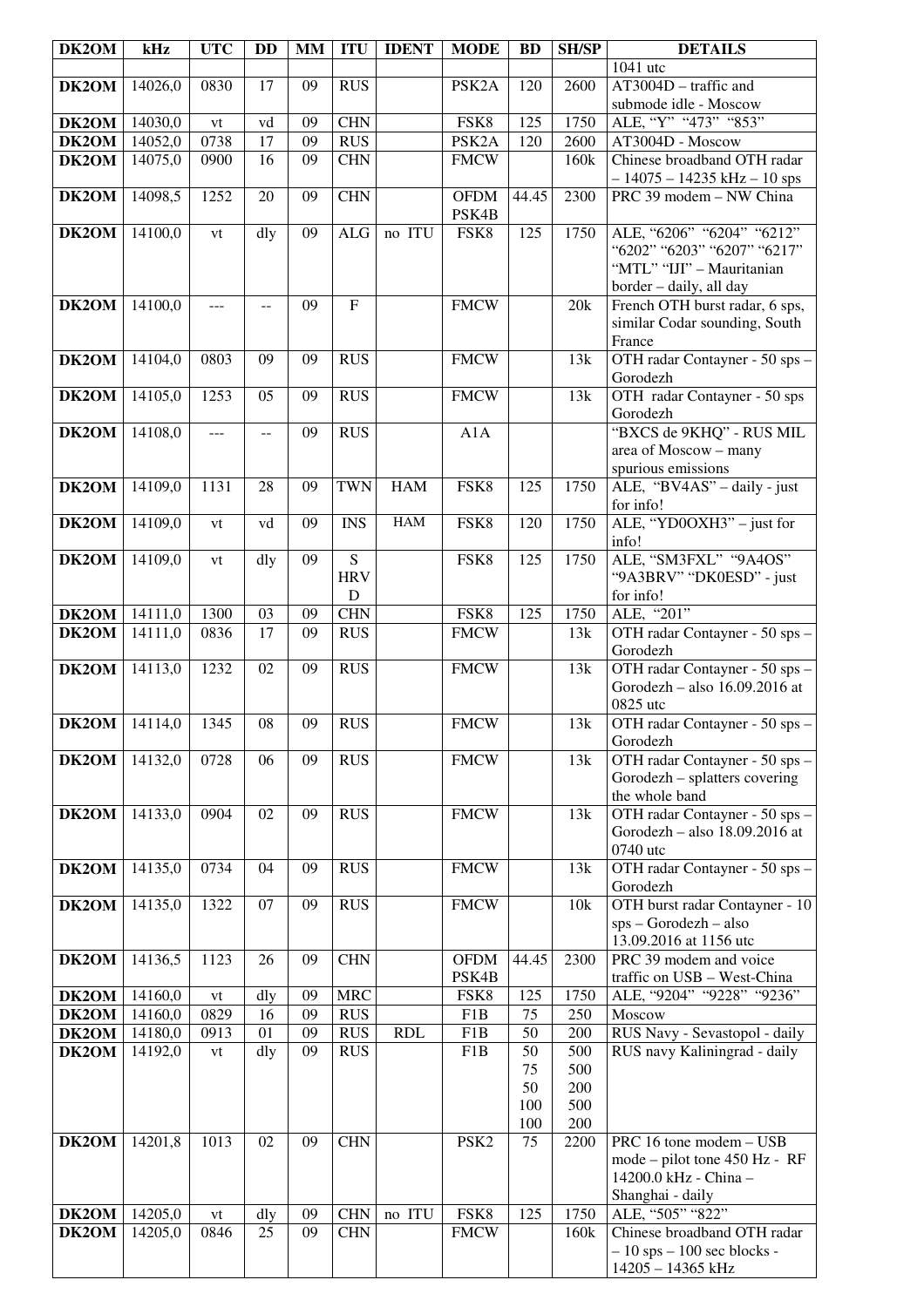| DK2OM | kHz | UTC | DD | MM | ITU | IDENT | MODE | BD | SH/SP | DETAILS |
|---|---|---|---|---|---|---|---|---|---|---|
| | | | | | | | | | | 1041 utc |
| DK2OM | 14026,0 | 0830 | 17 | 09 | RUS | | PSK2A | 120 | 2600 | AT3004D – traffic and submode idle - Moscow |
| DK2OM | 14030,0 | vt | vd | 09 | CHN | | FSK8 | 125 | 1750 | ALE, "Y" "473" "853" |
| DK2OM | 14052,0 | 0738 | 17 | 09 | RUS | | PSK2A | 120 | 2600 | AT3004D - Moscow |
| DK2OM | 14075,0 | 0900 | 16 | 09 | CHN | | FMCW | | 160k | Chinese broadband OTH radar – 14075 – 14235 kHz – 10 sps |
| DK2OM | 14098,5 | 1252 | 20 | 09 | CHN | | OFDM PSK4B | 44.45 | 2300 | PRC 39 modem – NW China |
| DK2OM | 14100,0 | vt | dly | 09 | ALG | no ITU | FSK8 | 125 | 1750 | ALE, "6206" "6204" "6212" "6202" "6203" "6207" "6217" "MTL" "IJI" – Mauritanian border – daily, all day |
| DK2OM | 14100,0 | --- | -- | 09 | F | | FMCW | | 20k | French OTH burst radar, 6 sps, similar Codar sounding, South France |
| DK2OM | 14104,0 | 0803 | 09 | 09 | RUS | | FMCW | | 13k | OTH radar Contayner - 50 sps – Gorodezh |
| DK2OM | 14105,0 | 1253 | 05 | 09 | RUS | | FMCW | | 13k | OTH radar Contayner - 50 sps Gorodezh |
| DK2OM | 14108,0 | --- | -- | 09 | RUS | | A1A | | | "BXCS de 9KHQ" - RUS MIL area of Moscow – many spurious emissions |
| DK2OM | 14109,0 | 1131 | 28 | 09 | TWN | HAM | FSK8 | 125 | 1750 | ALE, "BV4AS" – daily - just for info! |
| DK2OM | 14109,0 | vt | vd | 09 | INS | HAM | FSK8 | 120 | 1750 | ALE, "YD0OXH3" – just for info! |
| DK2OM | 14109,0 | vt | dly | 09 | S HRV D | | FSK8 | 125 | 1750 | ALE, "SM3FXL" "9A4OS" "9A3BRV" "DK0ESD" - just for info! |
| DK2OM | 14111,0 | 1300 | 03 | 09 | CHN | | FSK8 | 125 | 1750 | ALE, "201" |
| DK2OM | 14111,0 | 0836 | 17 | 09 | RUS | | FMCW | | 13k | OTH radar Contayner - 50 sps – Gorodezh |
| DK2OM | 14113,0 | 1232 | 02 | 09 | RUS | | FMCW | | 13k | OTH radar Contayner - 50 sps – Gorodezh – also 16.09.2016 at 0825 utc |
| DK2OM | 14114,0 | 1345 | 08 | 09 | RUS | | FMCW | | 13k | OTH radar Contayner - 50 sps – Gorodezh |
| DK2OM | 14132,0 | 0728 | 06 | 09 | RUS | | FMCW | | 13k | OTH radar Contayner - 50 sps – Gorodezh – splatters covering the whole band |
| DK2OM | 14133,0 | 0904 | 02 | 09 | RUS | | FMCW | | 13k | OTH radar Contayner - 50 sps – Gorodezh – also 18.09.2016 at 0740 utc |
| DK2OM | 14135,0 | 0734 | 04 | 09 | RUS | | FMCW | | 13k | OTH radar Contayner - 50 sps – Gorodezh |
| DK2OM | 14135,0 | 1322 | 07 | 09 | RUS | | FMCW | | 10k | OTH burst radar Contayner - 10 sps – Gorodezh – also 13.09.2016 at 1156 utc |
| DK2OM | 14136,5 | 1123 | 26 | 09 | CHN | | OFDM PSK4B | 44.45 | 2300 | PRC 39 modem and voice traffic on USB – West-China |
| DK2OM | 14160,0 | vt | dly | 09 | MRC | | FSK8 | 125 | 1750 | ALE, "9204" "9228" "9236" |
| DK2OM | 14160,0 | 0829 | 16 | 09 | RUS | | F1B | 75 | 250 | Moscow |
| DK2OM | 14180,0 | 0913 | 01 | 09 | RUS | RDL | F1B | 50 | 200 | RUS Navy - Sevastopol - daily |
| DK2OM | 14192,0 | vt | dly | 09 | RUS | | F1B | 50<br>75<br>50<br>100<br>100 | 500<br>500<br>200<br>500<br>200 | RUS navy Kaliningrad - daily |
| DK2OM | 14201,8 | 1013 | 02 | 09 | CHN | | PSK2 | 75 | 2200 | PRC 16 tone modem – USB mode – pilot tone 450 Hz - RF 14200.0 kHz - China – Shanghai - daily |
| DK2OM | 14205,0 | vt | dly | 09 | CHN | no ITU | FSK8 | 125 | 1750 | ALE, "505" "822" |
| DK2OM | 14205,0 | 0846 | 25 | 09 | CHN | | FMCW | | 160k | Chinese broadband OTH radar – 10 sps – 100 sec blocks - 14205 – 14365 kHz |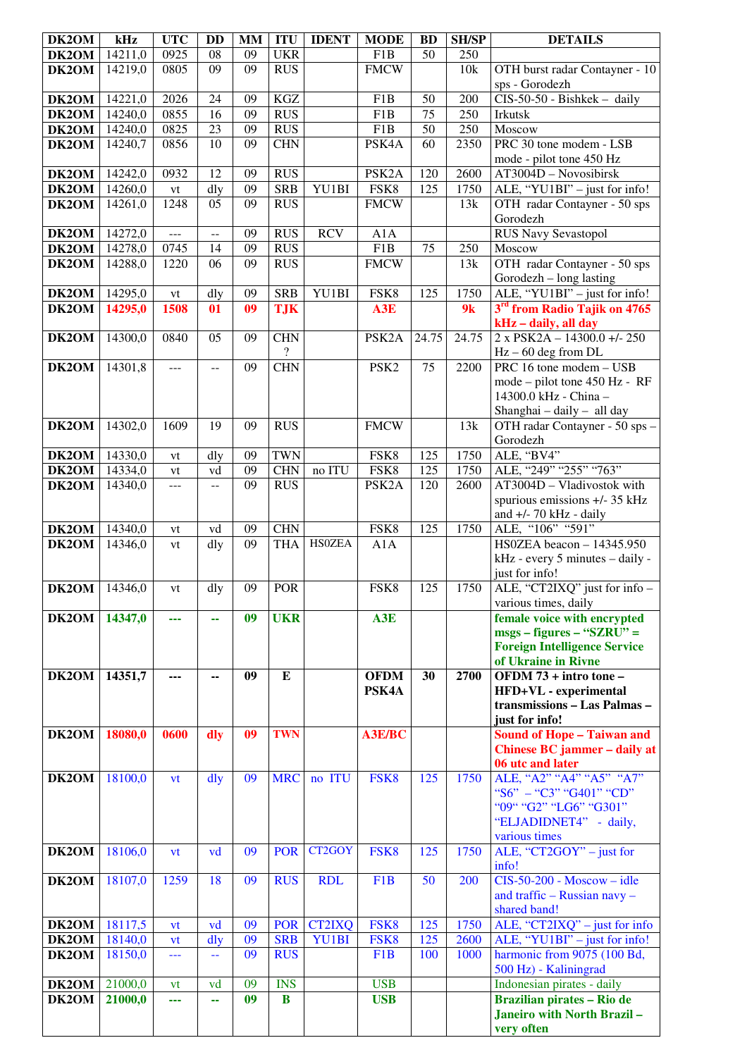| DK2OM | kHz | UTC | DD | MM | ITU | IDENT | MODE | BD | SH/SP | DETAILS |
|---|---|---|---|---|---|---|---|---|---|---|
| DK2OM | 14211,0 | 0925 | 08 | 09 | UKR | | F1B | 50 | 250 | |
| DK2OM | 14219,0 | 0805 | 09 | 09 | RUS | | FMCW | | 10k | OTH burst radar Contayner - 10 sps - Gorodezh |
| DK2OM | 14221,0 | 2026 | 24 | 09 | KGZ | | F1B | 50 | 200 | CIS-50-50 - Bishkek – daily |
| DK2OM | 14240,0 | 0855 | 16 | 09 | RUS | | F1B | 75 | 250 | Irkutsk |
| DK2OM | 14240,0 | 0825 | 23 | 09 | RUS | | F1B | 50 | 250 | Moscow |
| DK2OM | 14240,7 | 0856 | 10 | 09 | CHN | | PSK4A | 60 | 2350 | PRC 30 tone modem - LSB mode - pilot tone 450 Hz |
| DK2OM | 14242,0 | 0932 | 12 | 09 | RUS | | PSK2A | 120 | 2600 | AT3004D – Novosibirsk |
| DK2OM | 14260,0 | vt | dly | 09 | SRB | YU1BI | FSK8 | 125 | 1750 | ALE, “YU1BI” – just for info! |
| DK2OM | 14261,0 | 1248 | 05 | 09 | RUS | | FMCW | | 13k | OTH radar Contayner - 50 sps Gorodezh |
| DK2OM | 14272,0 | --- | -- | 09 | RUS | RCV | A1A | | | RUS Navy Sevastopol |
| DK2OM | 14278,0 | 0745 | 14 | 09 | RUS | | F1B | 75 | 250 | Moscow |
| DK2OM | 14288,0 | 1220 | 06 | 09 | RUS | | FMCW | | 13k | OTH radar Contayner - 50 sps Gorodezh – long lasting |
| DK2OM | 14295,0 | vt | dly | 09 | SRB | YU1BI | FSK8 | 125 | 1750 | ALE, “YU1BI” – just for info! |
| DK2OM | **14295,0** | **1508** | **01** | **09** | **TJK** | | **A3E** | | **9k** | **3rd from Radio Tajik on 4765 kHz – daily, all day** |
| DK2OM | 14300,0 | 0840 | 05 | 09 | CHN ? | | PSK2A | 24.75 | 24.75 | 2 x PSK2A – 14300.0 +/- 250 Hz – 60 deg from DL |
| DK2OM | 14301,8 | --- | -- | 09 | CHN | | PSK2 | 75 | 2200 | PRC 16 tone modem – USB mode – pilot tone 450 Hz - RF 14300.0 kHz - China – Shanghai – daily – all day |
| DK2OM | 14302,0 | 1609 | 19 | 09 | RUS | | FMCW | | 13k | OTH radar Contayner - 50 sps – Gorodezh |
| DK2OM | 14330,0 | vt | dly | 09 | TWN | | FSK8 | 125 | 1750 | ALE, “BV4” |
| DK2OM | 14334,0 | vt | vd | 09 | CHN | no ITU | FSK8 | 125 | 1750 | ALE, “249” “255” “763” |
| DK2OM | 14340,0 | --- | -- | 09 | RUS | | PSK2A | 120 | 2600 | AT3004D – Vladivostok with spurious emissions +/- 35 kHz and +/- 70 kHz - daily |
| DK2OM | 14340,0 | vt | vd | 09 | CHN | | FSK8 | 125 | 1750 | ALE, “106” “591” |
| DK2OM | 14346,0 | vt | dly | 09 | THA | HS0ZEA | A1A | | | HS0ZEA beacon – 14345.950 kHz - every 5 minutes – daily - just for info! |
| DK2OM | 14346,0 | vt | dly | 09 | POR | | FSK8 | 125 | 1750 | ALE, “CT2IXQ” just for info – various times, daily |
| DK2OM | **14347,0** | **---** | **--** | **09** | **UKR** | | **A3E** | | | **female voice with encrypted msgs – figures – “SZRU” = Foreign Intelligence Service of Ukraine in Rivne** |
| DK2OM | **14351,7** | **---** | **--** | **09** | **E** | | **OFDM PSK4A** | **30** | **2700** | **OFDM 73 + intro tone – HFD+VL - experimental transmissions – Las Palmas – just for info!** |
| DK2OM | **18080,0** | **0600** | **dly** | **09** | **TWN** | | **A3E/BC** | | | **Sound of Hope – Taiwan and Chinese BC jammer – daily at 06 utc and later** |
| DK2OM | 18100,0 | vt | dly | 09 | MRC | no ITU | FSK8 | 125 | 1750 | ALE, “A2” “A4” “A5” “A7” “S6” – “C3” “G401” “CD” “09“ “G2” “LG6” “G301” “ELJADIDNET4” - daily, various times |
| DK2OM | 18106,0 | vt | vd | 09 | POR | CT2GOY | FSK8 | 125 | 1750 | ALE, “CT2GOY” – just for info! |
| DK2OM | 18107,0 | 1259 | 18 | 09 | RUS | RDL | F1B | 50 | 200 | CIS-50-200 - Moscow – idle and traffic – Russian navy – shared band! |
| DK2OM | 18117,5 | vt | vd | 09 | POR | CT2IXQ | FSK8 | 125 | 1750 | ALE, “CT2IXQ” – just for info |
| DK2OM | 18140,0 | vt | dly | 09 | SRB | YU1BI | FSK8 | 125 | 2600 | ALE, “YU1BI” – just for info! |
| DK2OM | 18150,0 | --- | -- | 09 | RUS | | F1B | 100 | 1000 | harmonic from 9075 (100 Bd, 500 Hz) - Kaliningrad |
| DK2OM | 21000,0 | vt | vd | 09 | INS | | USB | | | Indonesian pirates - daily |
| DK2OM | **21000,0** | **---** | **--** | **09** | **B** | | **USB** | | | **Brazilian pirates – Rio de Janeiro with North Brazil – very often** |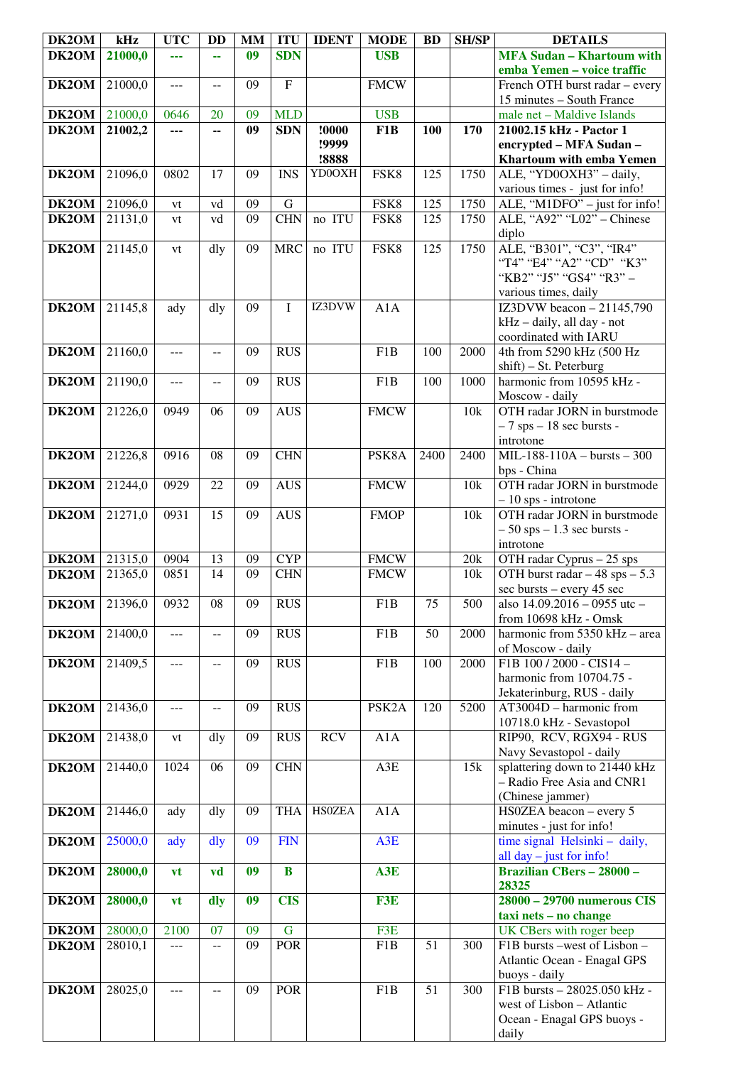| DK2OM | kHz | UTC | DD | MM | ITU | IDENT | MODE | BD | SH/SP | DETAILS |
|---|---|---|---|---|---|---|---|---|---|---|
| **DK2OM** | **21000,0** | **---** | **--** | **09** | **SDN** | | **USB** | | | **MFA Sudan – Khartoum with emba Yemen – voice traffic** |
| **DK2OM** | 21000,0 | --- | -- | 09 | F | | FMCW | | | French OTH burst radar – every 15 minutes – South France |
| **DK2OM** | 21000,0 | 0646 | 20 | 09 | MLD | | USB | | | male net – Maldive Islands |
| **DK2OM** | **21002,2** | **---** | **--** | **09** | **SDN** | **!0000 !9999 !8888** | **F1B** | **100** | **170** | **21002.15 kHz - Pactor 1 encrypted – MFA Sudan – Khartoum with emba Yemen** |
| **DK2OM** | 21096,0 | 0802 | 17 | 09 | INS | YD0OXH | FSK8 | 125 | 1750 | ALE, "YD0OXH3" – daily, various times - just for info! |
| **DK2OM** | 21096,0 | vt | vd | 09 | G | | FSK8 | 125 | 1750 | ALE, "M1DFO" – just for info! |
| **DK2OM** | 21131,0 | vt | vd | 09 | CHN | no ITU | FSK8 | 125 | 1750 | ALE, "A92" "L02" – Chinese diplo |
| **DK2OM** | 21145,0 | vt | dly | 09 | MRC | no ITU | FSK8 | 125 | 1750 | ALE, "B301", "C3", "IR4" "T4" "E4" "A2" "CD" "K3" "KB2" "J5" "GS4" "R3" – various times, daily |
| **DK2OM** | 21145,8 | ady | dly | 09 | I | IZ3DVW | A1A | | | IZ3DVW beacon – 21145,790 kHz – daily, all day - not coordinated with IARU |
| **DK2OM** | 21160,0 | --- | -- | 09 | RUS | | F1B | 100 | 2000 | 4th from 5290 kHz (500 Hz shift) – St. Peterburg |
| **DK2OM** | 21190,0 | --- | -- | 09 | RUS | | F1B | 100 | 1000 | harmonic from 10595 kHz - Moscow - daily |
| **DK2OM** | 21226,0 | 0949 | 06 | 09 | AUS | | FMCW | | 10k | OTH radar JORN in burstmode – 7 sps – 18 sec bursts - introtone |
| **DK2OM** | 21226,8 | 0916 | 08 | 09 | CHN | | PSK8A | 2400 | 2400 | MIL-188-110A – bursts – 300 bps - China |
| **DK2OM** | 21244,0 | 0929 | 22 | 09 | AUS | | FMCW | | 10k | OTH radar JORN in burstmode – 10 sps - introtone |
| **DK2OM** | 21271,0 | 0931 | 15 | 09 | AUS | | FMOP | | 10k | OTH radar JORN in burstmode – 50 sps – 1.3 sec bursts - introtone |
| **DK2OM** | 21315,0 | 0904 | 13 | 09 | CYP | | FMCW | | 20k | OTH radar Cyprus – 25 sps |
| **DK2OM** | 21365,0 | 0851 | 14 | 09 | CHN | | FMCW | | 10k | OTH burst radar – 48 sps – 5.3 sec bursts – every 45 sec |
| **DK2OM** | 21396,0 | 0932 | 08 | 09 | RUS | | F1B | 75 | 500 | also 14.09.2016 – 0955 utc – from 10698 kHz - Omsk |
| **DK2OM** | 21400,0 | --- | -- | 09 | RUS | | F1B | 50 | 2000 | harmonic from 5350 kHz – area of Moscow - daily |
| **DK2OM** | 21409,5 | --- | -- | 09 | RUS | | F1B | 100 | 2000 | F1B 100 / 2000 - CIS14 – harmonic from 10704.75 - Jekaterinburg, RUS - daily |
| **DK2OM** | 21436,0 | --- | -- | 09 | RUS | | PSK2A | 120 | 5200 | AT3004D – harmonic from 10718.0 kHz - Sevastopol |
| **DK2OM** | 21438,0 | vt | dly | 09 | RUS | RCV | A1A | | | RIP90, RCV, RGX94 - RUS Navy Sevastopol - daily |
| **DK2OM** | 21440,0 | 1024 | 06 | 09 | CHN | | A3E | | 15k | splattering down to 21440 kHz – Radio Free Asia and CNR1 (Chinese jammer) |
| **DK2OM** | 21446,0 | ady | dly | 09 | THA | HS0ZEA | A1A | | | HS0ZEA beacon – every 5 minutes - just for info! |
| **DK2OM** | 25000,0 | ady | dly | 09 | FIN | | A3E | | | time signal Helsinki – daily, all day – just for info! |
| **DK2OM** | **28000,0** | **vt** | **vd** | **09** | **B** | | **A3E** | | | **Brazilian CBers – 28000 – 28325** |
| **DK2OM** | **28000,0** | **vt** | **dly** | **09** | **CIS** | | **F3E** | | | **28000 – 29700 numerous CIS taxi nets – no change** |
| **DK2OM** | 28000,0 | 2100 | 07 | 09 | G | | F3E | | | UK CBers with roger beep |
| **DK2OM** | 28010,1 | --- | -- | 09 | POR | | F1B | 51 | 300 | F1B bursts –west of Lisbon – Atlantic Ocean - Enagal GPS buoys - daily |
| **DK2OM** | 28025,0 | --- | -- | 09 | POR | | F1B | 51 | 300 | F1B bursts – 28025.050 kHz - west of Lisbon – Atlantic Ocean - Enagal GPS buoys - daily |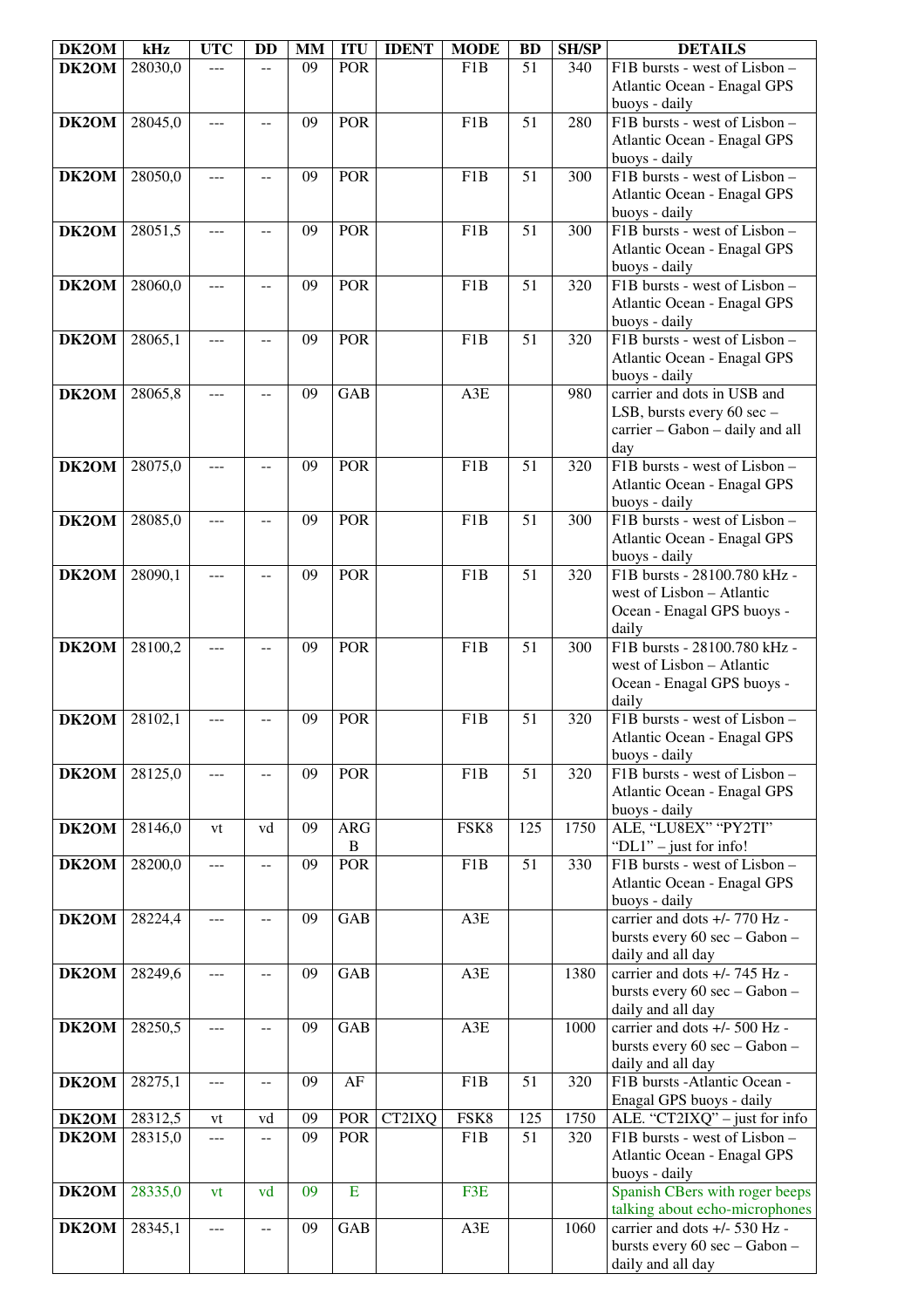| DK2OM | kHz | UTC | DD | MM | ITU | IDENT | MODE | BD | SH/SP | DETAILS |
|---|---|---|---|---|---|---|---|---|---|---|
| **DK2OM** | 28030,0 | --- | -- | 09 | POR | | F1B | 51 | 340 | F1B bursts - west of Lisbon – Atlantic Ocean - Enagal GPS buoys - daily |
| **DK2OM** | 28045,0 | --- | -- | 09 | POR | | F1B | 51 | 280 | F1B bursts - west of Lisbon – Atlantic Ocean - Enagal GPS buoys - daily |
| **DK2OM** | 28050,0 | --- | -- | 09 | POR | | F1B | 51 | 300 | F1B bursts - west of Lisbon – Atlantic Ocean - Enagal GPS buoys - daily |
| **DK2OM** | 28051,5 | --- | -- | 09 | POR | | F1B | 51 | 300 | F1B bursts - west of Lisbon – Atlantic Ocean - Enagal GPS buoys - daily |
| **DK2OM** | 28060,0 | --- | -- | 09 | POR | | F1B | 51 | 320 | F1B bursts - west of Lisbon – Atlantic Ocean - Enagal GPS buoys - daily |
| **DK2OM** | 28065,1 | --- | -- | 09 | POR | | F1B | 51 | 320 | F1B bursts - west of Lisbon – Atlantic Ocean - Enagal GPS buoys - daily |
| **DK2OM** | 28065,8 | --- | -- | 09 | GAB | | A3E | | 980 | carrier and dots in USB and LSB, bursts every 60 sec – carrier – Gabon – daily and all day |
| **DK2OM** | 28075,0 | --- | -- | 09 | POR | | F1B | 51 | 320 | F1B bursts - west of Lisbon – Atlantic Ocean - Enagal GPS buoys - daily |
| **DK2OM** | 28085,0 | --- | -- | 09 | POR | | F1B | 51 | 300 | F1B bursts - west of Lisbon – Atlantic Ocean - Enagal GPS buoys - daily |
| **DK2OM** | 28090,1 | --- | -- | 09 | POR | | F1B | 51 | 320 | F1B bursts - 28100.780 kHz - west of Lisbon – Atlantic Ocean - Enagal GPS buoys - daily |
| **DK2OM** | 28100,2 | --- | -- | 09 | POR | | F1B | 51 | 300 | F1B bursts - 28100.780 kHz - west of Lisbon – Atlantic Ocean - Enagal GPS buoys - daily |
| **DK2OM** | 28102,1 | --- | -- | 09 | POR | | F1B | 51 | 320 | F1B bursts - west of Lisbon – Atlantic Ocean - Enagal GPS buoys - daily |
| **DK2OM** | 28125,0 | --- | -- | 09 | POR | | F1B | 51 | 320 | F1B bursts - west of Lisbon – Atlantic Ocean - Enagal GPS buoys - daily |
| **DK2OM** | 28146,0 | vt | vd | 09 | ARG B | | FSK8 | 125 | 1750 | ALE, "LU8EX" "PY2TI" "DL1" – just for info! |
| **DK2OM** | 28200,0 | --- | -- | 09 | POR | | F1B | 51 | 330 | F1B bursts - west of Lisbon – Atlantic Ocean - Enagal GPS buoys - daily |
| **DK2OM** | 28224,4 | --- | -- | 09 | GAB | | A3E | | | carrier and dots +/- 770 Hz - bursts every 60 sec – Gabon – daily and all day |
| **DK2OM** | 28249,6 | --- | -- | 09 | GAB | | A3E | | 1380 | carrier and dots +/- 745 Hz - bursts every 60 sec – Gabon – daily and all day |
| **DK2OM** | 28250,5 | --- | -- | 09 | GAB | | A3E | | 1000 | carrier and dots +/- 500 Hz - bursts every 60 sec – Gabon – daily and all day |
| **DK2OM** | 28275,1 | --- | -- | 09 | AF | | F1B | 51 | 320 | F1B bursts -Atlantic Ocean - Enagal GPS buoys - daily |
| **DK2OM** | 28312,5 | vt | vd | 09 | POR | CT2IXQ | FSK8 | 125 | 1750 | ALE. "CT2IXQ" – just for info |
| **DK2OM** | 28315,0 | --- | -- | 09 | POR | | F1B | 51 | 320 | F1B bursts - west of Lisbon – Atlantic Ocean - Enagal GPS buoys - daily |
| **DK2OM** | 28335,0 | vt | vd | 09 | E | | F3E | | | Spanish CBers with roger beeps talking about echo-microphones |
| **DK2OM** | 28345,1 | --- | -- | 09 | GAB | | A3E | | 1060 | carrier and dots +/- 530 Hz - bursts every 60 sec – Gabon – daily and all day |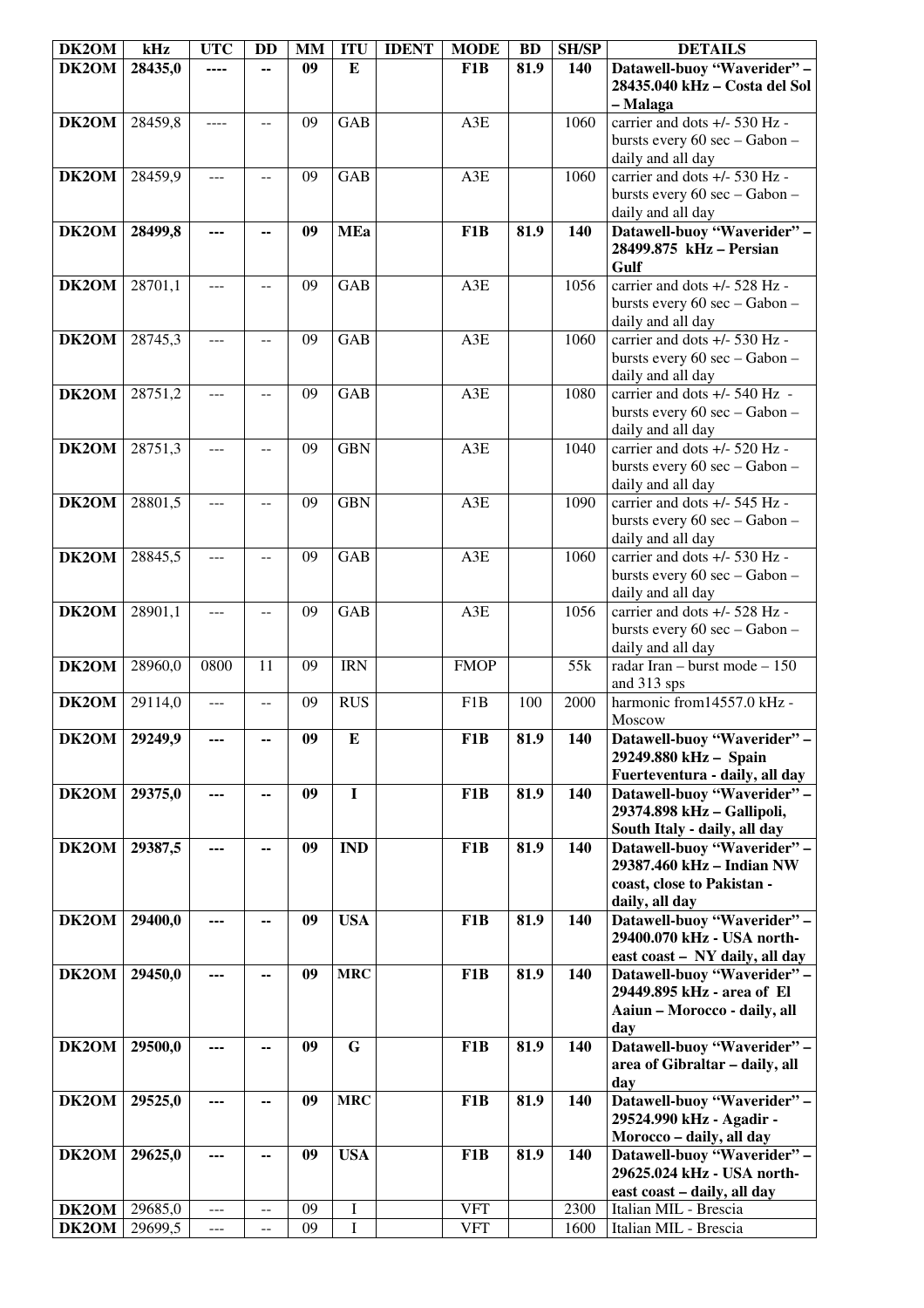| DK2OM | kHz | UTC | DD | MM | ITU | IDENT | MODE | BD | SH/SP | DETAILS |
|---|---|---|---|---|---|---|---|---|---|---|
| **DK2OM** | **28435,0** | **----** | **--** | **09** | **E** | | **F1B** | **81.9** | **140** | **Datawell-buoy "Waverider" – 28435.040 kHz – Costa del Sol – Malaga** |
| **DK2OM** | 28459,8 | ---- | -- | 09 | GAB | | A3E | | 1060 | carrier and dots +/- 530 Hz - bursts every 60 sec – Gabon – daily and all day |
| **DK2OM** | 28459,9 | --- | -- | 09 | GAB | | A3E | | 1060 | carrier and dots +/- 530 Hz - bursts every 60 sec – Gabon – daily and all day |
| **DK2OM** | **28499,8** | **---** | **--** | **09** | **MEa** | | **F1B** | **81.9** | **140** | **Datawell-buoy "Waverider" – 28499.875 kHz – Persian Gulf** |
| **DK2OM** | 28701,1 | --- | -- | 09 | GAB | | A3E | | 1056 | carrier and dots +/- 528 Hz - bursts every 60 sec – Gabon – daily and all day |
| **DK2OM** | 28745,3 | --- | -- | 09 | GAB | | A3E | | 1060 | carrier and dots +/- 530 Hz - bursts every 60 sec – Gabon – daily and all day |
| **DK2OM** | 28751,2 | --- | -- | 09 | GAB | | A3E | | 1080 | carrier and dots +/- 540 Hz - bursts every 60 sec – Gabon – daily and all day |
| **DK2OM** | 28751,3 | --- | -- | 09 | GBN | | A3E | | 1040 | carrier and dots +/- 520 Hz - bursts every 60 sec – Gabon – daily and all day |
| **DK2OM** | 28801,5 | --- | -- | 09 | GBN | | A3E | | 1090 | carrier and dots +/- 545 Hz - bursts every 60 sec – Gabon – daily and all day |
| **DK2OM** | 28845,5 | --- | -- | 09 | GAB | | A3E | | 1060 | carrier and dots +/- 530 Hz - bursts every 60 sec – Gabon – daily and all day |
| **DK2OM** | 28901,1 | --- | -- | 09 | GAB | | A3E | | 1056 | carrier and dots +/- 528 Hz - bursts every 60 sec – Gabon – daily and all day |
| **DK2OM** | 28960,0 | 0800 | 11 | 09 | IRN | | FMOP | | 55k | radar Iran – burst mode – 150 and 313 sps |
| **DK2OM** | 29114,0 | --- | -- | 09 | RUS | | F1B | 100 | 2000 | harmonic from14557.0 kHz - Moscow |
| **DK2OM** | **29249,9** | **---** | **--** | **09** | **E** | | **F1B** | **81.9** | **140** | **Datawell-buoy "Waverider" – 29249.880 kHz – Spain Fuerteventura - daily, all day** |
| **DK2OM** | **29375,0** | **---** | **--** | **09** | **I** | | **F1B** | **81.9** | **140** | **Datawell-buoy "Waverider" – 29374.898 kHz – Gallipoli, South Italy - daily, all day** |
| **DK2OM** | **29387,5** | **---** | **--** | **09** | **IND** | | **F1B** | **81.9** | **140** | **Datawell-buoy "Waverider" – 29387.460 kHz – Indian NW coast, close to Pakistan - daily, all day** |
| **DK2OM** | **29400,0** | **---** | **--** | **09** | **USA** | | **F1B** | **81.9** | **140** | **Datawell-buoy "Waverider" – 29400.070 kHz - USA north-east coast – NY daily, all day** |
| **DK2OM** | **29450,0** | **---** | **--** | **09** | **MRC** | | **F1B** | **81.9** | **140** | **Datawell-buoy "Waverider" – 29449.895 kHz - area of El Aaiun – Morocco - daily, all day** |
| **DK2OM** | **29500,0** | **---** | **--** | **09** | **G** | | **F1B** | **81.9** | **140** | **Datawell-buoy "Waverider" – area of Gibraltar – daily, all day** |
| **DK2OM** | **29525,0** | **---** | **--** | **09** | **MRC** | | **F1B** | **81.9** | **140** | **Datawell-buoy "Waverider" – 29524.990 kHz - Agadir - Morocco – daily, all day** |
| **DK2OM** | **29625,0** | **---** | **--** | **09** | **USA** | | **F1B** | **81.9** | **140** | **Datawell-buoy "Waverider" – 29625.024 kHz - USA north-east coast – daily, all day** |
| **DK2OM** | 29685,0 | --- | -- | 09 | I | | VFT | | 2300 | Italian MIL - Brescia |
| **DK2OM** | 29699,5 | --- | -- | 09 | I | | VFT | | 1600 | Italian MIL - Brescia |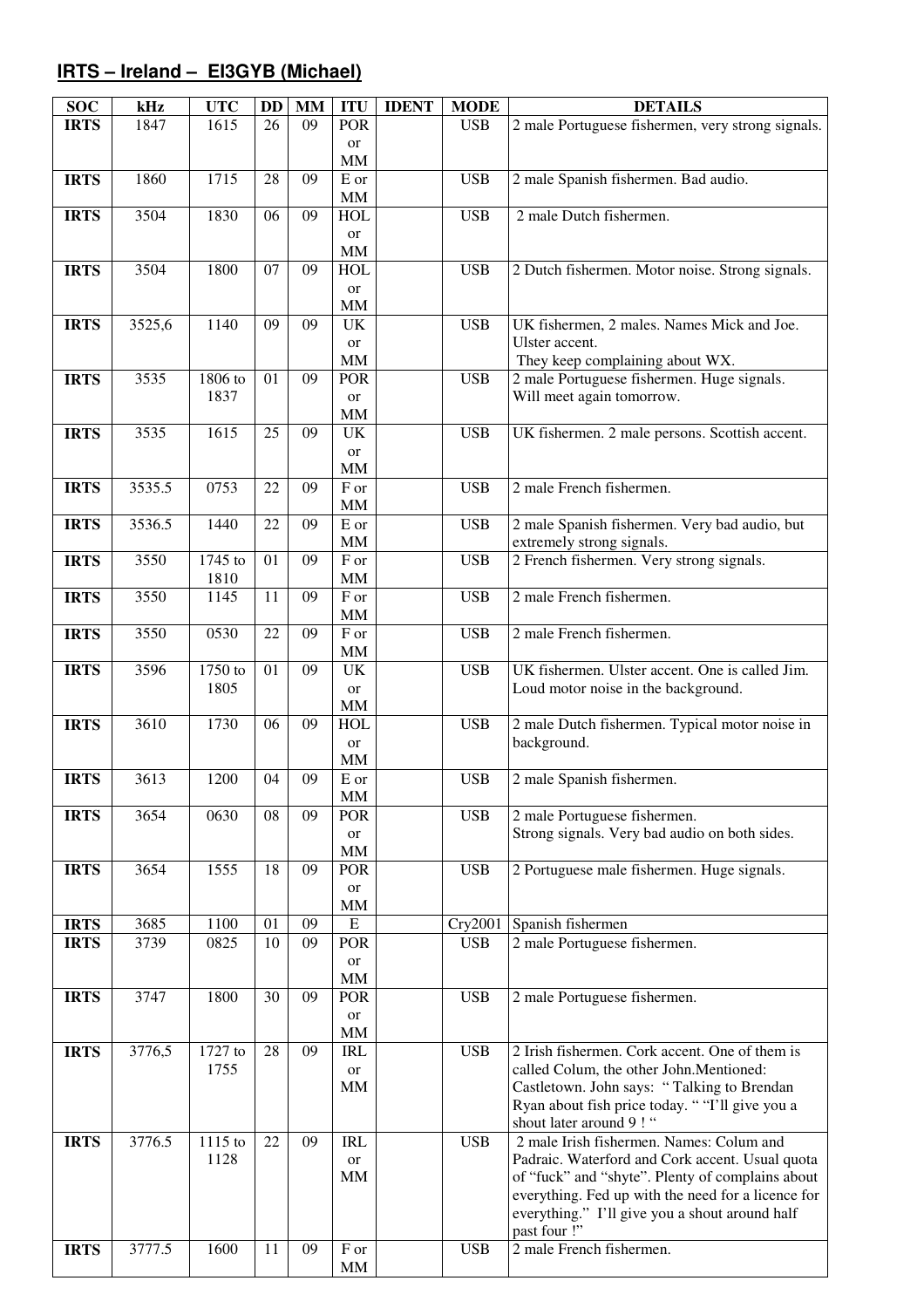## IRTS – Ireland – EI3GYB (Michael)

| SOC | kHz | UTC | DD | MM | ITU | IDENT | MODE | DETAILS |
|---|---|---|---|---|---|---|---|---|
| **IRTS** | 1847 | 1615 | 26 | 09 | POR or MM | | USB | 2 male Portuguese fishermen, very strong signals. |
| **IRTS** | 1860 | 1715 | 28 | 09 | E or MM | | USB | 2 male Spanish fishermen. Bad audio. |
| **IRTS** | 3504 | 1830 | 06 | 09 | HOL or MM | | USB | 2 male Dutch fishermen. |
| **IRTS** | 3504 | 1800 | 07 | 09 | HOL or MM | | USB | 2 Dutch fishermen. Motor noise. Strong signals. |
| **IRTS** | 3525,6 | 1140 | 09 | 09 | UK or MM | | USB | UK fishermen, 2 males. Names Mick and Joe. Ulster accent. They keep complaining about WX. |
| **IRTS** | 3535 | 1806 to 1837 | 01 | 09 | POR or MM | | USB | 2 male Portuguese fishermen. Huge signals. Will meet again tomorrow. |
| **IRTS** | 3535 | 1615 | 25 | 09 | UK or MM | | USB | UK fishermen. 2 male persons. Scottish accent. |
| **IRTS** | 3535.5 | 0753 | 22 | 09 | F or MM | | USB | 2 male French fishermen. |
| **IRTS** | 3536.5 | 1440 | 22 | 09 | E or MM | | USB | 2 male Spanish fishermen. Very bad audio, but extremely strong signals. |
| **IRTS** | 3550 | 1745 to 1810 | 01 | 09 | F or MM | | USB | 2 French fishermen. Very strong signals. |
| **IRTS** | 3550 | 1145 | 11 | 09 | F or MM | | USB | 2 male French fishermen. |
| **IRTS** | 3550 | 0530 | 22 | 09 | F or MM | | USB | 2 male French fishermen. |
| **IRTS** | 3596 | 1750 to 1805 | 01 | 09 | UK or MM | | USB | UK fishermen. Ulster accent. One is called Jim. Loud motor noise in the background. |
| **IRTS** | 3610 | 1730 | 06 | 09 | HOL or MM | | USB | 2 male Dutch fishermen. Typical motor noise in background. |
| **IRTS** | 3613 | 1200 | 04 | 09 | E or MM | | USB | 2 male Spanish fishermen. |
| **IRTS** | 3654 | 0630 | 08 | 09 | POR or MM | | USB | 2 male Portuguese fishermen. Strong signals. Very bad audio on both sides. |
| **IRTS** | 3654 | 1555 | 18 | 09 | POR or MM | | USB | 2 Portuguese male fishermen. Huge signals. |
| **IRTS** | 3685 | 1100 | 01 | 09 | E | | Cry2001 | Spanish fishermen |
| **IRTS** | 3739 | 0825 | 10 | 09 | POR or MM | | USB | 2 male Portuguese fishermen. |
| **IRTS** | 3747 | 1800 | 30 | 09 | POR or MM | | USB | 2 male Portuguese fishermen. |
| **IRTS** | 3776,5 | 1727 to 1755 | 28 | 09 | IRL or MM | | USB | 2 Irish fishermen. Cork accent. One of them is called Colum, the other John.Mentioned: Castletown. John says: " Talking to Brendan Ryan about fish price today. " "I'll give you a shout later around 9 ! " |
| **IRTS** | 3776.5 | 1115 to 1128 | 22 | 09 | IRL or MM | | USB | 2 male Irish fishermen. Names: Colum and Padraic. Waterford and Cork accent. Usual quota of "fuck" and "shyte". Plenty of complains about everything. Fed up with the need for a licence for everything." I'll give you a shout around half past four !" |
| **IRTS** | 3777.5 | 1600 | 11 | 09 | F or MM | | USB | 2 male French fishermen. |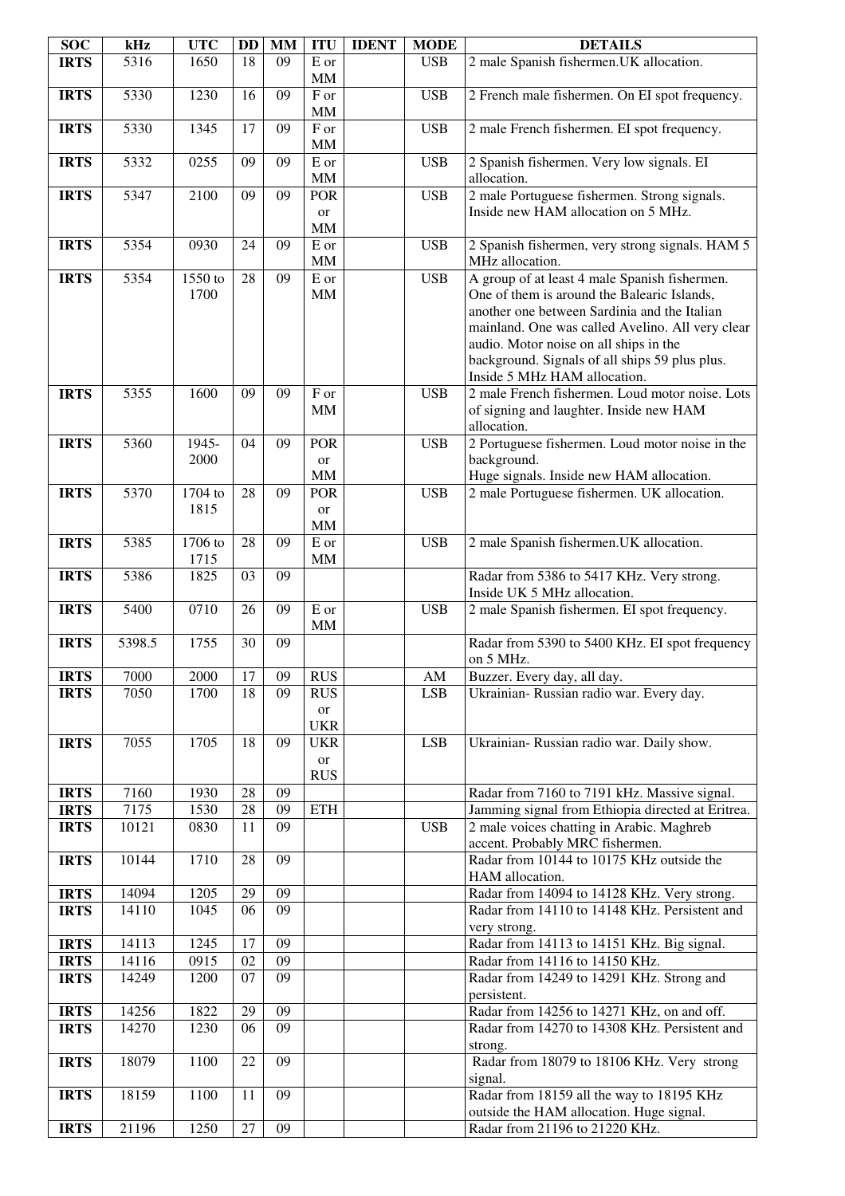| SOC | kHz | UTC | DD | MM | ITU | IDENT | MODE | DETAILS |
|---|---|---|---|---|---|---|---|---|
| IRTS | 5316 | 1650 | 18 | 09 | E or MM | | USB | 2 male Spanish fishermen.UK allocation. |
| IRTS | 5330 | 1230 | 16 | 09 | F or MM | | USB | 2 French male fishermen. On EI spot frequency. |
| IRTS | 5330 | 1345 | 17 | 09 | F or MM | | USB | 2 male French fishermen. EI spot frequency. |
| IRTS | 5332 | 0255 | 09 | 09 | E or MM | | USB | 2 Spanish fishermen. Very low signals. EI allocation. |
| IRTS | 5347 | 2100 | 09 | 09 | POR or MM | | USB | 2 male Portuguese fishermen. Strong signals. Inside new HAM allocation on 5 MHz. |
| IRTS | 5354 | 0930 | 24 | 09 | E or MM | | USB | 2 Spanish fishermen, very strong signals. HAM 5 MHz allocation. |
| IRTS | 5354 | 1550 to 1700 | 28 | 09 | E or MM | | USB | A group of at least 4 male Spanish fishermen. One of them is around the Balearic Islands, another one between Sardinia and the Italian mainland. One was called Avelino. All very clear audio. Motor noise on all ships in the background. Signals of all ships 59 plus plus. Inside 5 MHz HAM allocation. |
| IRTS | 5355 | 1600 | 09 | 09 | F or MM | | USB | 2 male French fishermen. Loud motor noise. Lots of signing and laughter. Inside new HAM allocation. |
| IRTS | 5360 | 1945-2000 | 04 | 09 | POR or MM | | USB | 2 Portuguese fishermen. Loud motor noise in the background. Huge signals. Inside new HAM allocation. |
| IRTS | 5370 | 1704 to 1815 | 28 | 09 | POR or MM | | USB | 2 male Portuguese fishermen. UK allocation. |
| IRTS | 5385 | 1706 to 1715 | 28 | 09 | E or MM | | USB | 2 male Spanish fishermen.UK allocation. |
| IRTS | 5386 | 1825 | 03 | 09 | | | | Radar from 5386 to 5417 KHz. Very strong. Inside UK 5 MHz allocation. |
| IRTS | 5400 | 0710 | 26 | 09 | E or MM | | USB | 2 male Spanish fishermen. EI spot frequency. |
| IRTS | 5398.5 | 1755 | 30 | 09 | | | | Radar from 5390 to 5400 KHz. EI spot frequency on 5 MHz. |
| IRTS | 7000 | 2000 | 17 | 09 | RUS | | AM | Buzzer. Every day, all day. |
| IRTS | 7050 | 1700 | 18 | 09 | RUS or UKR | | LSB | Ukrainian- Russian radio war. Every day. |
| IRTS | 7055 | 1705 | 18 | 09 | UKR or RUS | | LSB | Ukrainian- Russian radio war. Daily show. |
| IRTS | 7160 | 1930 | 28 | 09 | | | | Radar from 7160 to 7191 kHz. Massive signal. |
| IRTS | 7175 | 1530 | 28 | 09 | ETH | | | Jamming signal from Ethiopia directed at Eritrea. |
| IRTS | 10121 | 0830 | 11 | 09 | | | USB | 2 male voices chatting in Arabic. Maghreb accent. Probably MRC fishermen. |
| IRTS | 10144 | 1710 | 28 | 09 | | | | Radar from 10144 to 10175 KHz outside the HAM allocation. |
| IRTS | 14094 | 1205 | 29 | 09 | | | | Radar from 14094 to 14128 KHz. Very strong. |
| IRTS | 14110 | 1045 | 06 | 09 | | | | Radar from 14110 to 14148 KHz. Persistent and very strong. |
| IRTS | 14113 | 1245 | 17 | 09 | | | | Radar from 14113 to 14151 KHz. Big signal. |
| IRTS | 14116 | 0915 | 02 | 09 | | | | Radar from 14116 to 14150 KHz. |
| IRTS | 14249 | 1200 | 07 | 09 | | | | Radar from 14249 to 14291 KHz. Strong and persistent. |
| IRTS | 14256 | 1822 | 29 | 09 | | | | Radar from 14256 to 14271 KHz, on and off. |
| IRTS | 14270 | 1230 | 06 | 09 | | | | Radar from 14270 to 14308 KHz. Persistent and strong. |
| IRTS | 18079 | 1100 | 22 | 09 | | | | Radar from 18079 to 18106 KHz. Very strong signal. |
| IRTS | 18159 | 1100 | 11 | 09 | | | | Radar from 18159 all the way to 18195 KHz outside the HAM allocation. Huge signal. |
| IRTS | 21196 | 1250 | 27 | 09 | | | | Radar from 21196 to 21220 KHz. |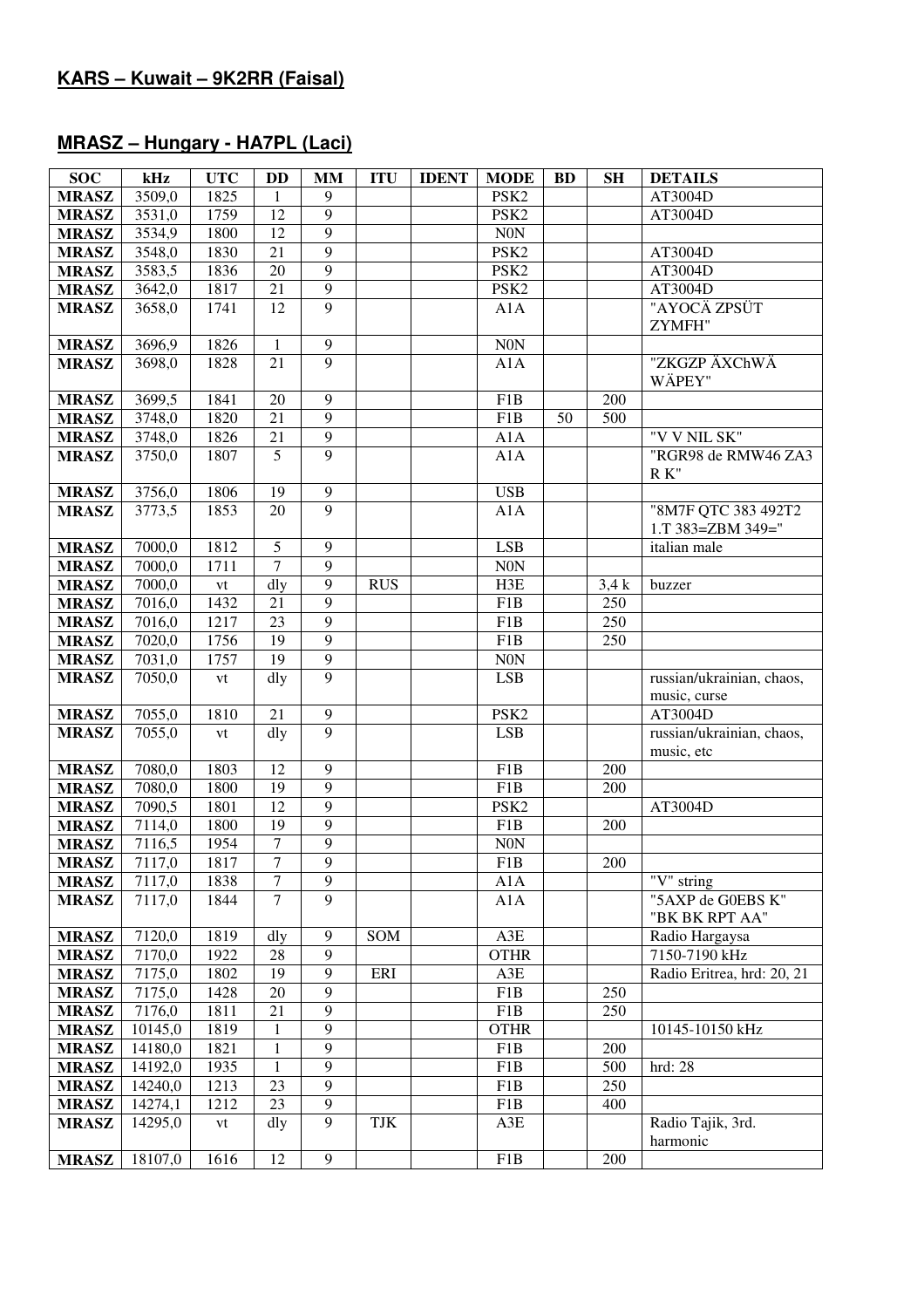## KARS – Kuwait – 9K2RR (Faisal)

## MRASZ – Hungary - HA7PL (Laci)

| SOC | kHz | UTC | DD | MM | ITU | IDENT | MODE | BD | SH | DETAILS |
|---|---|---|---|---|---|---|---|---|---|---|
| MRASZ | 3509,0 | 1825 | 1 | 9 | | | PSK2 | | | AT3004D |
| MRASZ | 3531,0 | 1759 | 12 | 9 | | | PSK2 | | | AT3004D |
| MRASZ | 3534,9 | 1800 | 12 | 9 | | | N0N | | | |
| MRASZ | 3548,0 | 1830 | 21 | 9 | | | PSK2 | | | AT3004D |
| MRASZ | 3583,5 | 1836 | 20 | 9 | | | PSK2 | | | AT3004D |
| MRASZ | 3642,0 | 1817 | 21 | 9 | | | PSK2 | | | AT3004D |
| MRASZ | 3658,0 | 1741 | 12 | 9 | | | A1A | | | "AYOCÄ ZPSÜT ZYMFH" |
| MRASZ | 3696,9 | 1826 | 1 | 9 | | | N0N | | | |
| MRASZ | 3698,0 | 1828 | 21 | 9 | | | A1A | | | "ZKGZP ÄXChWÄ WÄPEY" |
| MRASZ | 3699,5 | 1841 | 20 | 9 | | | F1B | | 200 | |
| MRASZ | 3748,0 | 1820 | 21 | 9 | | | F1B | 50 | 500 | |
| MRASZ | 3748,0 | 1826 | 21 | 9 | | | A1A | | | "V V NIL SK" |
| MRASZ | 3750,0 | 1807 | 5 | 9 | | | A1A | | | "RGR98 de RMW46 ZA3 R K" |
| MRASZ | 3756,0 | 1806 | 19 | 9 | | | USB | | | |
| MRASZ | 3773,5 | 1853 | 20 | 9 | | | A1A | | | "8M7F QTC 383 492T2 1.T 383=ZBM 349=" |
| MRASZ | 7000,0 | 1812 | 5 | 9 | | | LSB | | | italian male |
| MRASZ | 7000,0 | 1711 | 7 | 9 | | | N0N | | | |
| MRASZ | 7000,0 | vt | dly | 9 | RUS | | H3E | | 3,4 k | buzzer |
| MRASZ | 7016,0 | 1432 | 21 | 9 | | | F1B | | 250 | |
| MRASZ | 7016,0 | 1217 | 23 | 9 | | | F1B | | 250 | |
| MRASZ | 7020,0 | 1756 | 19 | 9 | | | F1B | | 250 | |
| MRASZ | 7031,0 | 1757 | 19 | 9 | | | N0N | | | |
| MRASZ | 7050,0 | vt | dly | 9 | | | LSB | | | russian/ukrainian, chaos, music, curse |
| MRASZ | 7055,0 | 1810 | 21 | 9 | | | PSK2 | | | AT3004D |
| MRASZ | 7055,0 | vt | dly | 9 | | | LSB | | | russian/ukrainian, chaos, music, etc |
| MRASZ | 7080,0 | 1803 | 12 | 9 | | | F1B | | 200 | |
| MRASZ | 7080,0 | 1800 | 19 | 9 | | | F1B | | 200 | |
| MRASZ | 7090,5 | 1801 | 12 | 9 | | | PSK2 | | | AT3004D |
| MRASZ | 7114,0 | 1800 | 19 | 9 | | | F1B | | 200 | |
| MRASZ | 7116,5 | 1954 | 7 | 9 | | | N0N | | | |
| MRASZ | 7117,0 | 1817 | 7 | 9 | | | F1B | | 200 | |
| MRASZ | 7117,0 | 1838 | 7 | 9 | | | A1A | | | "V" string |
| MRASZ | 7117,0 | 1844 | 7 | 9 | | | A1A | | | "5AXP de G0EBS K" "BK BK RPT AA" |
| MRASZ | 7120,0 | 1819 | dly | 9 | SOM | | A3E | | | Radio Hargaysa |
| MRASZ | 7170,0 | 1922 | 28 | 9 | | | OTHR | | | 7150-7190 kHz |
| MRASZ | 7175,0 | 1802 | 19 | 9 | ERI | | A3E | | | Radio Eritrea, hrd: 20, 21 |
| MRASZ | 7175,0 | 1428 | 20 | 9 | | | F1B | | 250 | |
| MRASZ | 7176,0 | 1811 | 21 | 9 | | | F1B | | 250 | |
| MRASZ | 10145,0 | 1819 | 1 | 9 | | | OTHR | | | 10145-10150 kHz |
| MRASZ | 14180,0 | 1821 | 1 | 9 | | | F1B | | 200 | |
| MRASZ | 14192,0 | 1935 | 1 | 9 | | | F1B | | 500 | hrd: 28 |
| MRASZ | 14240,0 | 1213 | 23 | 9 | | | F1B | | 250 | |
| MRASZ | 14274,1 | 1212 | 23 | 9 | | | F1B | | 400 | |
| MRASZ | 14295,0 | vt | dly | 9 | TJK | | A3E | | | Radio Tajik, 3rd. harmonic |
| MRASZ | 18107,0 | 1616 | 12 | 9 | | | F1B | | 200 | |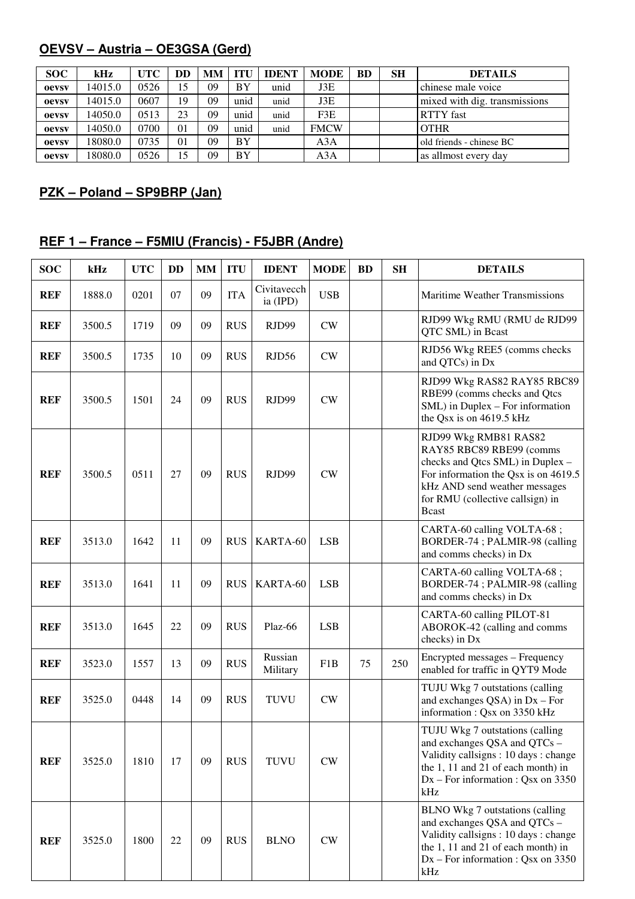## OEVSV – Austria – OE3GSA (Gerd)

| SOC | kHz | UTC | DD | MM | ITU | IDENT | MODE | BD | SH | DETAILS |
|---|---|---|---|---|---|---|---|---|---|---|
| oevsv | 14015.0 | 0526 | 15 | 09 | BY | unid | J3E | | | chinese male voice |
| oevsv | 14015.0 | 0607 | 19 | 09 | unid | unid | J3E | | | mixed with dig. transmissions |
| oevsv | 14050.0 | 0513 | 23 | 09 | unid | unid | F3E | | | RTTY fast |
| oevsv | 14050.0 | 0700 | 01 | 09 | unid | unid | FMCW | | | OTHR |
| oevsv | 18080.0 | 0735 | 01 | 09 | BY | | A3A | | | old friends - chinese BC |
| oevsv | 18080.0 | 0526 | 15 | 09 | BY | | A3A | | | as allmost every day |

## PZK – Poland – SP9BRP (Jan)

## REF 1 – France – F5MIU (Francis) - F5JBR (Andre)

| SOC | kHz | UTC | DD | MM | ITU | IDENT | MODE | BD | SH | DETAILS |
|---|---|---|---|---|---|---|---|---|---|---|
| REF | 1888.0 | 0201 | 07 | 09 | ITA | Civitavecchia (IPD) | USB | | | Maritime Weather Transmissions |
| REF | 3500.5 | 1719 | 09 | 09 | RUS | RJD99 | CW | | | RJD99 Wkg RMU (RMU de RJD99 QTC SML) in Bcast |
| REF | 3500.5 | 1735 | 10 | 09 | RUS | RJD56 | CW | | | RJD56 Wkg REE5 (comms checks and QTCs) in Dx |
| REF | 3500.5 | 1501 | 24 | 09 | RUS | RJD99 | CW | | | RJD99 Wkg RAS82 RAY85 RBC89 RBE99 (comms checks and Qtcs SML) in Duplex – For information the Qsx is on 4619.5 kHz |
| REF | 3500.5 | 0511 | 27 | 09 | RUS | RJD99 | CW | | | RJD99 Wkg RMB81 RAS82 RAY85 RBC89 RBE99 (comms checks and Qtcs SML) in Duplex – For information the Qsx is on 4619.5 kHz AND send weather messages for RMU (collective callsign) in Bcast |
| REF | 3513.0 | 1642 | 11 | 09 | RUS | KARTA-60 | LSB | | | CARTA-60 calling VOLTA-68 ; BORDER-74 ; PALMIR-98 (calling and comms checks) in Dx |
| REF | 3513.0 | 1641 | 11 | 09 | RUS | KARTA-60 | LSB | | | CARTA-60 calling VOLTA-68 ; BORDER-74 ; PALMIR-98 (calling and comms checks) in Dx |
| REF | 3513.0 | 1645 | 22 | 09 | RUS | Plaz-66 | LSB | | | CARTA-60 calling PILOT-81 ABOROK-42 (calling and comms checks) in Dx |
| REF | 3523.0 | 1557 | 13 | 09 | RUS | Russian Military | F1B | 75 | 250 | Encrypted messages – Frequency enabled for traffic in QYT9 Mode |
| REF | 3525.0 | 0448 | 14 | 09 | RUS | TUVU | CW | | | TUJU Wkg 7 outstations (calling and exchanges QSA) in Dx – For information : Qsx on 3350 kHz |
| REF | 3525.0 | 1810 | 17 | 09 | RUS | TUVU | CW | | | TUJU Wkg 7 outstations (calling and exchanges QSA and QTCs – Validity callsigns : 10 days : change the 1, 11 and 21 of each month) in Dx – For information : Qsx on 3350 kHz |
| REF | 3525.0 | 1800 | 22 | 09 | RUS | BLNO | CW | | | BLNO Wkg 7 outstations (calling and exchanges QSA and QTCs – Validity callsigns : 10 days : change the 1, 11 and 21 of each month) in Dx – For information : Qsx on 3350 kHz |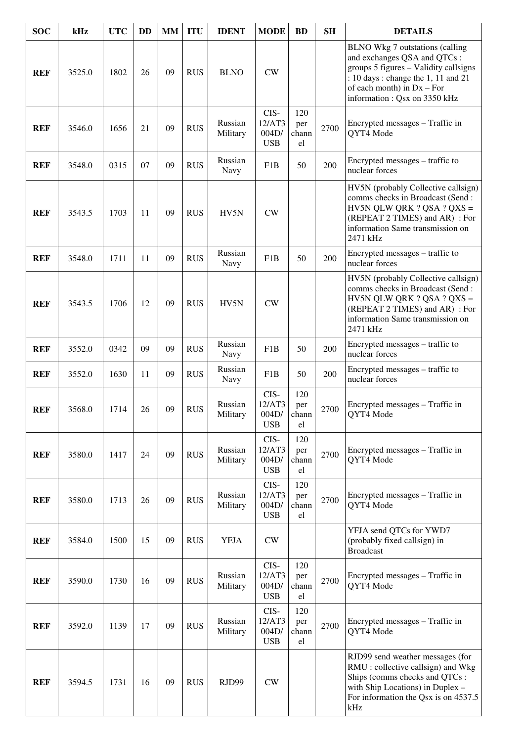| SOC | kHz | UTC | DD | MM | ITU | IDENT | MODE | BD | SH | DETAILS |
|---|---|---|---|---|---|---|---|---|---|---|
| **REF** | 3525.0 | 1802 | 26 | 09 | RUS | BLNO | CW | | | BLNO Wkg 7 outstations (calling and exchanges QSA and QTCs : groups 5 figures – Validity callsigns : 10 days : change the 1, 11 and 21 of each month) in Dx – For information : Qsx on 3350 kHz |
| **REF** | 3546.0 | 1656 | 21 | 09 | RUS | Russian Military | CIS-12/AT3 004D/ USB | 120 per channel | 2700 | Encrypted messages – Traffic in QYT4 Mode |
| **REF** | 3548.0 | 0315 | 07 | 09 | RUS | Russian Navy | F1B | 50 | 200 | Encrypted messages – traffic to nuclear forces |
| **REF** | 3543.5 | 1703 | 11 | 09 | RUS | HV5N | CW | | | HV5N (probably Collective callsign) comms checks in Broadcast (Send : HV5N QLW QRK ? QSA ? QXS = (REPEAT 2 TIMES) and AR) : For information Same transmission on 2471 kHz |
| **REF** | 3548.0 | 1711 | 11 | 09 | RUS | Russian Navy | F1B | 50 | 200 | Encrypted messages – traffic to nuclear forces |
| **REF** | 3543.5 | 1706 | 12 | 09 | RUS | HV5N | CW | | | HV5N (probably Collective callsign) comms checks in Broadcast (Send : HV5N QLW QRK ? QSA ? QXS = (REPEAT 2 TIMES) and AR) : For information Same transmission on 2471 kHz |
| **REF** | 3552.0 | 0342 | 09 | 09 | RUS | Russian Navy | F1B | 50 | 200 | Encrypted messages – traffic to nuclear forces |
| **REF** | 3552.0 | 1630 | 11 | 09 | RUS | Russian Navy | F1B | 50 | 200 | Encrypted messages – traffic to nuclear forces |
| **REF** | 3568.0 | 1714 | 26 | 09 | RUS | Russian Military | CIS-12/AT3 004D/ USB | 120 per channel | 2700 | Encrypted messages – Traffic in QYT4 Mode |
| **REF** | 3580.0 | 1417 | 24 | 09 | RUS | Russian Military | CIS-12/AT3 004D/ USB | 120 per channel | 2700 | Encrypted messages – Traffic in QYT4 Mode |
| **REF** | 3580.0 | 1713 | 26 | 09 | RUS | Russian Military | CIS-12/AT3 004D/ USB | 120 per channel | 2700 | Encrypted messages – Traffic in QYT4 Mode |
| **REF** | 3584.0 | 1500 | 15 | 09 | RUS | YFJA | CW | | | YFJA send QTCs for YWD7 (probably fixed callsign) in Broadcast |
| **REF** | 3590.0 | 1730 | 16 | 09 | RUS | Russian Military | CIS-12/AT3 004D/ USB | 120 per channel | 2700 | Encrypted messages – Traffic in QYT4 Mode |
| **REF** | 3592.0 | 1139 | 17 | 09 | RUS | Russian Military | CIS-12/AT3 004D/ USB | 120 per channel | 2700 | Encrypted messages – Traffic in QYT4 Mode |
| **REF** | 3594.5 | 1731 | 16 | 09 | RUS | RJD99 | CW | | | RJD99 send weather messages (for RMU : collective callsign) and Wkg Ships (comms checks and QTCs : with Ship Locations) in Duplex – For information the Qsx is on 4537.5 kHz |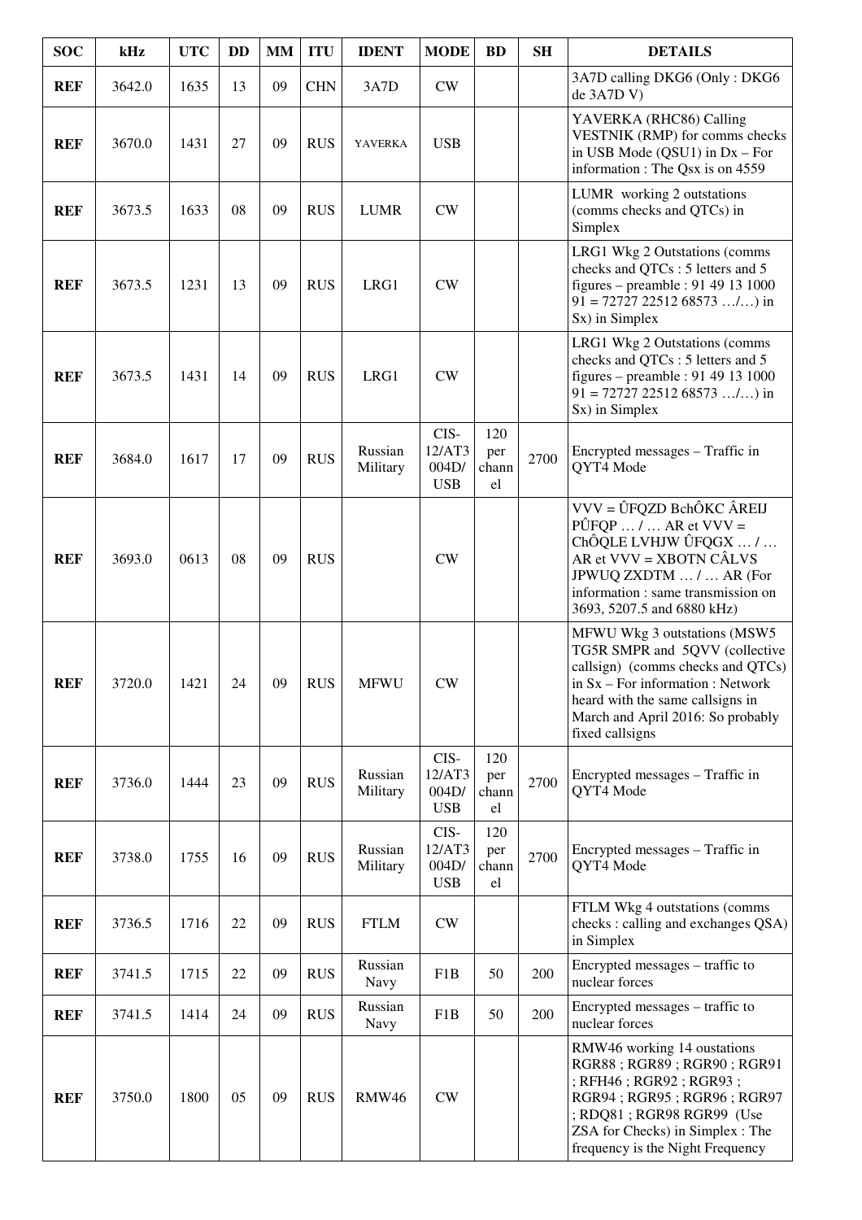| SOC | kHz | UTC | DD | MM | ITU | IDENT | MODE | BD | SH | DETAILS |
|---|---|---|---|---|---|---|---|---|---|---|
| **REF** | 3642.0 | 1635 | 13 | 09 | CHN | 3A7D | CW | | | 3A7D calling DKG6 (Only : DKG6 de 3A7D V) |
| **REF** | 3670.0 | 1431 | 27 | 09 | RUS | YAVERKA | USB | | | YAVERKA (RHC86) Calling VESTNIK (RMP) for comms checks in USB Mode (QSU1) in Dx – For information : The Qsx is on 4559 |
| **REF** | 3673.5 | 1633 | 08 | 09 | RUS | LUMR | CW | | | LUMR working 2 outstations (comms checks and QTCs) in Simplex |
| **REF** | 3673.5 | 1231 | 13 | 09 | RUS | LRG1 | CW | | | LRG1 Wkg 2 Outstations (comms checks and QTCs : 5 letters and 5 figures – preamble : 91 49 13 1000 91 = 72727 22512 68573 …/…) in Sx) in Simplex |
| **REF** | 3673.5 | 1431 | 14 | 09 | RUS | LRG1 | CW | | | LRG1 Wkg 2 Outstations (comms checks and QTCs : 5 letters and 5 figures – preamble : 91 49 13 1000 91 = 72727 22512 68573 …/…) in Sx) in Simplex |
| **REF** | 3684.0 | 1617 | 17 | 09 | RUS | Russian Military | CIS-12/AT3 004D/ USB | 120 per channel | 2700 | Encrypted messages – Traffic in QYT4 Mode |
| **REF** | 3693.0 | 0613 | 08 | 09 | RUS | | CW | | | VVV = ÛFQZD BchÔKC ÂREIJ PÛFQP … / … AR et VVV = ChÔQLE LVHJW ÛFQGX … / … AR et VVV = XBOTN CÂLVS JPWUQ ZXDTM … / … AR (For information : same transmission on 3693, 5207.5 and 6880 kHz) |
| **REF** | 3720.0 | 1421 | 24 | 09 | RUS | MFWU | CW | | | MFWU Wkg 3 outstations (MSW5 TG5R SMPR and 5QVV (collective callsign) (comms checks and QTCs) in Sx – For information : Network heard with the same callsigns in March and April 2016: So probably fixed callsigns |
| **REF** | 3736.0 | 1444 | 23 | 09 | RUS | Russian Military | CIS-12/AT3 004D/ USB | 120 per channel | 2700 | Encrypted messages – Traffic in QYT4 Mode |
| **REF** | 3738.0 | 1755 | 16 | 09 | RUS | Russian Military | CIS-12/AT3 004D/ USB | 120 per channel | 2700 | Encrypted messages – Traffic in QYT4 Mode |
| **REF** | 3736.5 | 1716 | 22 | 09 | RUS | FTLM | CW | | | FTLM Wkg 4 outstations (comms checks : calling and exchanges QSA) in Simplex |
| **REF** | 3741.5 | 1715 | 22 | 09 | RUS | Russian Navy | F1B | 50 | 200 | Encrypted messages – traffic to nuclear forces |
| **REF** | 3741.5 | 1414 | 24 | 09 | RUS | Russian Navy | F1B | 50 | 200 | Encrypted messages – traffic to nuclear forces |
| **REF** | 3750.0 | 1800 | 05 | 09 | RUS | RMW46 | CW | | | RMW46 working 14 oustations RGR88 ; RGR89 ; RGR90 ; RGR91 ; RFH46 ; RGR92 ; RGR93 ; RGR94 ; RGR95 ; RGR96 ; RGR97 ; RDQ81 ; RGR98 RGR99 (Use ZSA for Checks) in Simplex : The frequency is the Night Frequency |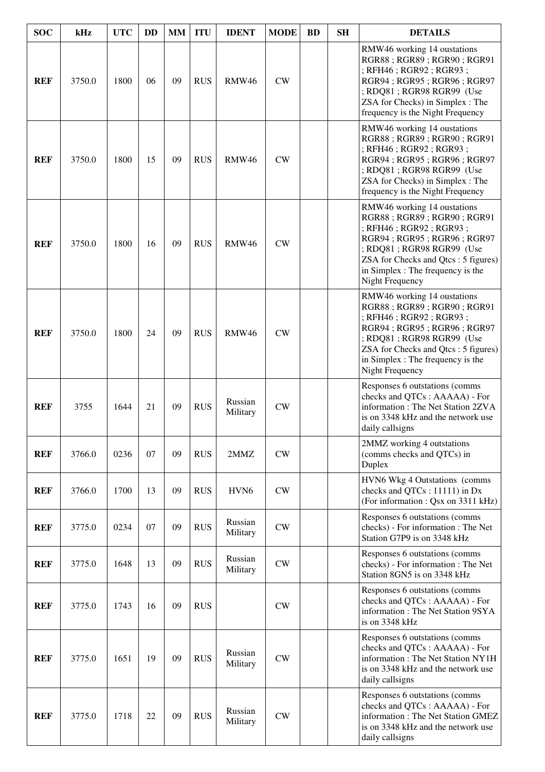| SOC | kHz | UTC | DD | MM | ITU | IDENT | MODE | BD | SH | DETAILS |
|---|---|---|---|---|---|---|---|---|---|---|
| **REF** | 3750.0 | 1800 | 06 | 09 | RUS | RMW46 | CW | | | RMW46 working 14 oustations RGR88 ; RGR89 ; RGR91 ; RFH46 ; RGR92 ; RGR93 ; RGR94 ; RGR95 ; RGR96 ; RGR97 ; RDQ81 ; RGR98 RGR99 (Use ZSA for Checks) in Simplex : The frequency is the Night Frequency |
| **REF** | 3750.0 | 1800 | 15 | 09 | RUS | RMW46 | CW | | | RMW46 working 14 oustations RGR88 ; RGR89 ; RGR90 ; RGR91 ; RFH46 ; RGR92 ; RGR93 ; RGR94 ; RGR95 ; RGR96 ; RGR97 ; RDQ81 ; RGR98 RGR99 (Use ZSA for Checks) in Simplex : The frequency is the Night Frequency |
| **REF** | 3750.0 | 1800 | 16 | 09 | RUS | RMW46 | CW | | | RMW46 working 14 oustations RGR88 ; RGR89 ; RGR90 ; RGR91 ; RFH46 ; RGR92 ; RGR93 ; RGR94 ; RGR95 ; RGR96 ; RGR97 ; RDQ81 ; RGR98 RGR99 (Use ZSA for Checks and Qtcs : 5 figures) in Simplex : The frequency is the Night Frequency |
| **REF** | 3750.0 | 1800 | 24 | 09 | RUS | RMW46 | CW | | | RMW46 working 14 oustations RGR88 ; RGR89 ; RGR90 ; RGR91 ; RFH46 ; RGR92 ; RGR93 ; RGR94 ; RGR95 ; RGR96 ; RGR97 ; RDQ81 ; RGR98 RGR99 (Use ZSA for Checks and Qtcs : 5 figures) in Simplex : The frequency is the Night Frequency |
| **REF** | 3755 | 1644 | 21 | 09 | RUS | Russian Military | CW | | | Responses 6 outstations (comms checks and QTCs : AAAAA) - For information : The Net Station 2ZVA is on 3348 kHz and the network use daily callsigns |
| **REF** | 3766.0 | 0236 | 07 | 09 | RUS | 2MMZ | CW | | | 2MMZ working 4 outstations (comms checks and QTCs) in Duplex |
| **REF** | 3766.0 | 1700 | 13 | 09 | RUS | HVN6 | CW | | | HVN6 Wkg 4 Outstations (comms checks and QTCs : 11111) in Dx (For information : Qsx on 3311 kHz) |
| **REF** | 3775.0 | 0234 | 07 | 09 | RUS | Russian Military | CW | | | Responses 6 outstations (comms checks) - For information : The Net Station G7P9 is on 3348 kHz |
| **REF** | 3775.0 | 1648 | 13 | 09 | RUS | Russian Military | CW | | | Responses 6 outstations (comms checks) - For information : The Net Station 8GN5 is on 3348 kHz |
| **REF** | 3775.0 | 1743 | 16 | 09 | RUS | | CW | | | Responses 6 outstations (comms checks and QTCs : AAAAA) - For information : The Net Station 9SYA is on 3348 kHz |
| **REF** | 3775.0 | 1651 | 19 | 09 | RUS | Russian Military | CW | | | Responses 6 outstations (comms checks and QTCs : AAAAA) - For information : The Net Station NY1H is on 3348 kHz and the network use daily callsigns |
| **REF** | 3775.0 | 1718 | 22 | 09 | RUS | Russian Military | CW | | | Responses 6 outstations (comms checks and QTCs : AAAAA) - For information : The Net Station GMEZ is on 3348 kHz and the network use daily callsigns |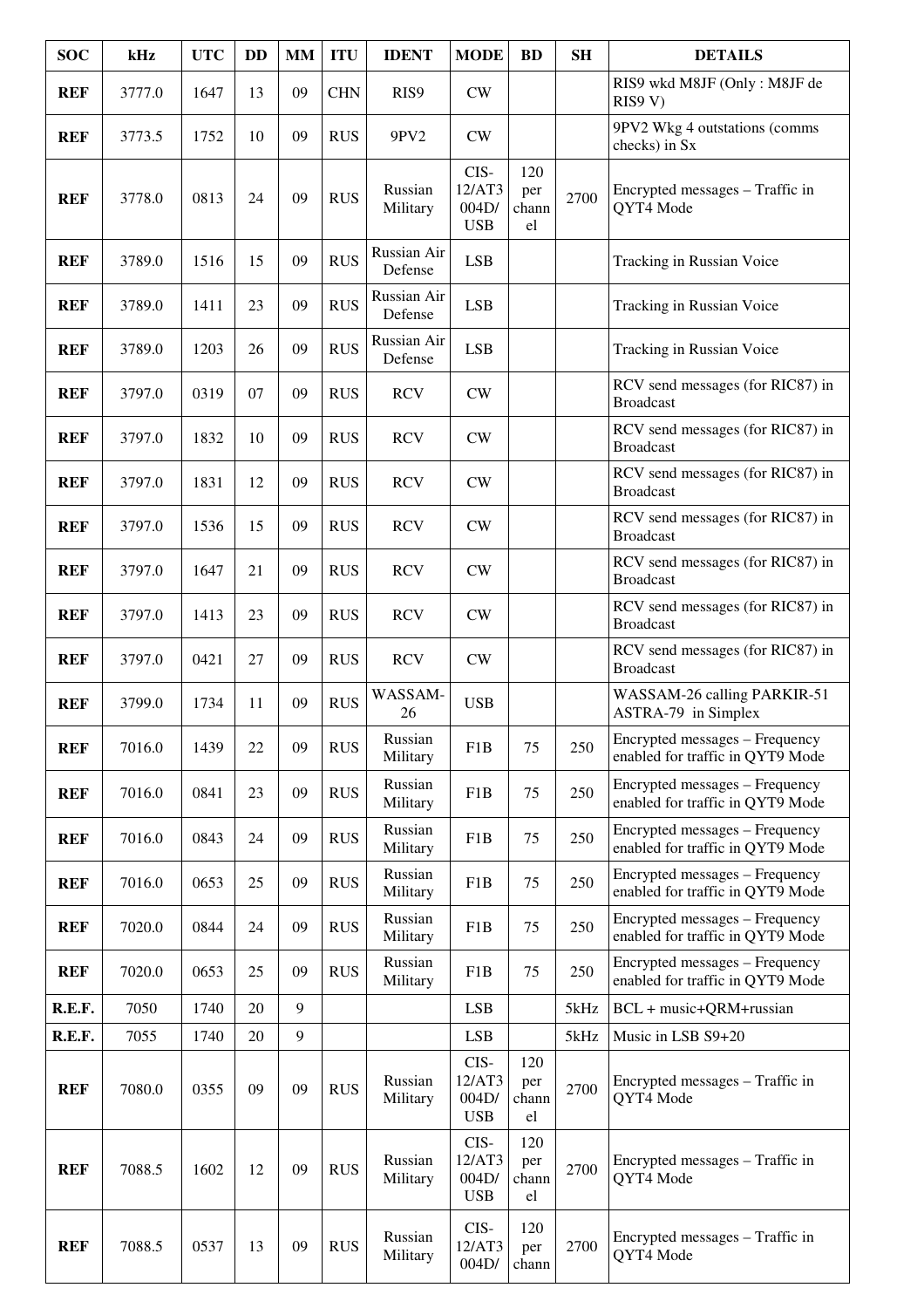| SOC | kHz | UTC | DD | MM | ITU | IDENT | MODE | BD | SH | DETAILS |
|---|---|---|---|---|---|---|---|---|---|---|
| **REF** | 3777.0 | 1647 | 13 | 09 | CHN | RIS9 | CW | | | RIS9 wkd M8JF (Only : M8JF de RIS9 V) |
| **REF** | 3773.5 | 1752 | 10 | 09 | RUS | 9PV2 | CW | | | 9PV2 Wkg 4 outstations (comms checks) in Sx |
| **REF** | 3778.0 | 0813 | 24 | 09 | RUS | Russian Military | CIS-12/AT3 004D/ USB | 120 per channel | 2700 | Encrypted messages – Traffic in QYT4 Mode |
| **REF** | 3789.0 | 1516 | 15 | 09 | RUS | Russian Air Defense | LSB | | | Tracking in Russian Voice |
| **REF** | 3789.0 | 1411 | 23 | 09 | RUS | Russian Air Defense | LSB | | | Tracking in Russian Voice |
| **REF** | 3789.0 | 1203 | 26 | 09 | RUS | Russian Air Defense | LSB | | | Tracking in Russian Voice |
| **REF** | 3797.0 | 0319 | 07 | 09 | RUS | RCV | CW | | | RCV send messages (for RIC87) in Broadcast |
| **REF** | 3797.0 | 1832 | 10 | 09 | RUS | RCV | CW | | | RCV send messages (for RIC87) in Broadcast |
| **REF** | 3797.0 | 1831 | 12 | 09 | RUS | RCV | CW | | | RCV send messages (for RIC87) in Broadcast |
| **REF** | 3797.0 | 1536 | 15 | 09 | RUS | RCV | CW | | | RCV send messages (for RIC87) in Broadcast |
| **REF** | 3797.0 | 1647 | 21 | 09 | RUS | RCV | CW | | | RCV send messages (for RIC87) in Broadcast |
| **REF** | 3797.0 | 1413 | 23 | 09 | RUS | RCV | CW | | | RCV send messages (for RIC87) in Broadcast |
| **REF** | 3797.0 | 0421 | 27 | 09 | RUS | RCV | CW | | | RCV send messages (for RIC87) in Broadcast |
| **REF** | 3799.0 | 1734 | 11 | 09 | RUS | WASSAM-26 | USB | | | WASSAM-26 calling PARKIR-51 ASTRA-79 in Simplex |
| **REF** | 7016.0 | 1439 | 22 | 09 | RUS | Russian Military | F1B | 75 | 250 | Encrypted messages – Frequency enabled for traffic in QYT9 Mode |
| **REF** | 7016.0 | 0841 | 23 | 09 | RUS | Russian Military | F1B | 75 | 250 | Encrypted messages – Frequency enabled for traffic in QYT9 Mode |
| **REF** | 7016.0 | 0843 | 24 | 09 | RUS | Russian Military | F1B | 75 | 250 | Encrypted messages – Frequency enabled for traffic in QYT9 Mode |
| **REF** | 7016.0 | 0653 | 25 | 09 | RUS | Russian Military | F1B | 75 | 250 | Encrypted messages – Frequency enabled for traffic in QYT9 Mode |
| **REF** | 7020.0 | 0844 | 24 | 09 | RUS | Russian Military | F1B | 75 | 250 | Encrypted messages – Frequency enabled for traffic in QYT9 Mode |
| **REF** | 7020.0 | 0653 | 25 | 09 | RUS | Russian Military | F1B | 75 | 250 | Encrypted messages – Frequency enabled for traffic in QYT9 Mode |
| **R.E.F.** | 7050 | 1740 | 20 | 9 | | | LSB | | 5kHz | BCL + music+QRM+russian |
| **R.E.F.** | 7055 | 1740 | 20 | 9 | | | LSB | | 5kHz | Music in LSB S9+20 |
| **REF** | 7080.0 | 0355 | 09 | 09 | RUS | Russian Military | CIS-12/AT3 004D/ USB | 120 per channel | 2700 | Encrypted messages – Traffic in QYT4 Mode |
| **REF** | 7088.5 | 1602 | 12 | 09 | RUS | Russian Military | CIS-12/AT3 004D/ USB | 120 per channel | 2700 | Encrypted messages – Traffic in QYT4 Mode |
| **REF** | 7088.5 | 0537 | 13 | 09 | RUS | Russian Military | CIS-12/AT3 004D/ | 120 per chann | 2700 | Encrypted messages – Traffic in QYT4 Mode |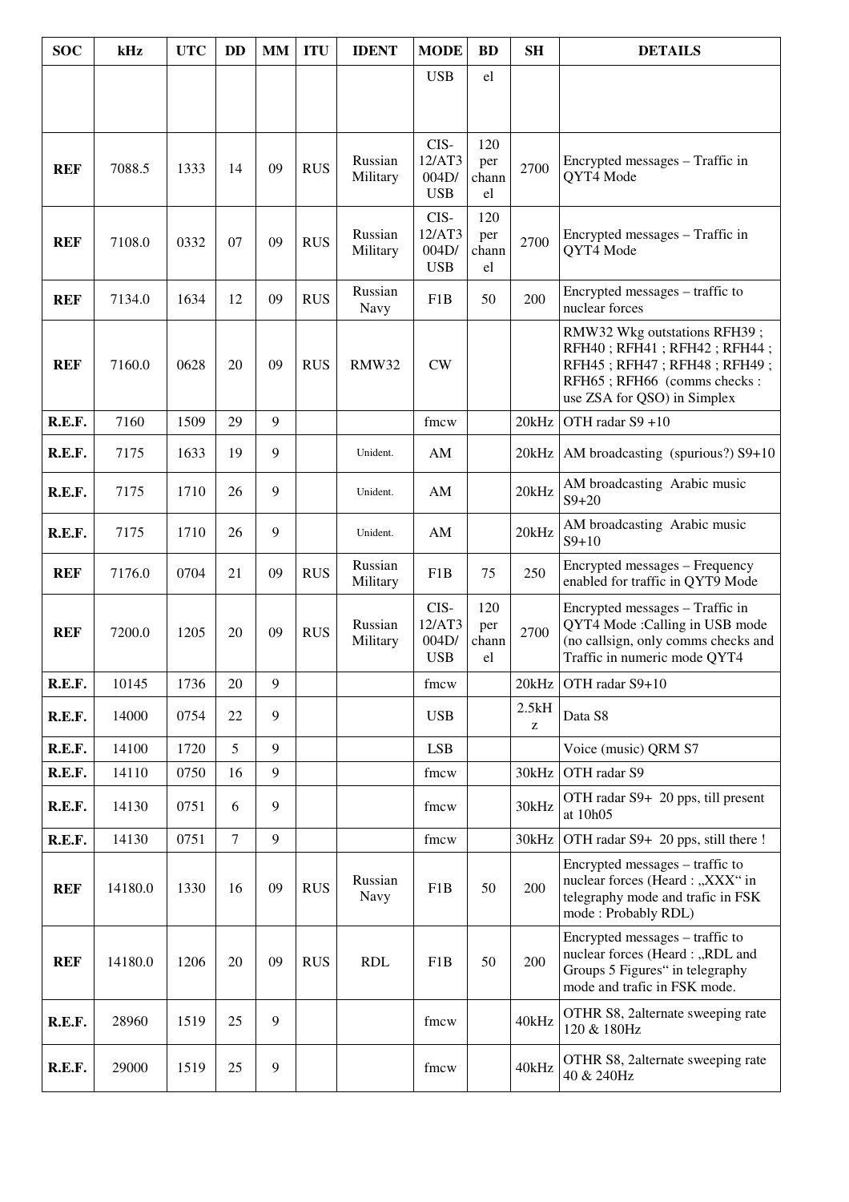| SOC | kHz | UTC | DD | MM | ITU | IDENT | MODE | BD | SH | DETAILS |
|---|---|---|---|---|---|---|---|---|---|---|
| | | | | | | | USB | el | | |
| **REF** | 7088.5 | 1333 | 14 | 09 | RUS | Russian Military | CIS-12/AT3 004D/ USB | 120 per channel | 2700 | Encrypted messages – Traffic in QYT4 Mode |
| **REF** | 7108.0 | 0332 | 07 | 09 | RUS | Russian Military | CIS-12/AT3 004D/ USB | 120 per channel | 2700 | Encrypted messages – Traffic in QYT4 Mode |
| **REF** | 7134.0 | 1634 | 12 | 09 | RUS | Russian Navy | F1B | 50 | 200 | Encrypted messages – traffic to nuclear forces |
| **REF** | 7160.0 | 0628 | 20 | 09 | RUS | RMW32 | CW | | | RMW32 Wkg outstations RFH39 ; RFH40 ; RFH41 ; RFH42 ; RFH44 ; RFH45 ; RFH47 ; RFH48 ; RFH49 ; RFH65 ; RFH66 (comms checks : use ZSA for QSO) in Simplex |
| **R.E.F.** | 7160 | 1509 | 29 | 9 | | | fmcw | | 20kHz | OTH radar S9 +10 |
| **R.E.F.** | 7175 | 1633 | 19 | 9 | | Unident. | AM | | 20kHz | AM broadcasting (spurious?) S9+10 |
| **R.E.F.** | 7175 | 1710 | 26 | 9 | | Unident. | AM | | 20kHz | AM broadcasting Arabic music S9+20 |
| **R.E.F.** | 7175 | 1710 | 26 | 9 | | Unident. | AM | | 20kHz | AM broadcasting Arabic music S9+10 |
| **REF** | 7176.0 | 0704 | 21 | 09 | RUS | Russian Military | F1B | 75 | 250 | Encrypted messages – Frequency enabled for traffic in QYT9 Mode |
| **REF** | 7200.0 | 1205 | 20 | 09 | RUS | Russian Military | CIS-12/AT3 004D/ USB | 120 per channel | 2700 | Encrypted messages – Traffic in QYT4 Mode :Calling in USB mode (no callsign, only comms checks and Traffic in numeric mode QYT4 |
| **R.E.F.** | 10145 | 1736 | 20 | 9 | | | fmcw | | 20kHz | OTH radar S9+10 |
| **R.E.F.** | 14000 | 0754 | 22 | 9 | | | USB | | 2.5kHz | Data S8 |
| **R.E.F.** | 14100 | 1720 | 5 | 9 | | | LSB | | | Voice (music) QRM S7 |
| **R.E.F.** | 14110 | 0750 | 16 | 9 | | | fmcw | | 30kHz | OTH radar S9 |
| **R.E.F.** | 14130 | 0751 | 6 | 9 | | | fmcw | | 30kHz | OTH radar S9+ 20 pps, till present at 10h05 |
| **R.E.F.** | 14130 | 0751 | 7 | 9 | | | fmcw | | 30kHz | OTH radar S9+ 20 pps, still there ! |
| **REF** | 14180.0 | 1330 | 16 | 09 | RUS | Russian Navy | F1B | 50 | 200 | Encrypted messages – traffic to nuclear forces (Heard : „XXX“ in telegraphy mode and trafic in FSK mode : Probably RDL) |
| **REF** | 14180.0 | 1206 | 20 | 09 | RUS | RDL | F1B | 50 | 200 | Encrypted messages – traffic to nuclear forces (Heard : „RDL and Groups 5 Figures“ in telegraphy mode and trafic in FSK mode. |
| **R.E.F.** | 28960 | 1519 | 25 | 9 | | | fmcw | | 40kHz | OTHR S8, 2alternate sweeping rate 120 & 180Hz |
| **R.E.F.** | 29000 | 1519 | 25 | 9 | | | fmcw | | 40kHz | OTHR S8, 2alternate sweeping rate 40 & 240Hz |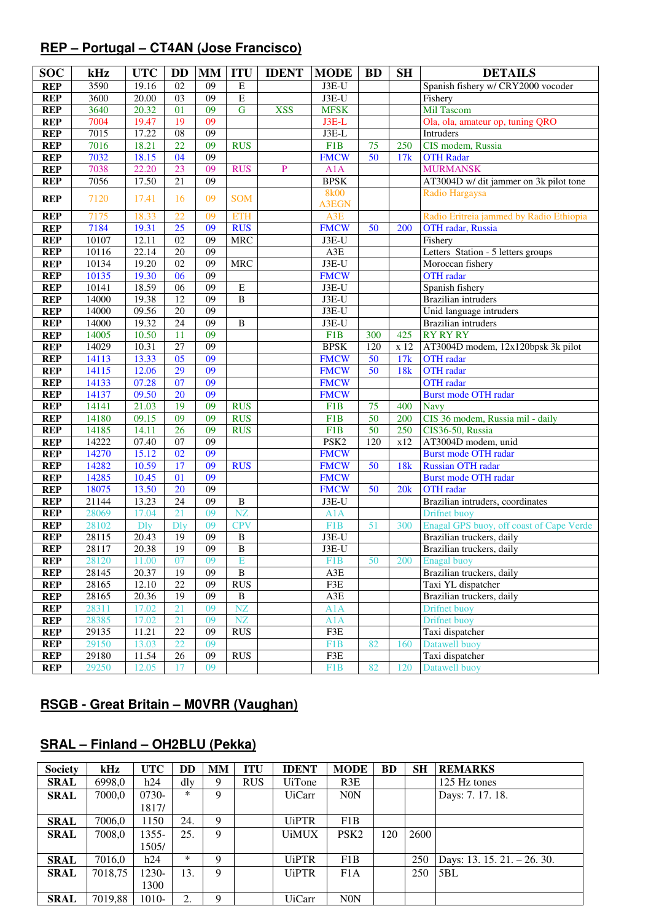## REP – Portugal – CT4AN (Jose Francisco)

| SOC | kHz | UTC | DD | MM | ITU | IDENT | MODE | BD | SH | DETAILS |
|---|---|---|---|---|---|---|---|---|---|---|
| REP | 3590 | 19.16 | 02 | 09 | E | | J3E-U | | | Spanish fishery w/ CRY2000 vocoder |
| REP | 3600 | 20.00 | 03 | 09 | E | | J3E-U | | | Fishery |
| REP | 3640 | 20.32 | 01 | 09 | G | XSS | MFSK | | | Mil Tascom |
| REP | 7004 | 19.47 | 19 | 09 | | | J3E-L | | | Ola, ola, amateur op, tuning QRO |
| REP | 7015 | 17.22 | 08 | 09 | | | J3E-L | | | Intruders |
| REP | 7016 | 18.21 | 22 | 09 | RUS | | F1B | 75 | 250 | CIS modem, Russia |
| REP | 7032 | 18.15 | 04 | 09 | | | FMCW | 50 | 17k | OTH Radar |
| REP | 7038 | 22.20 | 23 | 09 | RUS | P | A1A | | | MURMANSK |
| REP | 7056 | 17.50 | 21 | 09 | | | BPSK | | | AT3004D w/ dit jammer on 3k pilot tone |
| REP | 7120 | 17.41 | 16 | 09 | SOM | | 8k00 A3EGN | | | Radio Hargaysa |
| REP | 7175 | 18.33 | 22 | 09 | ETH | | A3E | | | Radio Eritreia jammed by Radio Ethiopia |
| REP | 7184 | 19.31 | 25 | 09 | RUS | | FMCW | 50 | 200 | OTH radar, Russia |
| REP | 10107 | 12.11 | 02 | 09 | MRC | | J3E-U | | | Fishery |
| REP | 10116 | 22.14 | 20 | 09 | | | A3E | | | Letters Station - 5 letters groups |
| REP | 10134 | 19.20 | 02 | 09 | MRC | | J3E-U | | | Moroccan fishery |
| REP | 10135 | 19.30 | 06 | 09 | | | FMCW | | | OTH radar |
| REP | 10141 | 18.59 | 06 | 09 | E | | J3E-U | | | Spanish fishery |
| REP | 14000 | 19.38 | 12 | 09 | B | | J3E-U | | | Brazilian intruders |
| REP | 14000 | 09.56 | 20 | 09 | | | J3E-U | | | Unid language intruders |
| REP | 14000 | 19.32 | 24 | 09 | B | | J3E-U | | | Brazilian intruders |
| REP | 14005 | 10.50 | 11 | 09 | | | F1B | 300 | 425 | RY RY RY |
| REP | 14029 | 10.31 | 27 | 09 | | | BPSK | 120 | x 12 | AT3004D modem, 12x120bpsk 3k pilot |
| REP | 14113 | 13.33 | 05 | 09 | | | FMCW | 50 | 17k | OTH radar |
| REP | 14115 | 12.06 | 29 | 09 | | | FMCW | 50 | 18k | OTH radar |
| REP | 14133 | 07.28 | 07 | 09 | | | FMCW | | | OTH radar |
| REP | 14137 | 09.50 | 20 | 09 | | | FMCW | | | Burst mode OTH radar |
| REP | 14141 | 21.03 | 19 | 09 | RUS | | F1B | 75 | 400 | Navy |
| REP | 14180 | 09.15 | 09 | 09 | RUS | | F1B | 50 | 200 | CIS 36 modem, Russia mil - daily |
| REP | 14185 | 14.11 | 26 | 09 | RUS | | F1B | 50 | 250 | CIS36-50, Russia |
| REP | 14222 | 07.40 | 07 | 09 | | | PSK2 | 120 | x12 | AT3004D modem, unid |
| REP | 14270 | 15.12 | 02 | 09 | | | FMCW | | | Burst mode OTH radar |
| REP | 14282 | 10.59 | 17 | 09 | RUS | | FMCW | 50 | 18k | Russian OTH radar |
| REP | 14285 | 10.45 | 01 | 09 | | | FMCW | | | Burst mode OTH radar |
| REP | 18075 | 13.50 | 20 | 09 | | | FMCW | 50 | 20k | OTH radar |
| REP | 21144 | 13.23 | 24 | 09 | B | | J3E-U | | | Brazilian intruders, coordinates |
| REP | 28069 | 17.04 | 21 | 09 | NZ | | A1A | | | Drifnet buoy |
| REP | 28102 | Dly | Dly | 09 | CPV | | F1B | 51 | 300 | Enagal GPS buoy, off coast of Cape Verde |
| REP | 28115 | 20.43 | 19 | 09 | B | | J3E-U | | | Brazilian truckers, daily |
| REP | 28117 | 20.38 | 19 | 09 | B | | J3E-U | | | Brazilian truckers, daily |
| REP | 28120 | 11.00 | 07 | 09 | E | | F1B | 50 | 200 | Enagal buoy |
| REP | 28145 | 20.37 | 19 | 09 | B | | A3E | | | Brazilian truckers, daily |
| REP | 28165 | 12.10 | 22 | 09 | RUS | | F3E | | | Taxi YL dispatcher |
| REP | 28165 | 20.36 | 19 | 09 | B | | A3E | | | Brazilian truckers, daily |
| REP | 28311 | 17.02 | 21 | 09 | NZ | | A1A | | | Drifnet buoy |
| REP | 28385 | 17.02 | 21 | 09 | NZ | | A1A | | | Drifnet buoy |
| REP | 29135 | 11.21 | 22 | 09 | RUS | | F3E | | | Taxi dispatcher |
| REP | 29150 | 13.03 | 22 | 09 | | | F1B | 82 | 160 | Datawell buoy |
| REP | 29180 | 11.54 | 26 | 09 | RUS | | F3E | | | Taxi dispatcher |
| REP | 29250 | 12.05 | 17 | 09 | | | F1B | 82 | 120 | Datawell buoy |

## RSGB - Great Britain – M0VRR (Vaughan)

## SRAL – Finland – OH2BLU (Pekka)

| Society | kHz | UTC | DD | MM | ITU | IDENT | MODE | BD | SH | REMARKS |
|---|---|---|---|---|---|---|---|---|---|---|
| SRAL | 6998,0 | h24 | dly | 9 | RUS | UiTone | R3E | | | 125 Hz tones |
| SRAL | 7000,0 | 0730-1817/ | * | 9 | | UiCarr | N0N | | | Days: 7. 17. 18. |
| SRAL | 7006,0 | 1150 | 24. | 9 | | UiPTR | F1B | | | |
| SRAL | 7008,0 | 1355-1505/ | 25. | 9 | | UiMUX | PSK2 | 120 | 2600 | |
| SRAL | 7016,0 | h24 | * | 9 | | UiPTR | F1B | | 250 | Days: 13. 15. 21. – 26. 30. |
| SRAL | 7018,75 | 1230-1300 | 13. | 9 | | UiPTR | F1A | | 250 | 5BL |
| SRAL | 7019,88 | 1010- | 2. | 9 | | UiCarr | N0N | | | |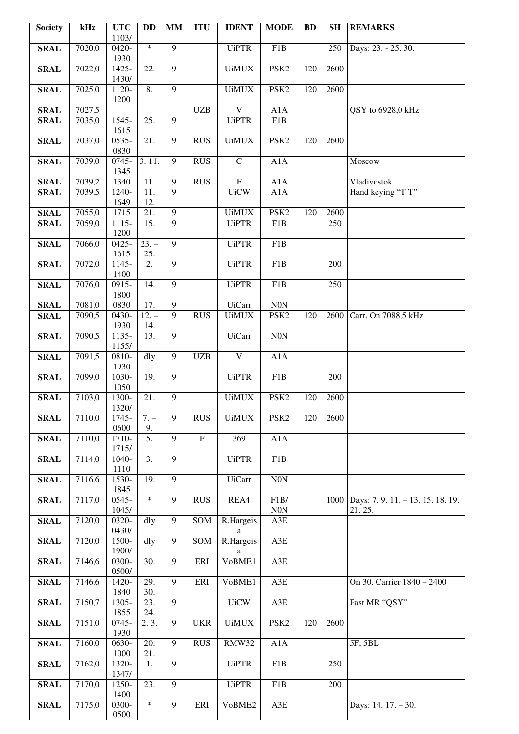| Society | kHz | UTC | DD | MM | ITU | IDENT | MODE | BD | SH | REMARKS |
|---|---|---|---|---|---|---|---|---|---|---|
| | | 1103/ | | | | | | | | |
| SRAL | 7020,0 | 0420-1930 | * | 9 | | UiPTR | F1B | | 250 | Days: 23. - 25. 30. |
| SRAL | 7022,0 | 1425-1430/ | 22. | 9 | | UiMUX | PSK2 | 120 | 2600 | |
| SRAL | 7025,0 | 1120-1200 | 8. | 9 | | UiMUX | PSK2 | 120 | 2600 | |
| SRAL | 7027,5 | | | | UZB | V | A1A | | | QSY to 6928,0 kHz |
| SRAL | 7035,0 | 1545-1615 | 25. | 9 | | UiPTR | F1B | | | |
| SRAL | 7037,0 | 0535-0830 | 21. | 9 | RUS | UiMUX | PSK2 | 120 | 2600 | |
| SRAL | 7039,0 | 0745-1345 | 3. 11. | 9 | RUS | C | A1A | | | Moscow |
| SRAL | 7039,2 | 1340 | 11. | 9 | RUS | F | A1A | | | Vladivostok |
| SRAL | 7039,5 | 1240-1649 | 11. 12. | 9 | | UiCW | A1A | | | Hand keying "T T" |
| SRAL | 7055,0 | 1715 | 21. | 9 | | UiMUX | PSK2 | 120 | 2600 | |
| SRAL | 7059,0 | 1115-1200 | 15. | 9 | | UiPTR | F1B | | 250 | |
| SRAL | 7066,0 | 0425-1615 | 23. – 25. | 9 | | UiPTR | F1B | | | |
| SRAL | 7072,0 | 1145-1400 | 2. | 9 | | UiPTR | F1B | | 200 | |
| SRAL | 7076,0 | 0915-1800 | 14. | 9 | | UiPTR | F1B | | 250 | |
| SRAL | 7081,0 | 0830 | 17. | 9 | | UiCarr | N0N | | | |
| SRAL | 7090,5 | 0430-1930 | 12. – 14. | 9 | RUS | UiMUX | PSK2 | 120 | 2600 | Carr. On 7088,5 kHz |
| SRAL | 7090,5 | 1135-1155/ | 13. | 9 | | UiCarr | N0N | | | |
| SRAL | 7091,5 | 0810-1930 | dly | 9 | UZB | V | A1A | | | |
| SRAL | 7099,0 | 1030-1050 | 19. | 9 | | UiPTR | F1B | | 200 | |
| SRAL | 7103,0 | 1300-1320/ | 21. | 9 | | UiMUX | PSK2 | 120 | 2600 | |
| SRAL | 7110,0 | 1745-0600 | 7. – 9. | 9 | RUS | UiMUX | PSK2 | 120 | 2600 | |
| SRAL | 7110,0 | 1710-1715/ | 5. | 9 | F | 369 | A1A | | | |
| SRAL | 7114,0 | 1040-1110 | 3. | 9 | | UiPTR | F1B | | | |
| SRAL | 7116,6 | 1530-1845 | 19. | 9 | | UiCarr | N0N | | | |
| SRAL | 7117,0 | 0545-1045/ | * | 9 | RUS | REA4 | F1B/ N0N | | 1000 | Days: 7. 9. 11. – 13. 15. 18. 19. 21. 25. |
| SRAL | 7120,0 | 0320-0430/ | dly | 9 | SOM | R.Hargeisa | A3E | | | |
| SRAL | 7120,0 | 1500-1900/ | dly | 9 | SOM | R.Hargeisa | A3E | | | |
| SRAL | 7146,6 | 0300-0500/ | 30. | 9 | ERI | VoBME1 | A3E | | | |
| SRAL | 7146,6 | 1420-1840 | 29. 30. | 9 | ERI | VoBME1 | A3E | | | On 30. Carrier 1840 – 2400 |
| SRAL | 7150,7 | 1305-1855 | 23. 24. | 9 | | UiCW | A3E | | | Fast MR "QSY" |
| SRAL | 7151,0 | 0745-1930 | 2. 3. | 9 | UKR | UiMUX | PSK2 | 120 | 2600 | |
| SRAL | 7160,0 | 0630-1000 | 20. 21. | 9 | RUS | RMW32 | A1A | | | 5F, 5BL |
| SRAL | 7162,0 | 1320-1347/ | 1. | 9 | | UiPTR | F1B | | 250 | |
| SRAL | 7170,0 | 1250-1400 | 23. | 9 | | UiPTR | F1B | | 200 | |
| SRAL | 7175,0 | 0300-0500 | * | 9 | ERI | VoBME2 | A3E | | | Days: 14. 17. – 30. |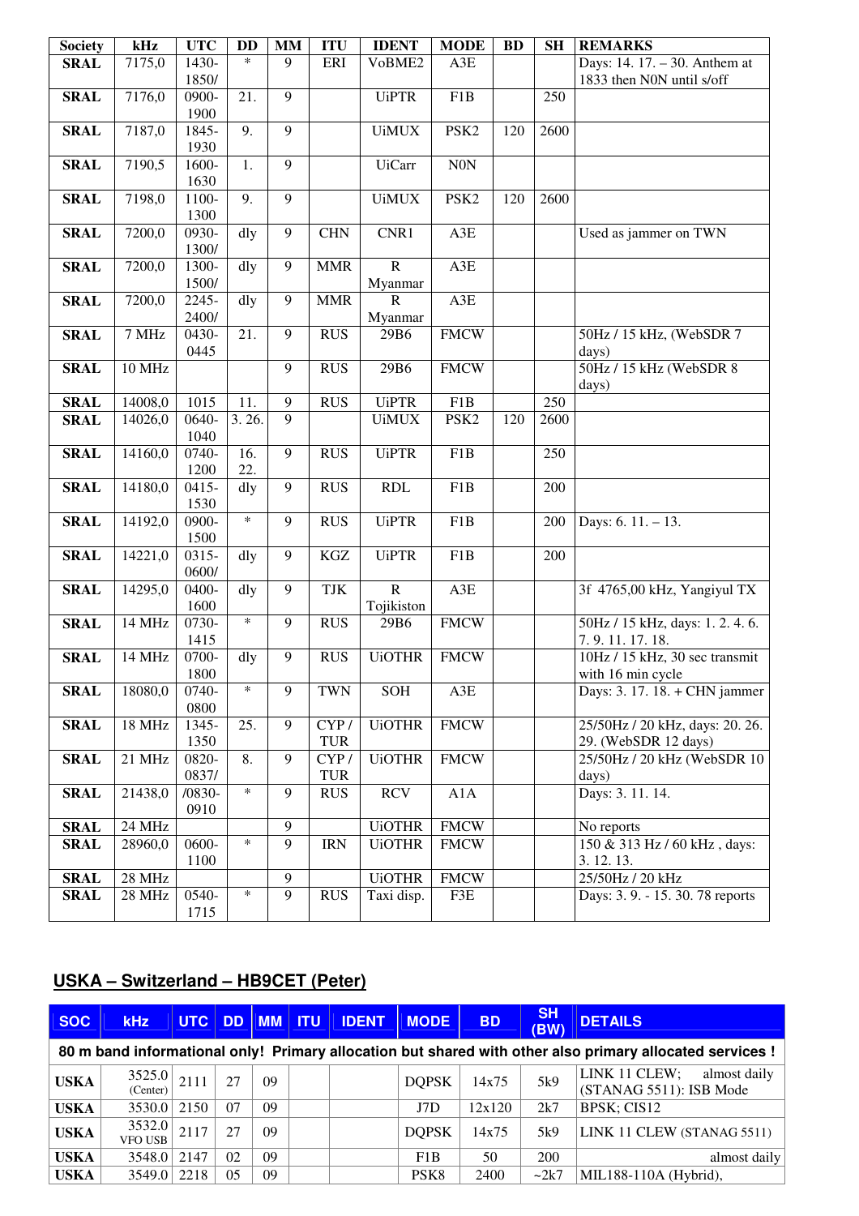| Society | kHz | UTC | DD | MM | ITU | IDENT | MODE | BD | SH | REMARKS |
|---|---|---|---|---|---|---|---|---|---|---|
| **SRAL** | 7175,0 | 1430-1850/ | * | 9 | ERI | VoBME2 | A3E | | | Days: 14. 17. – 30. Anthem at 1833 then N0N until s/off |
| **SRAL** | 7176,0 | 0900-1900 | 21. | 9 | | UiPTR | F1B | | 250 | |
| **SRAL** | 7187,0 | 1845-1930 | 9. | 9 | | UiMUX | PSK2 | 120 | 2600 | |
| **SRAL** | 7190,5 | 1600-1630 | 1. | 9 | | UiCarr | N0N | | | |
| **SRAL** | 7198,0 | 1100-1300 | 9. | 9 | | UiMUX | PSK2 | 120 | 2600 | |
| **SRAL** | 7200,0 | 0930-1300/ | dly | 9 | CHN | CNR1 | A3E | | | Used as jammer on TWN |
| **SRAL** | 7200,0 | 1300-1500/ | dly | 9 | MMR | R Myanmar | A3E | | | |
| **SRAL** | 7200,0 | 2245-2400/ | dly | 9 | MMR | R Myanmar | A3E | | | |
| **SRAL** | 7 MHz | 0430-0445 | 21. | 9 | RUS | 29B6 | FMCW | | | 50Hz / 15 kHz, (WebSDR 7 days) |
| **SRAL** | 10 MHz | | | 9 | RUS | 29B6 | FMCW | | | 50Hz / 15 kHz (WebSDR 8 days) |
| **SRAL** | 14008,0 | 1015 | 11. | 9 | RUS | UiPTR | F1B | | 250 | |
| **SRAL** | 14026,0 | 0640-1040 | 3. 26. | 9 | | UiMUX | PSK2 | 120 | 2600 | |
| **SRAL** | 14160,0 | 0740-1200 | 16. 22. | 9 | RUS | UiPTR | F1B | | 250 | |
| **SRAL** | 14180,0 | 0415-1530 | dly | 9 | RUS | RDL | F1B | | 200 | |
| **SRAL** | 14192,0 | 0900-1500 | * | 9 | RUS | UiPTR | F1B | | 200 | Days: 6. 11. – 13. |
| **SRAL** | 14221,0 | 0315-0600/ | dly | 9 | KGZ | UiPTR | F1B | | 200 | |
| **SRAL** | 14295,0 | 0400-1600 | dly | 9 | TJK | R Tojikiston | A3E | | | 3f 4765,00 kHz, Yangiyul TX |
| **SRAL** | 14 MHz | 0730-1415 | * | 9 | RUS | 29B6 | FMCW | | | 50Hz / 15 kHz, days: 1. 2. 4. 6. 7. 9. 11. 17. 18. |
| **SRAL** | 14 MHz | 0700-1800 | dly | 9 | RUS | UiOTHR | FMCW | | | 10Hz / 15 kHz, 30 sec transmit with 16 min cycle |
| **SRAL** | 18080,0 | 0740-0800 | * | 9 | TWN | SOH | A3E | | | Days: 3. 17. 18. + CHN jammer |
| **SRAL** | 18 MHz | 1345-1350 | 25. | 9 | CYP / TUR | UiOTHR | FMCW | | | 25/50Hz / 20 kHz, days: 20. 26. 29. (WebSDR 12 days) |
| **SRAL** | 21 MHz | 0820-0837/ | 8. | 9 | CYP / TUR | UiOTHR | FMCW | | | 25/50Hz / 20 kHz (WebSDR 10 days) |
| **SRAL** | 21438,0 | /0830-0910 | * | 9 | RUS | RCV | A1A | | | Days: 3. 11. 14. |
| **SRAL** | 24 MHz | | | 9 | | UiOTHR | FMCW | | | No reports |
| **SRAL** | 28960,0 | 0600-1100 | * | 9 | IRN | UiOTHR | FMCW | | | 150 & 313 Hz / 60 kHz , days: 3. 12. 13. |
| **SRAL** | 28 MHz | | | 9 | | UiOTHR | FMCW | | | 25/50Hz / 20 kHz |
| **SRAL** | 28 MHz | 0540-1715 | * | 9 | RUS | Taxi disp. | F3E | | | Days: 3. 9. - 15. 30. 78 reports |

## USKA – Switzerland – HB9CET (Peter)

| SOC | kHz | UTC | DD | MM | ITU | IDENT | MODE | BD | SH (BW) | DETAILS |
|---|---|---|---|---|---|---|---|---|---|---|
| **80 m band informational only! Primary allocation but shared with other also primary allocated services !** | | | | | | | | | | |
| **USKA** | 3525.0 (Center) | 2111 | 27 | 09 | | | DQPSK | 14x75 | 5k9 | LINK 11 CLEW; almost daily (STANAG 5511): ISB Mode |
| **USKA** | 3530.0 | 2150 | 07 | 09 | | | J7D | 12x120 | 2k7 | BPSK; CIS12 |
| **USKA** | 3532.0 VFO USB | 2117 | 27 | 09 | | | DQPSK | 14x75 | 5k9 | LINK 11 CLEW (STANAG 5511) |
| **USKA** | 3548.0 | 2147 | 02 | 09 | | | F1B | 50 | 200 | almost daily |
| **USKA** | 3549.0 | 2218 | 05 | 09 | | | PSK8 | 2400 | ~2k7 | MIL188-110A (Hybrid), |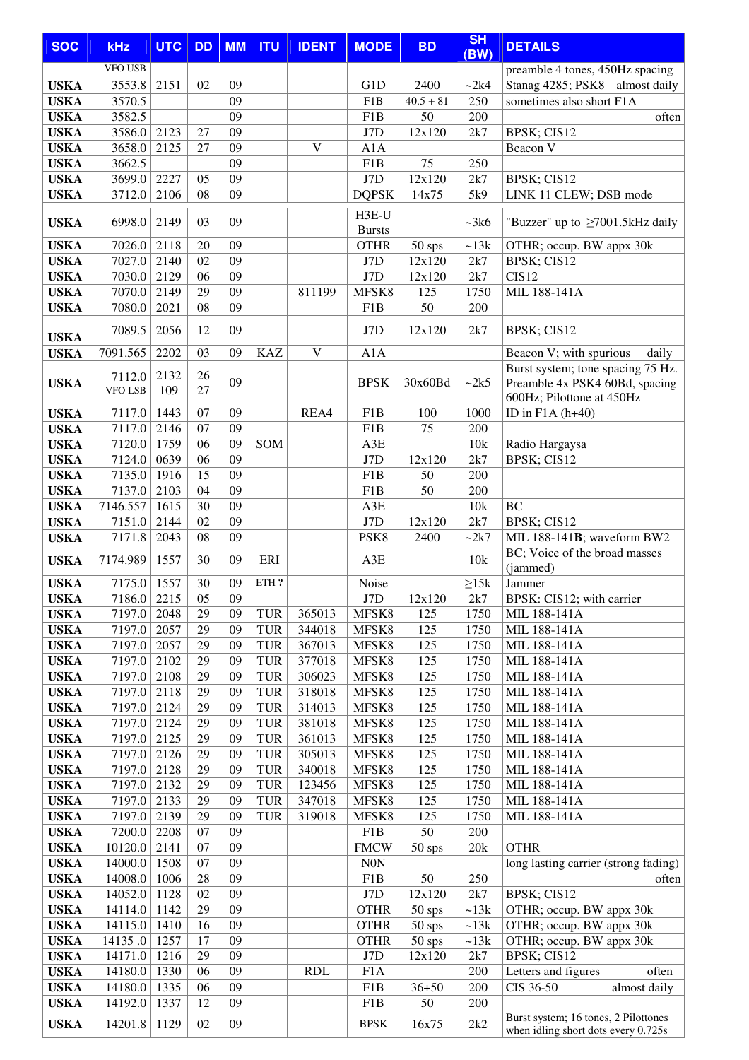| SOC | kHz | UTC | DD | MM | ITU | IDENT | MODE | BD | SH (BW) | DETAILS |
|---|---|---|---|---|---|---|---|---|---|---|
| | VFO USB | | | | | | | | | preamble 4 tones, 450Hz spacing |
| USKA | 3553.8 | 2151 | 02 | 09 | | | G1D | 2400 | ~2k4 | Stanag 4285; PSK8 almost daily |
| USKA | 3570.5 | | | 09 | | | F1B | 40.5 + 81 | 250 | sometimes also short F1A |
| USKA | 3582.5 | | | 09 | | | F1B | 50 | 200 | often |
| USKA | 3586.0 | 2123 | 27 | 09 | | | J7D | 12x120 | 2k7 | BPSK; CIS12 |
| USKA | 3658.0 | 2125 | 27 | 09 | | V | A1A | | | Beacon V |
| USKA | 3662.5 | | | 09 | | | F1B | 75 | 250 | |
| USKA | 3699.0 | 2227 | 05 | 09 | | | J7D | 12x120 | 2k7 | BPSK; CIS12 |
| USKA | 3712.0 | 2106 | 08 | 09 | | | DQPSK | 14x75 | 5k9 | LINK 11 CLEW; DSB mode |
| USKA | 6998.0 | 2149 | 03 | 09 | | | H3E-U Bursts | | ~3k6 | "Buzzer" up to ≥7001.5kHz daily |
| USKA | 7026.0 | 2118 | 20 | 09 | | | OTHR | 50 sps | ~13k | OTHR; occup. BW appx 30k |
| USKA | 7027.0 | 2140 | 02 | 09 | | | J7D | 12x120 | 2k7 | BPSK; CIS12 |
| USKA | 7030.0 | 2129 | 06 | 09 | | | J7D | 12x120 | 2k7 | CIS12 |
| USKA | 7070.0 | 2149 | 29 | 09 | | 811199 | MFSK8 | 125 | 1750 | MIL 188-141A |
| USKA | 7080.0 | 2021 | 08 | 09 | | | F1B | 50 | 200 | |
| USKA | 7089.5 | 2056 | 12 | 09 | | | J7D | 12x120 | 2k7 | BPSK; CIS12 |
| USKA | 7091.565 | 2202 | 03 | 09 | KAZ | V | A1A | | | Beacon V; with spurious daily |
| USKA | 7112.0 VFO LSB | 2132 109 | 26 27 | 09 | | | BPSK | 30x60Bd | ~2k5 | Burst system; tone spacing 75 Hz. Preamble 4x PSK4 60Bd, spacing 600Hz; Pilottone at 450Hz |
| USKA | 7117.0 | 1443 | 07 | 09 | | REA4 | F1B | 100 | 1000 | ID in F1A (h+40) |
| USKA | 7117.0 | 2146 | 07 | 09 | | | F1B | 75 | 200 | |
| USKA | 7120.0 | 1759 | 06 | 09 | SOM | | A3E | | 10k | Radio Hargaysa |
| USKA | 7124.0 | 0639 | 06 | 09 | | | J7D | 12x120 | 2k7 | BPSK; CIS12 |
| USKA | 7135.0 | 1916 | 15 | 09 | | | F1B | 50 | 200 | |
| USKA | 7137.0 | 2103 | 04 | 09 | | | F1B | 50 | 200 | |
| USKA | 7146.557 | 1615 | 30 | 09 | | | A3E | | 10k | BC |
| USKA | 7151.0 | 2144 | 02 | 09 | | | J7D | 12x120 | 2k7 | BPSK; CIS12 |
| USKA | 7171.8 | 2043 | 08 | 09 | | | PSK8 | 2400 | ~2k7 | MIL 188-141**B**; waveform BW2 |
| USKA | 7174.989 | 1557 | 30 | 09 | ERI | | A3E | | 10k | BC; Voice of the broad masses (jammed) |
| USKA | 7175.0 | 1557 | 30 | 09 | ETH ? | | Noise | | ≥15k | Jammer |
| USKA | 7186.0 | 2215 | 05 | 09 | | | J7D | 12x120 | 2k7 | BPSK: CIS12; with carrier |
| USKA | 7197.0 | 2048 | 29 | 09 | TUR | 365013 | MFSK8 | 125 | 1750 | MIL 188-141A |
| USKA | 7197.0 | 2057 | 29 | 09 | TUR | 344018 | MFSK8 | 125 | 1750 | MIL 188-141A |
| USKA | 7197.0 | 2057 | 29 | 09 | TUR | 367013 | MFSK8 | 125 | 1750 | MIL 188-141A |
| USKA | 7197.0 | 2102 | 29 | 09 | TUR | 377018 | MFSK8 | 125 | 1750 | MIL 188-141A |
| USKA | 7197.0 | 2108 | 29 | 09 | TUR | 306023 | MFSK8 | 125 | 1750 | MIL 188-141A |
| USKA | 7197.0 | 2118 | 29 | 09 | TUR | 318018 | MFSK8 | 125 | 1750 | MIL 188-141A |
| USKA | 7197.0 | 2124 | 29 | 09 | TUR | 314013 | MFSK8 | 125 | 1750 | MIL 188-141A |
| USKA | 7197.0 | 2124 | 29 | 09 | TUR | 381018 | MFSK8 | 125 | 1750 | MIL 188-141A |
| USKA | 7197.0 | 2125 | 29 | 09 | TUR | 361013 | MFSK8 | 125 | 1750 | MIL 188-141A |
| USKA | 7197.0 | 2126 | 29 | 09 | TUR | 305013 | MFSK8 | 125 | 1750 | MIL 188-141A |
| USKA | 7197.0 | 2128 | 29 | 09 | TUR | 340018 | MFSK8 | 125 | 1750 | MIL 188-141A |
| USKA | 7197.0 | 2132 | 29 | 09 | TUR | 123456 | MFSK8 | 125 | 1750 | MIL 188-141A |
| USKA | 7197.0 | 2133 | 29 | 09 | TUR | 347018 | MFSK8 | 125 | 1750 | MIL 188-141A |
| USKA | 7197.0 | 2139 | 29 | 09 | TUR | 319018 | MFSK8 | 125 | 1750 | MIL 188-141A |
| USKA | 7200.0 | 2208 | 07 | 09 | | | F1B | 50 | 200 | |
| USKA | 10120.0 | 2141 | 07 | 09 | | | FMCW | 50 sps | 20k | OTHR |
| USKA | 14000.0 | 1508 | 07 | 09 | | | N0N | | | long lasting carrier (strong fading) |
| USKA | 14008.0 | 1006 | 28 | 09 | | | F1B | 50 | 250 | often |
| USKA | 14052.0 | 1128 | 02 | 09 | | | J7D | 12x120 | 2k7 | BPSK; CIS12 |
| USKA | 14114.0 | 1142 | 29 | 09 | | | OTHR | 50 sps | ~13k | OTHR; occup. BW appx 30k |
| USKA | 14115.0 | 1410 | 16 | 09 | | | OTHR | 50 sps | ~13k | OTHR; occup. BW appx 30k |
| USKA | 14135 .0 | 1257 | 17 | 09 | | | OTHR | 50 sps | ~13k | OTHR; occup. BW appx 30k |
| USKA | 14171.0 | 1216 | 29 | 09 | | | J7D | 12x120 | 2k7 | BPSK; CIS12 |
| USKA | 14180.0 | 1330 | 06 | 09 | | RDL | F1A | | 200 | Letters and figures often |
| USKA | 14180.0 | 1335 | 06 | 09 | | | F1B | 36+50 | 200 | CIS 36-50 almost daily |
| USKA | 14192.0 | 1337 | 12 | 09 | | | F1B | 50 | 200 | |
| USKA | 14201.8 | 1129 | 02 | 09 | | | BPSK | 16x75 | 2k2 | Burst system; 16 tones, 2 Pilottones when idling short dots every 0.725s |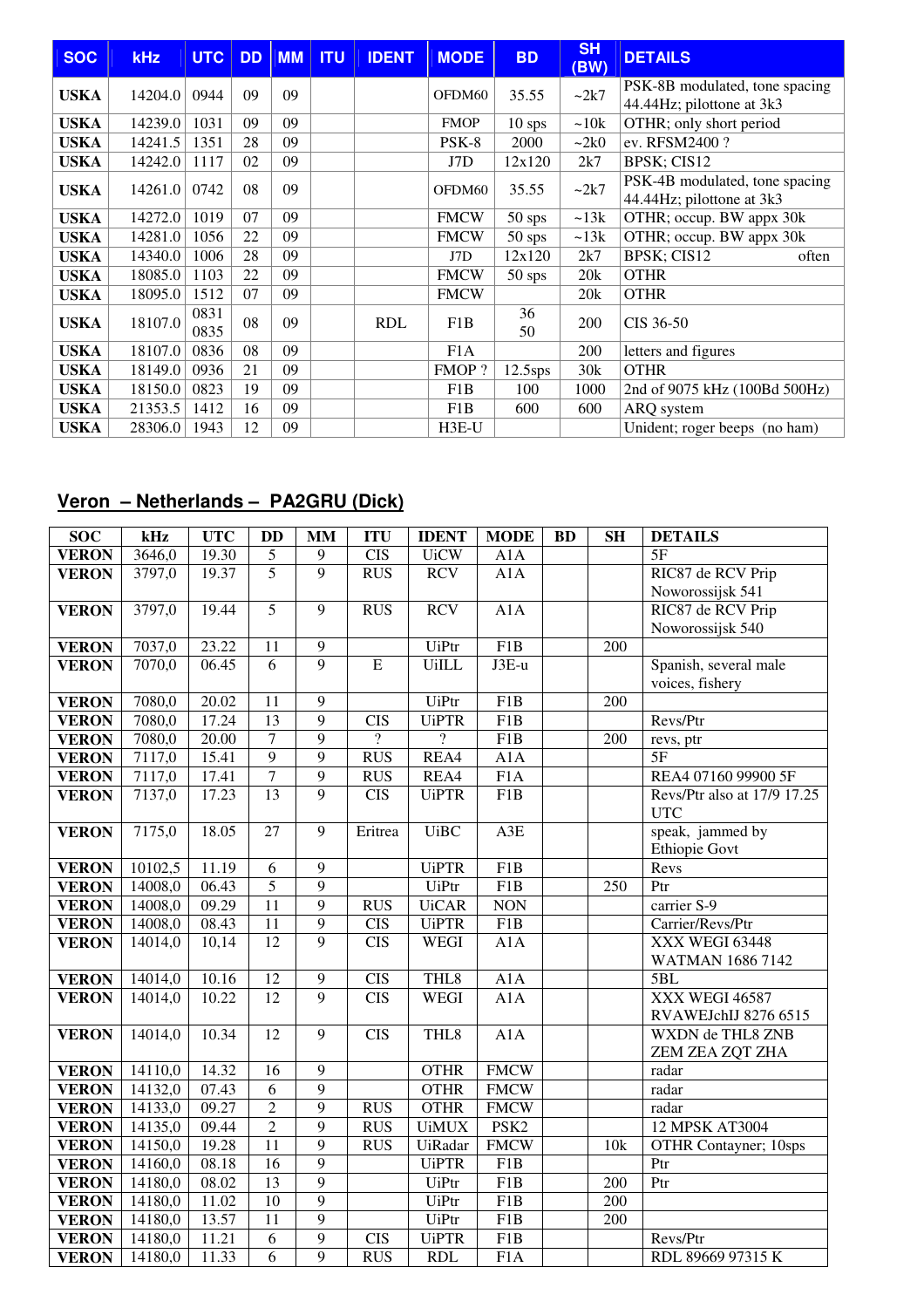| SOC | kHz | UTC | DD | MM | ITU | IDENT | MODE | BD | SH (BW) | DETAILS |
|---|---|---|---|---|---|---|---|---|---|---|
| USKA | 14204.0 | 0944 | 09 | 09 | | | OFDM60 | 35.55 | ~2k7 | PSK-8B modulated, tone spacing 44.44Hz; pilottone at 3k3 |
| USKA | 14239.0 | 1031 | 09 | 09 | | | FMOP | 10 sps | ~10k | OTHR; only short period |
| USKA | 14241.5 | 1351 | 28 | 09 | | | PSK-8 | 2000 | ~2k0 | ev. RFSM2400 ? |
| USKA | 14242.0 | 1117 | 02 | 09 | | | J7D | 12x120 | 2k7 | BPSK; CIS12 |
| USKA | 14261.0 | 0742 | 08 | 09 | | | OFDM60 | 35.55 | ~2k7 | PSK-4B modulated, tone spacing 44.44Hz; pilottone at 3k3 |
| USKA | 14272.0 | 1019 | 07 | 09 | | | FMCW | 50 sps | ~13k | OTHR; occup. BW appx 30k |
| USKA | 14281.0 | 1056 | 22 | 09 | | | FMCW | 50 sps | ~13k | OTHR; occup. BW appx 30k |
| USKA | 14340.0 | 1006 | 28 | 09 | | | J7D | 12x120 | 2k7 | BPSK; CIS12 often |
| USKA | 18085.0 | 1103 | 22 | 09 | | | FMCW | 50 sps | 20k | OTHR |
| USKA | 18095.0 | 1512 | 07 | 09 | | | FMCW | | 20k | OTHR |
| USKA | 18107.0 | 0831 0835 | 08 | 09 | | RDL | F1B | 36 50 | 200 | CIS 36-50 |
| USKA | 18107.0 | 0836 | 08 | 09 | | | F1A | | 200 | letters and figures |
| USKA | 18149.0 | 0936 | 21 | 09 | | | FMOP ? | 12.5sps | 30k | OTHR |
| USKA | 18150.0 | 0823 | 19 | 09 | | | F1B | 100 | 1000 | 2nd of 9075 kHz (100Bd 500Hz) |
| USKA | 21353.5 | 1412 | 16 | 09 | | | F1B | 600 | 600 | ARQ system |
| USKA | 28306.0 | 1943 | 12 | 09 | | | H3E-U | | | Unident; roger beeps (no ham) |

## Veron – Netherlands – PA2GRU (Dick)

| SOC | kHz | UTC | DD | MM | ITU | IDENT | MODE | BD | SH | DETAILS |
|---|---|---|---|---|---|---|---|---|---|---|
| VERON | 3646,0 | 19.30 | 5 | 9 | CIS | UiCW | A1A | | | 5F |
| VERON | 3797,0 | 19.37 | 5 | 9 | RUS | RCV | A1A | | | RIC87 de RCV Prip Noworossijsk 541 |
| VERON | 3797,0 | 19.44 | 5 | 9 | RUS | RCV | A1A | | | RIC87 de RCV Prip Noworossijsk 540 |
| VERON | 7037,0 | 23.22 | 11 | 9 | | UiPtr | F1B | | 200 | |
| VERON | 7070,0 | 06.45 | 6 | 9 | E | UiLL | J3E-u | | | Spanish, several male voices, fishery |
| VERON | 7080,0 | 20.02 | 11 | 9 | | UiPtr | F1B | | 200 | |
| VERON | 7080,0 | 17.24 | 13 | 9 | CIS | UiPTR | F1B | | | Revs/Ptr |
| VERON | 7080,0 | 20.00 | 7 | 9 | ? | ? | F1B | | 200 | revs, ptr |
| VERON | 7117,0 | 15.41 | 9 | 9 | RUS | REA4 | A1A | | | 5F |
| VERON | 7117,0 | 17.41 | 7 | 9 | RUS | REA4 | F1A | | | REA4 07160 99900 5F |
| VERON | 7137,0 | 17.23 | 13 | 9 | CIS | UiPTR | F1B | | | Revs/Ptr also at 17/9 17.25 UTC |
| VERON | 7175,0 | 18.05 | 27 | 9 | Eritrea | UiBC | A3E | | | speak, jammed by Ethiopie Govt |
| VERON | 10102,5 | 11.19 | 6 | 9 | | UiPTR | F1B | | | Revs |
| VERON | 14008,0 | 06.43 | 5 | 9 | | UiPtr | F1B | | 250 | Ptr |
| VERON | 14008,0 | 09.29 | 11 | 9 | RUS | UiCAR | NON | | | carrier S-9 |
| VERON | 14008,0 | 08.43 | 11 | 9 | CIS | UiPTR | F1B | | | Carrier/Revs/Ptr |
| VERON | 14014,0 | 10,14 | 12 | 9 | CIS | WEGI | A1A | | | XXX WEGI 63448 WATMAN 1686 7142 |
| VERON | 14014,0 | 10.16 | 12 | 9 | CIS | THL8 | A1A | | | 5BL |
| VERON | 14014,0 | 10.22 | 12 | 9 | CIS | WEGI | A1A | | | XXX WEGI 46587 RVAWEJchIJ 8276 6515 |
| VERON | 14014,0 | 10.34 | 12 | 9 | CIS | THL8 | A1A | | | WXDN de THL8 ZNB ZEM ZEA ZQT ZHA |
| VERON | 14110,0 | 14.32 | 16 | 9 | | OTHR | FMCW | | | radar |
| VERON | 14132,0 | 07.43 | 6 | 9 | | OTHR | FMCW | | | radar |
| VERON | 14133,0 | 09.27 | 2 | 9 | RUS | OTHR | FMCW | | | radar |
| VERON | 14135,0 | 09.44 | 2 | 9 | RUS | UiMUX | PSK2 | | | 12 MPSK AT3004 |
| VERON | 14150,0 | 19.28 | 11 | 9 | RUS | UiRadar | FMCW | | 10k | OTHR Contayner; 10sps |
| VERON | 14160,0 | 08.18 | 16 | 9 | | UiPTR | F1B | | | Ptr |
| VERON | 14180,0 | 08.02 | 13 | 9 | | UiPtr | F1B | | 200 | Ptr |
| VERON | 14180,0 | 11.02 | 10 | 9 | | UiPtr | F1B | | 200 | |
| VERON | 14180,0 | 13.57 | 11 | 9 | | UiPtr | F1B | | 200 | |
| VERON | 14180,0 | 11.21 | 6 | 9 | CIS | UiPTR | F1B | | | Revs/Ptr |
| VERON | 14180,0 | 11.33 | 6 | 9 | RUS | RDL | F1A | | | RDL 89669 97315 K |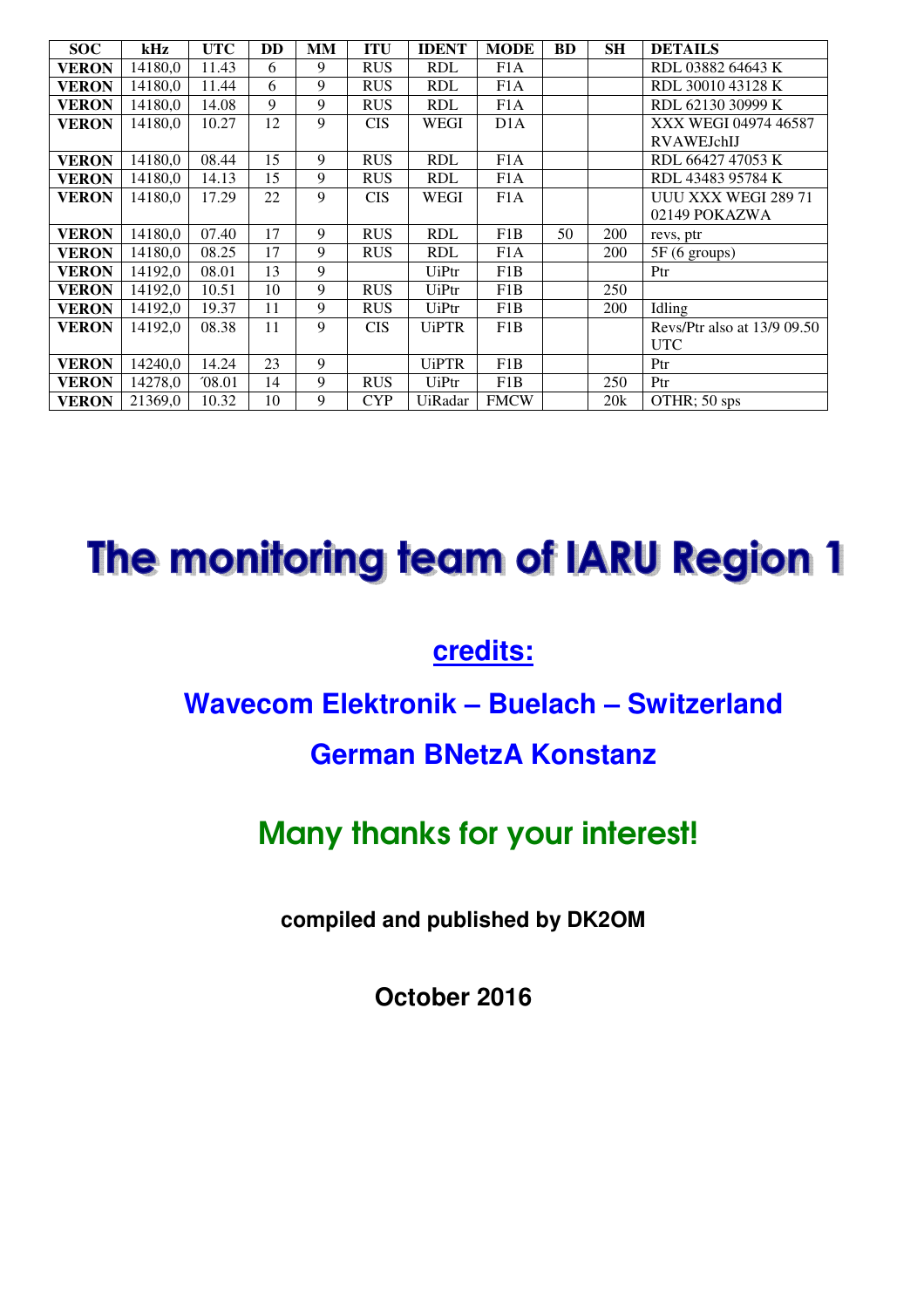| SOC | kHz | UTC | DD | MM | ITU | IDENT | MODE | BD | SH | DETAILS |
|---|---|---|---|---|---|---|---|---|---|---|
| **VERON** | 14180,0 | 11.43 | 6 | 9 | RUS | RDL | F1A | | | RDL 03882 64643 K |
| **VERON** | 14180,0 | 11.44 | 6 | 9 | RUS | RDL | F1A | | | RDL 30010 43128 K |
| **VERON** | 14180,0 | 14.08 | 9 | 9 | RUS | RDL | F1A | | | RDL 62130 30999 K |
| **VERON** | 14180,0 | 10.27 | 12 | 9 | CIS | WEGI | D1A | | | XXX WEGI 04974 46587 RVAWEJchIJ |
| **VERON** | 14180,0 | 08.44 | 15 | 9 | RUS | RDL | F1A | | | RDL 66427 47053 K |
| **VERON** | 14180,0 | 14.13 | 15 | 9 | RUS | RDL | F1A | | | RDL 43483 95784 K |
| **VERON** | 14180,0 | 17.29 | 22 | 9 | CIS | WEGI | F1A | | | UUU XXX WEGI 289 71 02149 POKAZWA |
| **VERON** | 14180,0 | 07.40 | 17 | 9 | RUS | RDL | F1B | 50 | 200 | revs, ptr |
| **VERON** | 14180,0 | 08.25 | 17 | 9 | RUS | RDL | F1A | | 200 | 5F (6 groups) |
| **VERON** | 14192,0 | 08.01 | 13 | 9 | | UiPtr | F1B | | | Ptr |
| **VERON** | 14192,0 | 10.51 | 10 | 9 | RUS | UiPtr | F1B | | 250 | |
| **VERON** | 14192,0 | 19.37 | 11 | 9 | RUS | UiPtr | F1B | | 200 | Idling |
| **VERON** | 14192,0 | 08.38 | 11 | 9 | CIS | UiPTR | F1B | | | Revs/Ptr also at 13/9 09.50 UTC |
| **VERON** | 14240,0 | 14.24 | 23 | 9 | | UiPTR | F1B | | | Ptr |
| **VERON** | 14278,0 | ´08.01 | 14 | 9 | RUS | UiPtr | F1B | | 250 | Ptr |
| **VERON** | 21369,0 | 10.32 | 10 | 9 | CYP | UiRadar | FMCW | | 20k | OTHR; 50 sps |

# The monitoring team of IARU Region 1

## credits:

## Wavecom Elektronik – Buelach – Switzerland

## German BNetzA Konstanz

## Many thanks for your interest!

**compiled and published by DK2OM**

**October 2016**